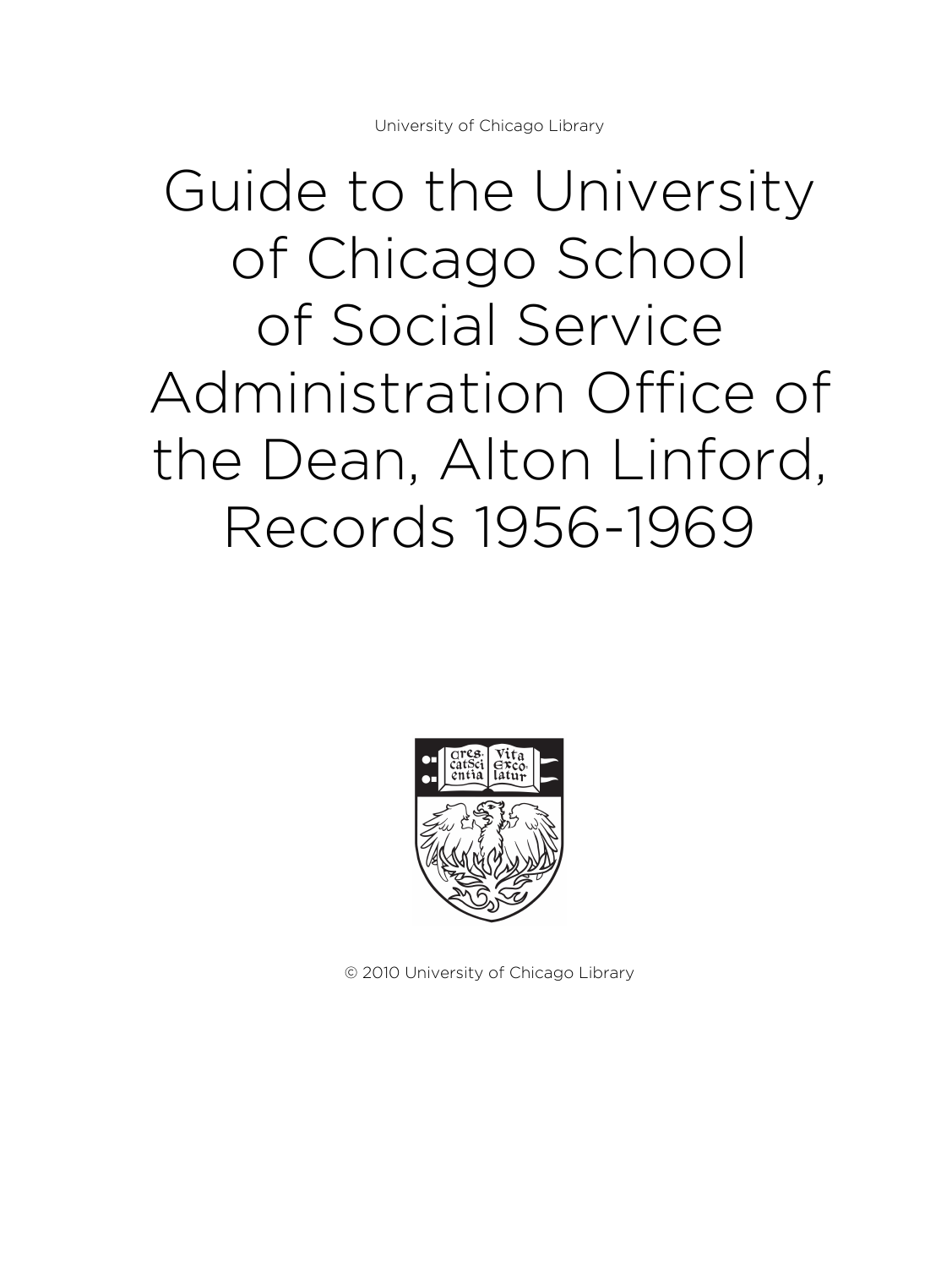University of Chicago Library

# Guide to the University of Chicago School of Social Service Administration Office of the Dean, Alton Linford, Records 1956-1969

© 2010 University of Chicago Library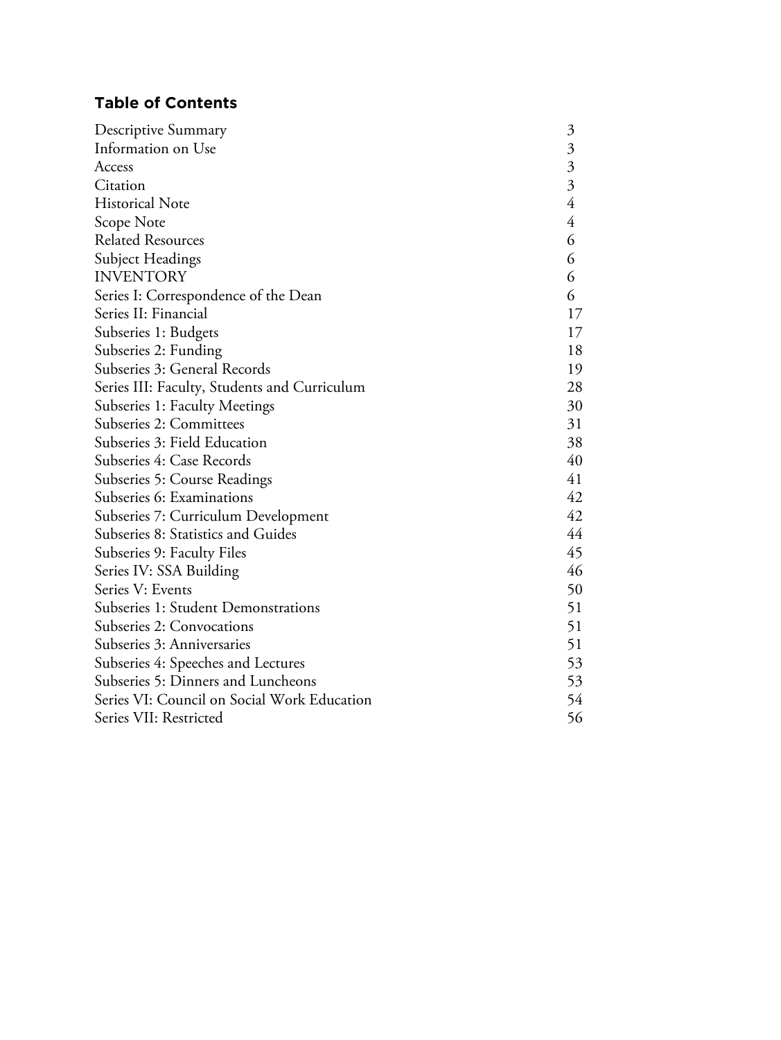## Table of Contents

| | |
|---|---|
| Descriptive Summary | 3 |
| Information on Use | 3 |
| Access | 3 |
| Citation | 3 |
| Historical Note | 4 |
| Scope Note | 4 |
| Related Resources | 6 |
| Subject Headings | 6 |
| INVENTORY | 6 |
| Series I: Correspondence of the Dean | 6 |
| Series II: Financial | 17 |
| Subseries 1: Budgets | 17 |
| Subseries 2: Funding | 18 |
| Subseries 3: General Records | 19 |
| Series III: Faculty, Students and Curriculum | 28 |
| Subseries 1: Faculty Meetings | 30 |
| Subseries 2: Committees | 31 |
| Subseries 3: Field Education | 38 |
| Subseries 4: Case Records | 40 |
| Subseries 5: Course Readings | 41 |
| Subseries 6: Examinations | 42 |
| Subseries 7: Curriculum Development | 42 |
| Subseries 8: Statistics and Guides | 44 |
| Subseries 9: Faculty Files | 45 |
| Series IV: SSA Building | 46 |
| Series V: Events | 50 |
| Subseries 1: Student Demonstrations | 51 |
| Subseries 2: Convocations | 51 |
| Subseries 3: Anniversaries | 51 |
| Subseries 4: Speeches and Lectures | 53 |
| Subseries 5: Dinners and Luncheons | 53 |
| Series VI: Council on Social Work Education | 54 |
| Series VII: Restricted | 56 |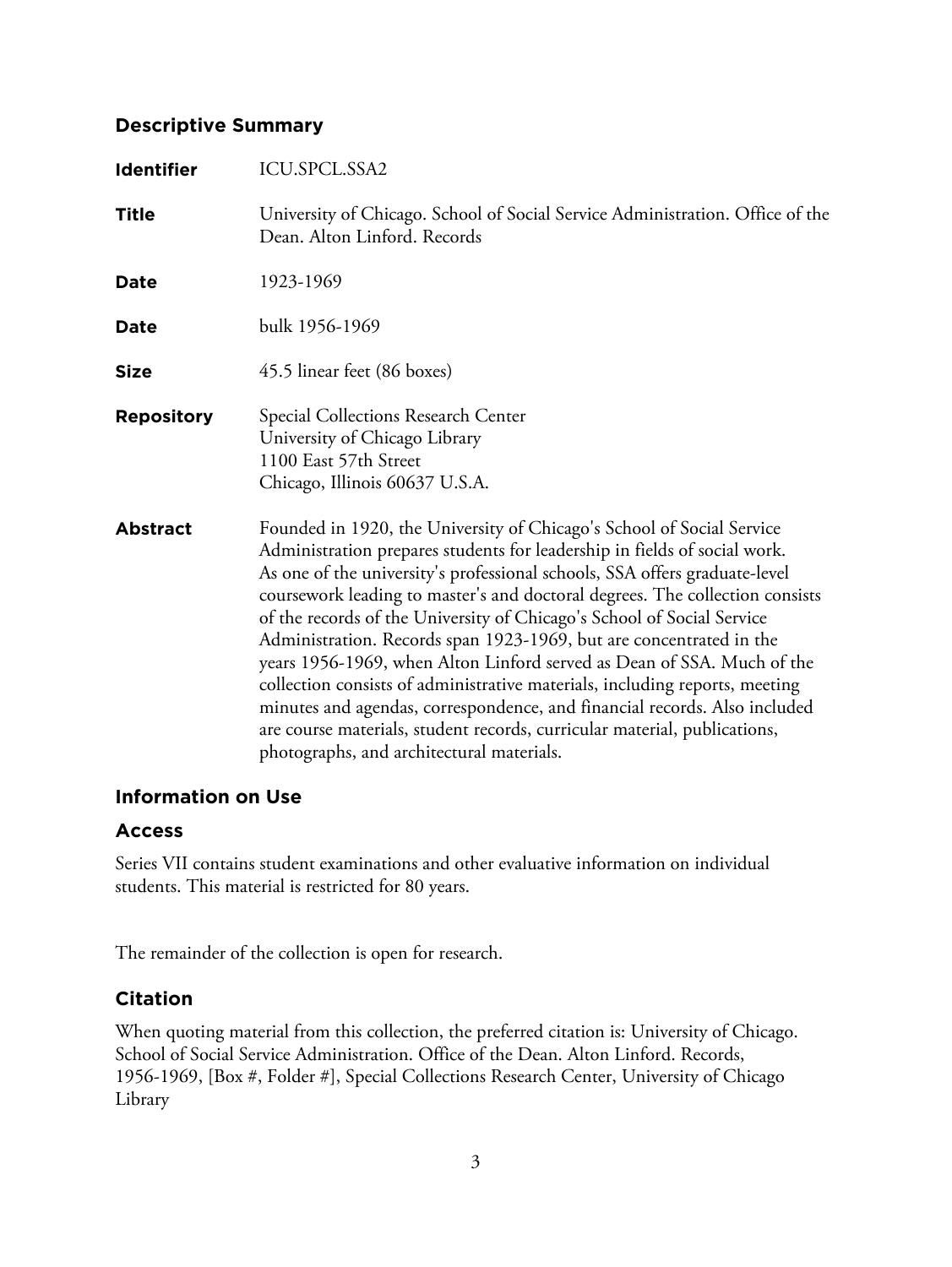## Descriptive Summary

| | |
|---|---|
| **Identifier** | ICU.SPCL.SSA2 |
| **Title** | University of Chicago. School of Social Service Administration. Office of the Dean. Alton Linford. Records |
| **Date** | 1923-1969 |
| **Date** | bulk 1956-1969 |
| **Size** | 45.5 linear feet (86 boxes) |
| **Repository** | Special Collections Research Center<br>University of Chicago Library<br>1100 East 57th Street<br>Chicago, Illinois 60637 U.S.A. |
| **Abstract** | Founded in 1920, the University of Chicago's School of Social Service Administration prepares students for leadership in fields of social work. As one of the university's professional schools, SSA offers graduate-level coursework leading to master's and doctoral degrees. The collection consists of the records of the University of Chicago's School of Social Service Administration. Records span 1923-1969, but are concentrated in the years 1956-1969, when Alton Linford served as Dean of SSA. Much of the collection consists of administrative materials, including reports, meeting minutes and agendas, correspondence, and financial records. Also included are course materials, student records, curricular material, publications, photographs, and architectural materials. |

## Information on Use

### Access

Series VII contains student examinations and other evaluative information on individual students. This material is restricted for 80 years.

The remainder of the collection is open for research.

### Citation

When quoting material from this collection, the preferred citation is: University of Chicago. School of Social Service Administration. Office of the Dean. Alton Linford. Records, 1956-1969, [Box #, Folder #], Special Collections Research Center, University of Chicago Library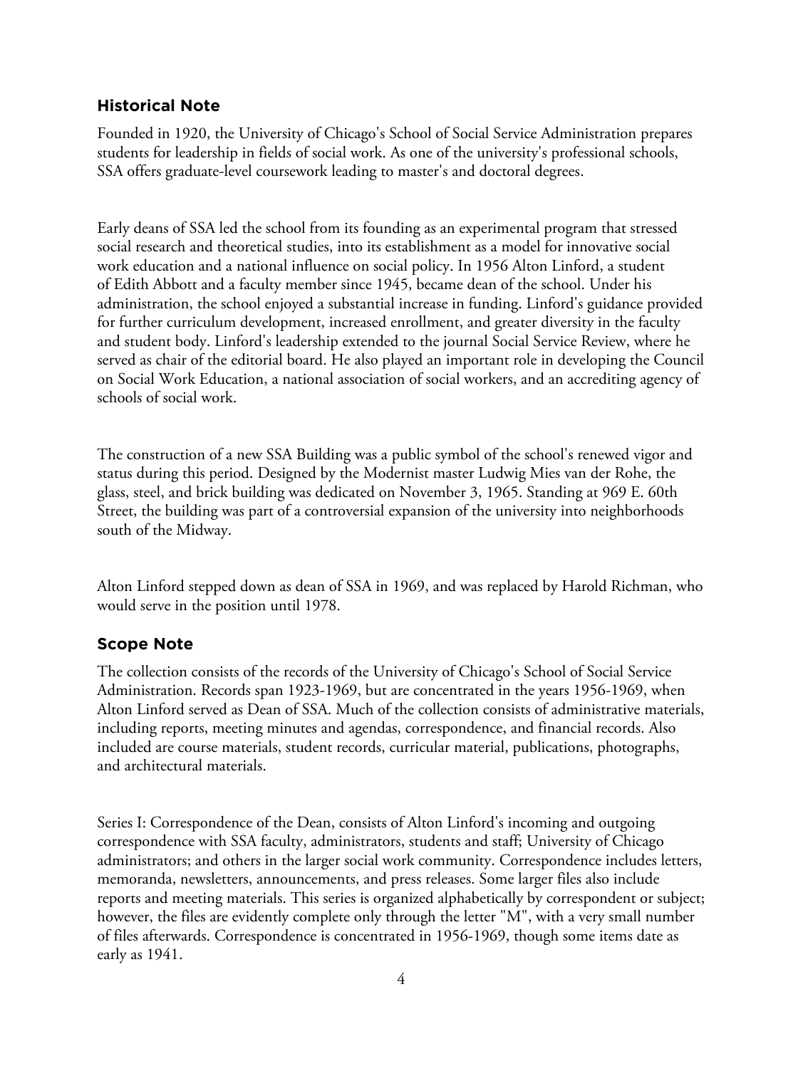## Historical Note

Founded in 1920, the University of Chicago's School of Social Service Administration prepares students for leadership in fields of social work. As one of the university's professional schools, SSA offers graduate-level coursework leading to master's and doctoral degrees.

Early deans of SSA led the school from its founding as an experimental program that stressed social research and theoretical studies, into its establishment as a model for innovative social work education and a national influence on social policy. In 1956 Alton Linford, a student of Edith Abbott and a faculty member since 1945, became dean of the school. Under his administration, the school enjoyed a substantial increase in funding. Linford's guidance provided for further curriculum development, increased enrollment, and greater diversity in the faculty and student body. Linford's leadership extended to the journal Social Service Review, where he served as chair of the editorial board. He also played an important role in developing the Council on Social Work Education, a national association of social workers, and an accrediting agency of schools of social work.

The construction of a new SSA Building was a public symbol of the school's renewed vigor and status during this period. Designed by the Modernist master Ludwig Mies van der Rohe, the glass, steel, and brick building was dedicated on November 3, 1965. Standing at 969 E. 60th Street, the building was part of a controversial expansion of the university into neighborhoods south of the Midway.

Alton Linford stepped down as dean of SSA in 1969, and was replaced by Harold Richman, who would serve in the position until 1978.

## Scope Note

The collection consists of the records of the University of Chicago's School of Social Service Administration. Records span 1923-1969, but are concentrated in the years 1956-1969, when Alton Linford served as Dean of SSA. Much of the collection consists of administrative materials, including reports, meeting minutes and agendas, correspondence, and financial records. Also included are course materials, student records, curricular material, publications, photographs, and architectural materials.

Series I: Correspondence of the Dean, consists of Alton Linford's incoming and outgoing correspondence with SSA faculty, administrators, students and staff; University of Chicago administrators; and others in the larger social work community. Correspondence includes letters, memoranda, newsletters, announcements, and press releases. Some larger files also include reports and meeting materials. This series is organized alphabetically by correspondent or subject; however, the files are evidently complete only through the letter "M", with a very small number of files afterwards. Correspondence is concentrated in 1956-1969, though some items date as early as 1941.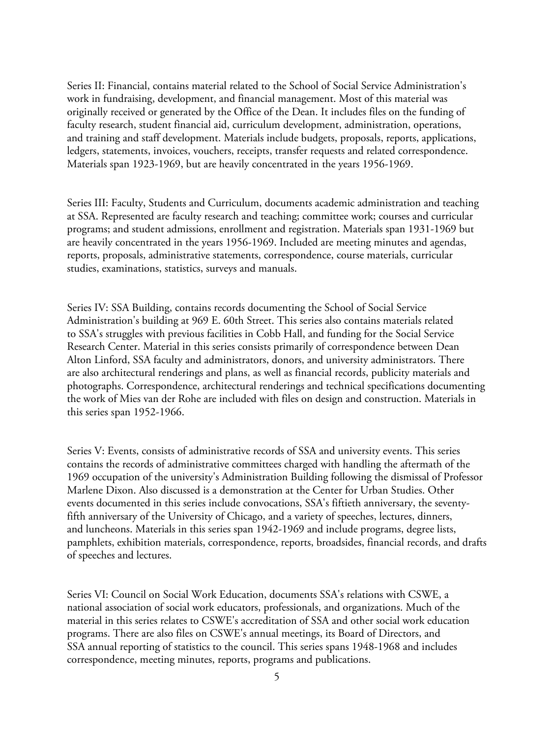Series II: Financial, contains material related to the School of Social Service Administration's work in fundraising, development, and financial management. Most of this material was originally received or generated by the Office of the Dean. It includes files on the funding of faculty research, student financial aid, curriculum development, administration, operations, and training and staff development. Materials include budgets, proposals, reports, applications, ledgers, statements, invoices, vouchers, receipts, transfer requests and related correspondence. Materials span 1923-1969, but are heavily concentrated in the years 1956-1969.

Series III: Faculty, Students and Curriculum, documents academic administration and teaching at SSA. Represented are faculty research and teaching; committee work; courses and curricular programs; and student admissions, enrollment and registration. Materials span 1931-1969 but are heavily concentrated in the years 1956-1969. Included are meeting minutes and agendas, reports, proposals, administrative statements, correspondence, course materials, curricular studies, examinations, statistics, surveys and manuals.

Series IV: SSA Building, contains records documenting the School of Social Service Administration's building at 969 E. 60th Street. This series also contains materials related to SSA's struggles with previous facilities in Cobb Hall, and funding for the Social Service Research Center. Material in this series consists primarily of correspondence between Dean Alton Linford, SSA faculty and administrators, donors, and university administrators. There are also architectural renderings and plans, as well as financial records, publicity materials and photographs. Correspondence, architectural renderings and technical specifications documenting the work of Mies van der Rohe are included with files on design and construction. Materials in this series span 1952-1966.

Series V: Events, consists of administrative records of SSA and university events. This series contains the records of administrative committees charged with handling the aftermath of the 1969 occupation of the university's Administration Building following the dismissal of Professor Marlene Dixon. Also discussed is a demonstration at the Center for Urban Studies. Other events documented in this series include convocations, SSA's fiftieth anniversary, the seventy-fifth anniversary of the University of Chicago, and a variety of speeches, lectures, dinners, and luncheons. Materials in this series span 1942-1969 and include programs, degree lists, pamphlets, exhibition materials, correspondence, reports, broadsides, financial records, and drafts of speeches and lectures.

Series VI: Council on Social Work Education, documents SSA's relations with CSWE, a national association of social work educators, professionals, and organizations. Much of the material in this series relates to CSWE's accreditation of SSA and other social work education programs. There are also files on CSWE's annual meetings, its Board of Directors, and SSA annual reporting of statistics to the council. This series spans 1948-1968 and includes correspondence, meeting minutes, reports, programs and publications.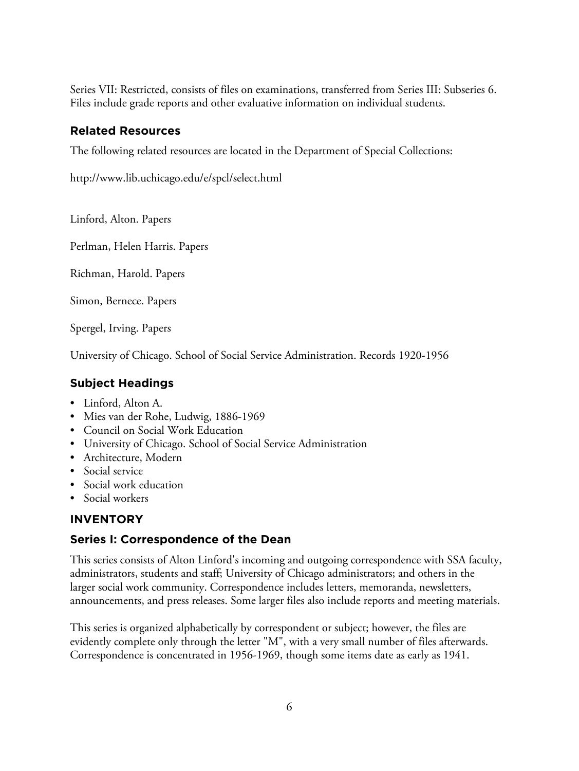Series VII: Restricted, consists of files on examinations, transferred from Series III: Subseries 6. Files include grade reports and other evaluative information on individual students.

## Related Resources

The following related resources are located in the Department of Special Collections:

http://www.lib.uchicago.edu/e/spcl/select.html

Linford, Alton. Papers

Perlman, Helen Harris. Papers

Richman, Harold. Papers

Simon, Bernece. Papers

Spergel, Irving. Papers

University of Chicago. School of Social Service Administration. Records 1920-1956

## Subject Headings

- Linford, Alton A.
- Mies van der Rohe, Ludwig, 1886-1969
- Council on Social Work Education
- University of Chicago. School of Social Service Administration
- Architecture, Modern
- Social service
- Social work education
- Social workers

# INVENTORY

## Series I: Correspondence of the Dean

This series consists of Alton Linford's incoming and outgoing correspondence with SSA faculty, administrators, students and staff; University of Chicago administrators; and others in the larger social work community. Correspondence includes letters, memoranda, newsletters, announcements, and press releases. Some larger files also include reports and meeting materials.

This series is organized alphabetically by correspondent or subject; however, the files are evidently complete only through the letter "M", with a very small number of files afterwards. Correspondence is concentrated in 1956-1969, though some items date as early as 1941.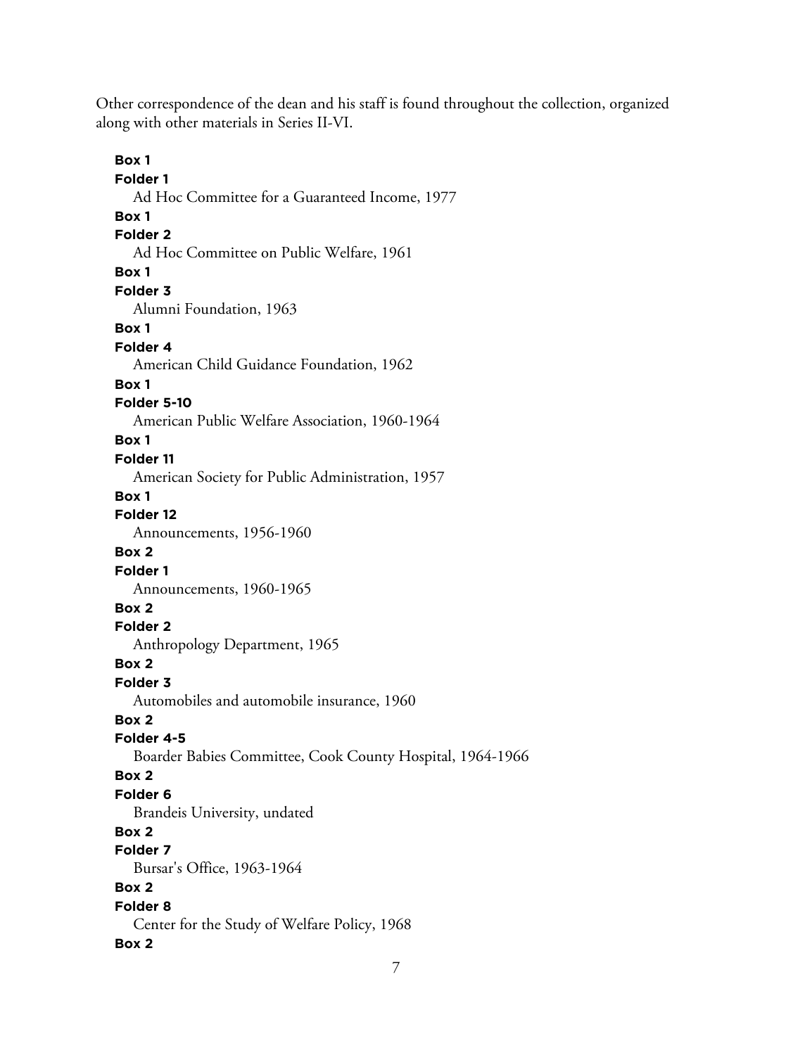Other correspondence of the dean and his staff is found throughout the collection, organized along with other materials in Series II-VI.

**Box 1**
**Folder 1**
Ad Hoc Committee for a Guaranteed Income, 1977

**Box 1**
**Folder 2**
Ad Hoc Committee on Public Welfare, 1961

**Box 1**
**Folder 3**
Alumni Foundation, 1963

**Box 1**
**Folder 4**
American Child Guidance Foundation, 1962

**Box 1**
**Folder 5-10**
American Public Welfare Association, 1960-1964

**Box 1**
**Folder 11**
American Society for Public Administration, 1957

**Box 1**
**Folder 12**
Announcements, 1956-1960

**Box 2**
**Folder 1**
Announcements, 1960-1965

**Box 2**
**Folder 2**
Anthropology Department, 1965

**Box 2**
**Folder 3**
Automobiles and automobile insurance, 1960

**Box 2**
**Folder 4-5**
Boarder Babies Committee, Cook County Hospital, 1964-1966

**Box 2**
**Folder 6**
Brandeis University, undated

**Box 2**
**Folder 7**
Bursar's Office, 1963-1964

**Box 2**
**Folder 8**
Center for the Study of Welfare Policy, 1968

**Box 2**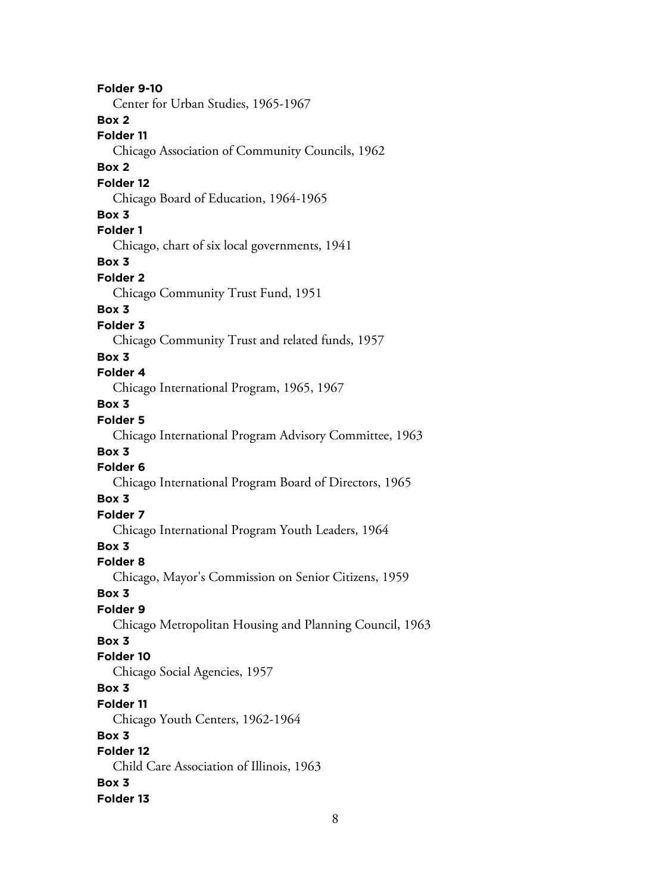**Folder 9-10**
Center for Urban Studies, 1965-1967

**Box 2**
**Folder 11**
Chicago Association of Community Councils, 1962

**Box 2**
**Folder 12**
Chicago Board of Education, 1964-1965

**Box 3**
**Folder 1**
Chicago, chart of six local governments, 1941

**Box 3**
**Folder 2**
Chicago Community Trust Fund, 1951

**Box 3**
**Folder 3**
Chicago Community Trust and related funds, 1957

**Box 3**
**Folder 4**
Chicago International Program, 1965, 1967

**Box 3**
**Folder 5**
Chicago International Program Advisory Committee, 1963

**Box 3**
**Folder 6**
Chicago International Program Board of Directors, 1965

**Box 3**
**Folder 7**
Chicago International Program Youth Leaders, 1964

**Box 3**
**Folder 8**
Chicago, Mayor's Commission on Senior Citizens, 1959

**Box 3**
**Folder 9**
Chicago Metropolitan Housing and Planning Council, 1963

**Box 3**
**Folder 10**
Chicago Social Agencies, 1957

**Box 3**
**Folder 11**
Chicago Youth Centers, 1962-1964

**Box 3**
**Folder 12**
Child Care Association of Illinois, 1963

**Box 3**
**Folder 13**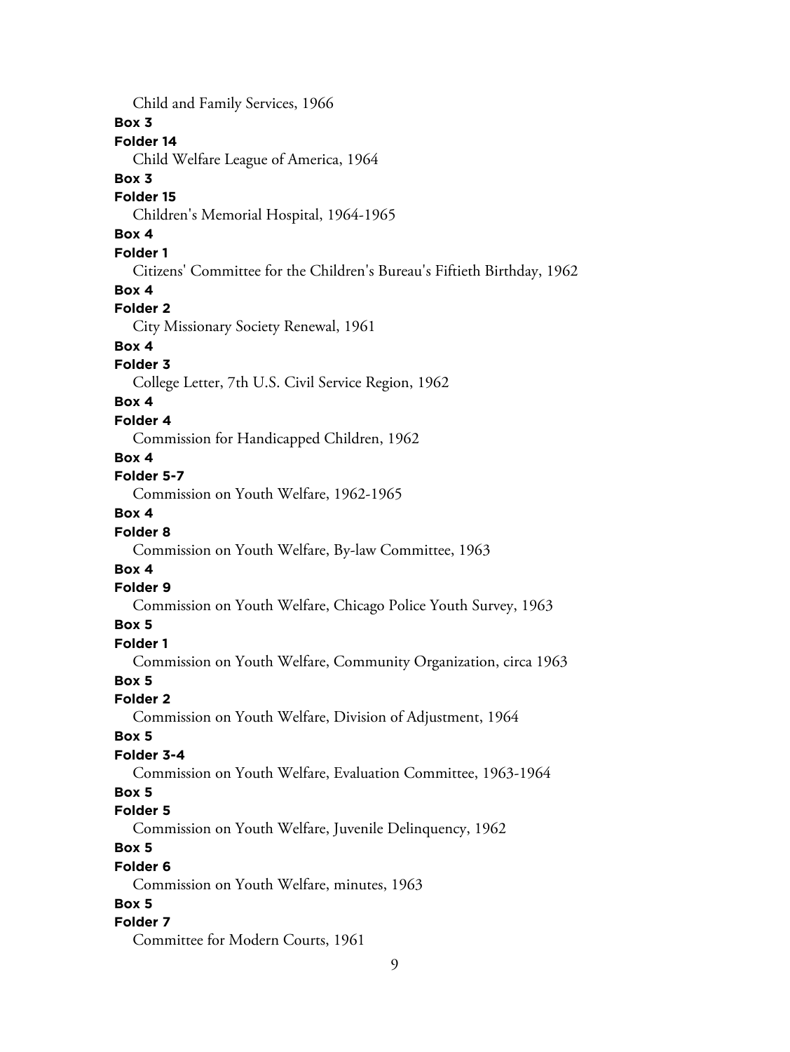Child and Family Services, 1966

**Box 3**

**Folder 14**

Child Welfare League of America, 1964

**Box 3**

**Folder 15**

Children's Memorial Hospital, 1964-1965

**Box 4**

**Folder 1**

Citizens' Committee for the Children's Bureau's Fiftieth Birthday, 1962

**Box 4**

**Folder 2**

City Missionary Society Renewal, 1961

**Box 4**

**Folder 3**

College Letter, 7th U.S. Civil Service Region, 1962

**Box 4**

**Folder 4**

Commission for Handicapped Children, 1962

**Box 4**

**Folder 5-7**

Commission on Youth Welfare, 1962-1965

**Box 4**

**Folder 8**

Commission on Youth Welfare, By-law Committee, 1963

**Box 4**

**Folder 9**

Commission on Youth Welfare, Chicago Police Youth Survey, 1963

**Box 5**

**Folder 1**

Commission on Youth Welfare, Community Organization, circa 1963

**Box 5**

**Folder 2**

Commission on Youth Welfare, Division of Adjustment, 1964

**Box 5**

**Folder 3-4**

Commission on Youth Welfare, Evaluation Committee, 1963-1964

**Box 5**

**Folder 5**

Commission on Youth Welfare, Juvenile Delinquency, 1962

**Box 5**

**Folder 6**

Commission on Youth Welfare, minutes, 1963

**Box 5**

**Folder 7**

Committee for Modern Courts, 1961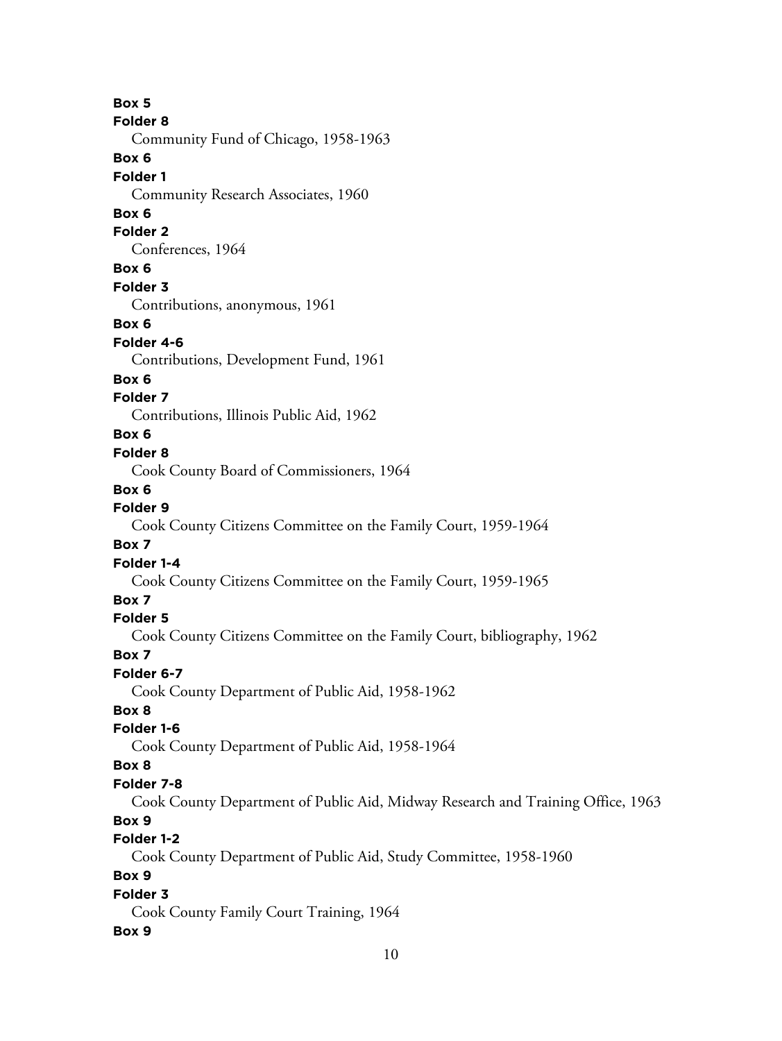**Box 5**
**Folder 8**
Community Fund of Chicago, 1958-1963

**Box 6**
**Folder 1**
Community Research Associates, 1960

**Box 6**
**Folder 2**
Conferences, 1964

**Box 6**
**Folder 3**
Contributions, anonymous, 1961

**Box 6**
**Folder 4-6**
Contributions, Development Fund, 1961

**Box 6**
**Folder 7**
Contributions, Illinois Public Aid, 1962

**Box 6**
**Folder 8**
Cook County Board of Commissioners, 1964

**Box 6**
**Folder 9**
Cook County Citizens Committee on the Family Court, 1959-1964

**Box 7**
**Folder 1-4**
Cook County Citizens Committee on the Family Court, 1959-1965

**Box 7**
**Folder 5**
Cook County Citizens Committee on the Family Court, bibliography, 1962

**Box 7**
**Folder 6-7**
Cook County Department of Public Aid, 1958-1962

**Box 8**
**Folder 1-6**
Cook County Department of Public Aid, 1958-1964

**Box 8**
**Folder 7-8**
Cook County Department of Public Aid, Midway Research and Training Office, 1963

**Box 9**
**Folder 1-2**
Cook County Department of Public Aid, Study Committee, 1958-1960

**Box 9**
**Folder 3**
Cook County Family Court Training, 1964

**Box 9**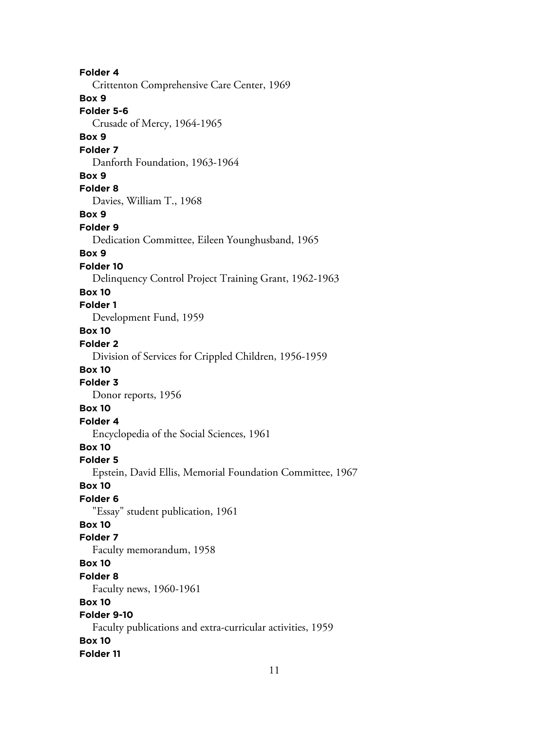**Folder 4**
Crittenton Comprehensive Care Center, 1969
**Box 9**
**Folder 5-6**
Crusade of Mercy, 1964-1965
**Box 9**
**Folder 7**
Danforth Foundation, 1963-1964
**Box 9**
**Folder 8**
Davies, William T., 1968
**Box 9**
**Folder 9**
Dedication Committee, Eileen Younghusband, 1965
**Box 9**
**Folder 10**
Delinquency Control Project Training Grant, 1962-1963
**Box 10**
**Folder 1**
Development Fund, 1959
**Box 10**
**Folder 2**
Division of Services for Crippled Children, 1956-1959
**Box 10**
**Folder 3**
Donor reports, 1956
**Box 10**
**Folder 4**
Encyclopedia of the Social Sciences, 1961
**Box 10**
**Folder 5**
Epstein, David Ellis, Memorial Foundation Committee, 1967
**Box 10**
**Folder 6**
"Essay" student publication, 1961
**Box 10**
**Folder 7**
Faculty memorandum, 1958
**Box 10**
**Folder 8**
Faculty news, 1960-1961
**Box 10**
**Folder 9-10**
Faculty publications and extra-curricular activities, 1959
**Box 10**
**Folder 11**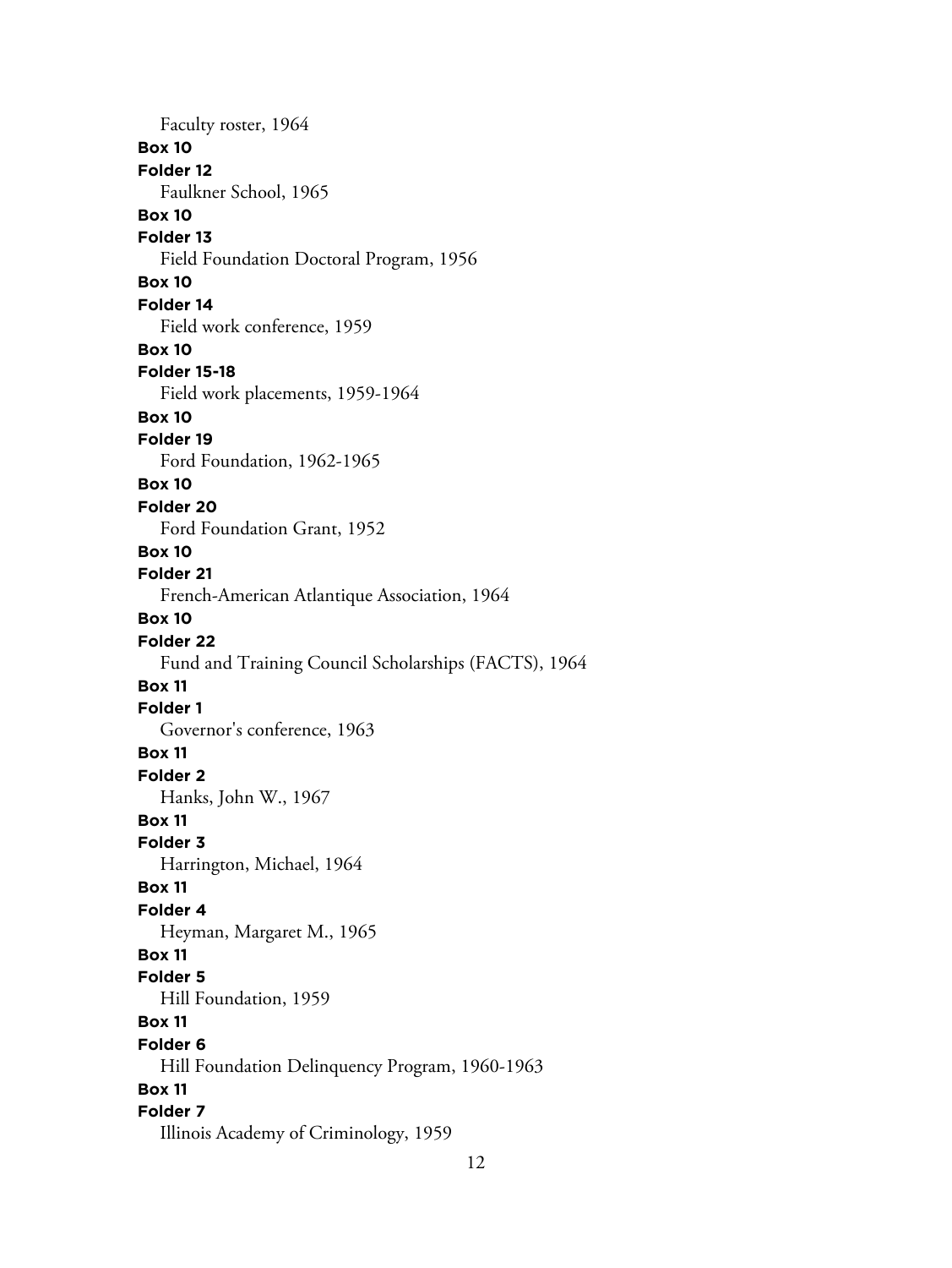Faculty roster, 1964

**Box 10**

**Folder 12**

Faulkner School, 1965

**Box 10**

**Folder 13**

Field Foundation Doctoral Program, 1956

**Box 10**

**Folder 14**

Field work conference, 1959

**Box 10**

**Folder 15-18**

Field work placements, 1959-1964

**Box 10**

**Folder 19**

Ford Foundation, 1962-1965

**Box 10**

**Folder 20**

Ford Foundation Grant, 1952

**Box 10**

**Folder 21**

French-American Atlantique Association, 1964

**Box 10**

**Folder 22**

Fund and Training Council Scholarships (FACTS), 1964

**Box 11**

**Folder 1**

Governor's conference, 1963

**Box 11**

**Folder 2**

Hanks, John W., 1967

**Box 11**

**Folder 3**

Harrington, Michael, 1964

**Box 11**

**Folder 4**

Heyman, Margaret M., 1965

**Box 11**

**Folder 5**

Hill Foundation, 1959

**Box 11**

**Folder 6**

Hill Foundation Delinquency Program, 1960-1963

**Box 11**

**Folder 7**

Illinois Academy of Criminology, 1959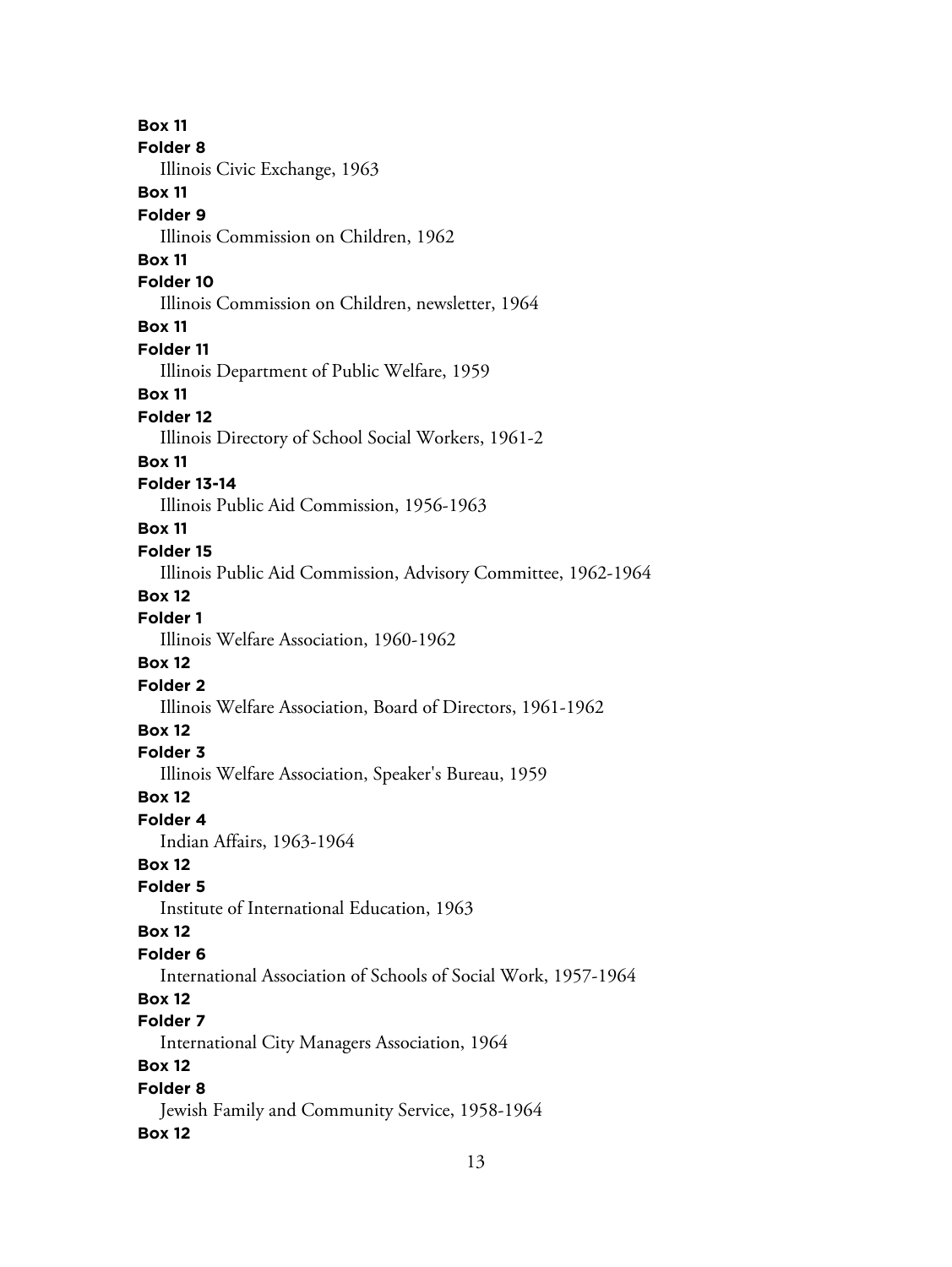**Box 11**
**Folder 8**
Illinois Civic Exchange, 1963

**Box 11**
**Folder 9**
Illinois Commission on Children, 1962

**Box 11**
**Folder 10**
Illinois Commission on Children, newsletter, 1964

**Box 11**
**Folder 11**
Illinois Department of Public Welfare, 1959

**Box 11**
**Folder 12**
Illinois Directory of School Social Workers, 1961-2

**Box 11**
**Folder 13-14**
Illinois Public Aid Commission, 1956-1963

**Box 11**
**Folder 15**
Illinois Public Aid Commission, Advisory Committee, 1962-1964

**Box 12**
**Folder 1**
Illinois Welfare Association, 1960-1962

**Box 12**
**Folder 2**
Illinois Welfare Association, Board of Directors, 1961-1962

**Box 12**
**Folder 3**
Illinois Welfare Association, Speaker's Bureau, 1959

**Box 12**
**Folder 4**
Indian Affairs, 1963-1964

**Box 12**
**Folder 5**
Institute of International Education, 1963

**Box 12**
**Folder 6**
International Association of Schools of Social Work, 1957-1964

**Box 12**
**Folder 7**
International City Managers Association, 1964

**Box 12**
**Folder 8**
Jewish Family and Community Service, 1958-1964

**Box 12**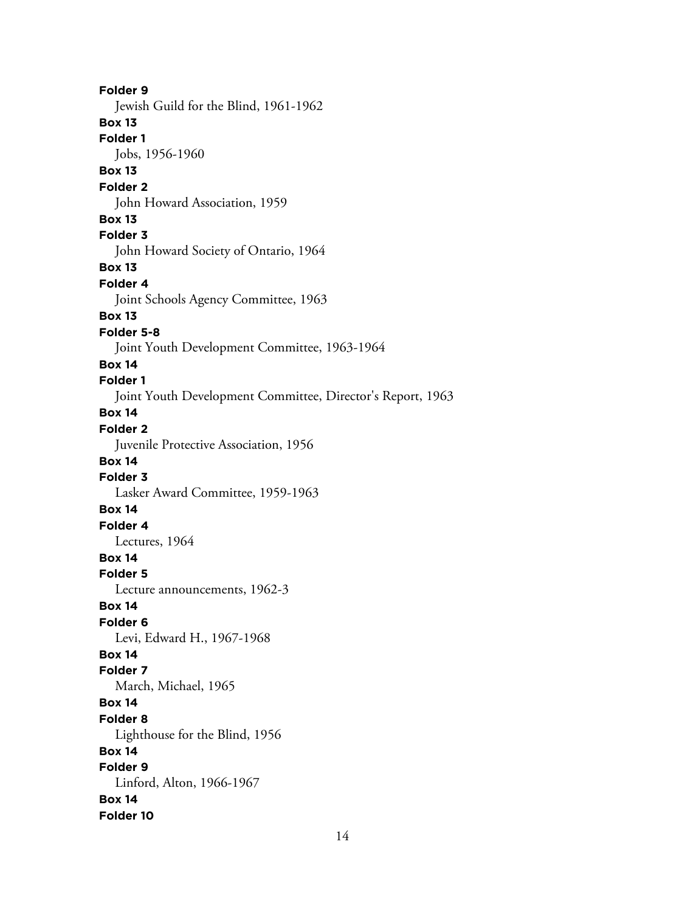**Folder 9**
Jewish Guild for the Blind, 1961-1962

**Box 13**
**Folder 1**
Jobs, 1956-1960

**Box 13**
**Folder 2**
John Howard Association, 1959

**Box 13**
**Folder 3**
John Howard Society of Ontario, 1964

**Box 13**
**Folder 4**
Joint Schools Agency Committee, 1963

**Box 13**
**Folder 5-8**
Joint Youth Development Committee, 1963-1964

**Box 14**
**Folder 1**
Joint Youth Development Committee, Director's Report, 1963

**Box 14**
**Folder 2**
Juvenile Protective Association, 1956

**Box 14**
**Folder 3**
Lasker Award Committee, 1959-1963

**Box 14**
**Folder 4**
Lectures, 1964

**Box 14**
**Folder 5**
Lecture announcements, 1962-3

**Box 14**
**Folder 6**
Levi, Edward H., 1967-1968

**Box 14**
**Folder 7**
March, Michael, 1965

**Box 14**
**Folder 8**
Lighthouse for the Blind, 1956

**Box 14**
**Folder 9**
Linford, Alton, 1966-1967

**Box 14**
**Folder 10**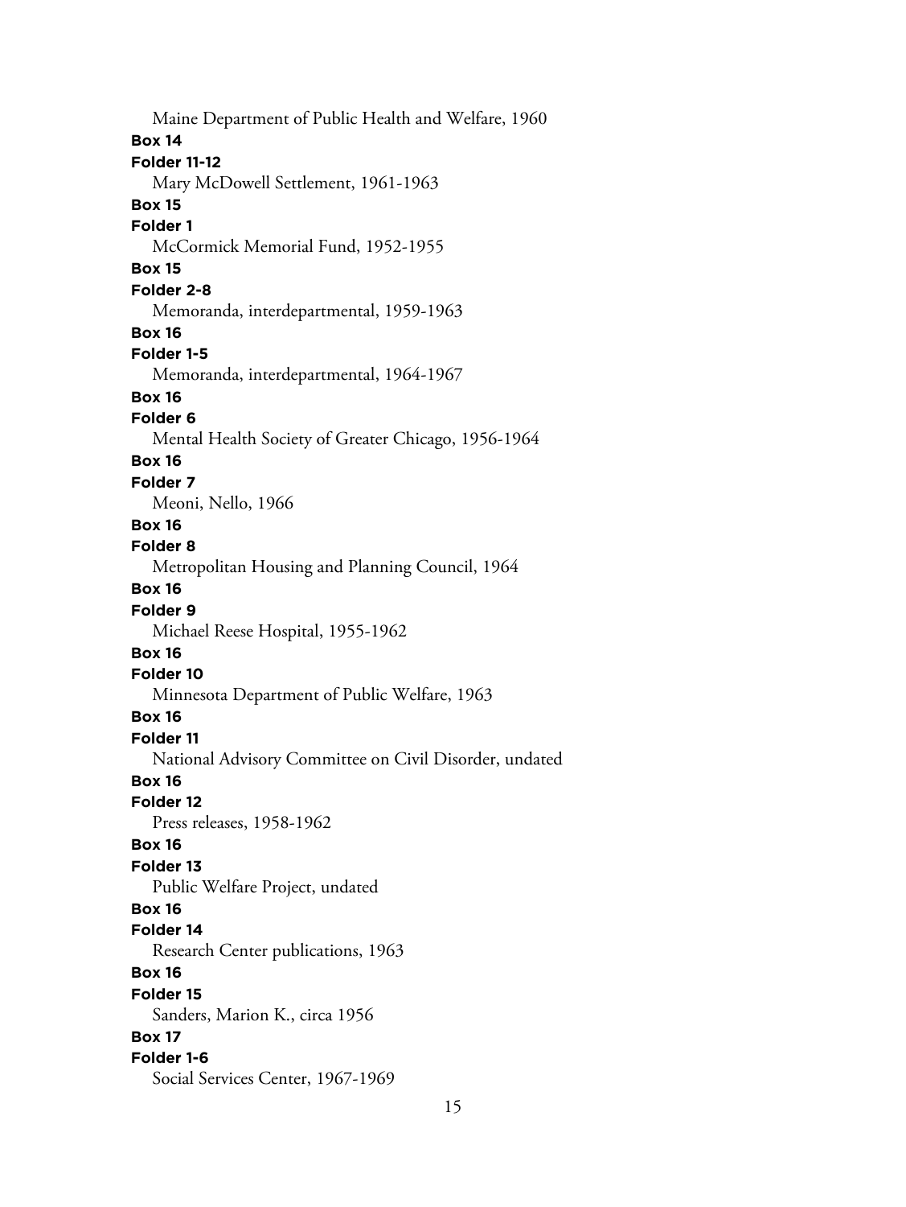Maine Department of Public Health and Welfare, 1960

**Box 14**
**Folder 11-12**
Mary McDowell Settlement, 1961-1963

**Box 15**
**Folder 1**
McCormick Memorial Fund, 1952-1955

**Box 15**
**Folder 2-8**
Memoranda, interdepartmental, 1959-1963

**Box 16**
**Folder 1-5**
Memoranda, interdepartmental, 1964-1967

**Box 16**
**Folder 6**
Mental Health Society of Greater Chicago, 1956-1964

**Box 16**
**Folder 7**
Meoni, Nello, 1966

**Box 16**
**Folder 8**
Metropolitan Housing and Planning Council, 1964

**Box 16**
**Folder 9**
Michael Reese Hospital, 1955-1962

**Box 16**
**Folder 10**
Minnesota Department of Public Welfare, 1963

**Box 16**
**Folder 11**
National Advisory Committee on Civil Disorder, undated

**Box 16**
**Folder 12**
Press releases, 1958-1962

**Box 16**
**Folder 13**
Public Welfare Project, undated

**Box 16**
**Folder 14**
Research Center publications, 1963

**Box 16**
**Folder 15**
Sanders, Marion K., circa 1956

**Box 17**
**Folder 1-6**
Social Services Center, 1967-1969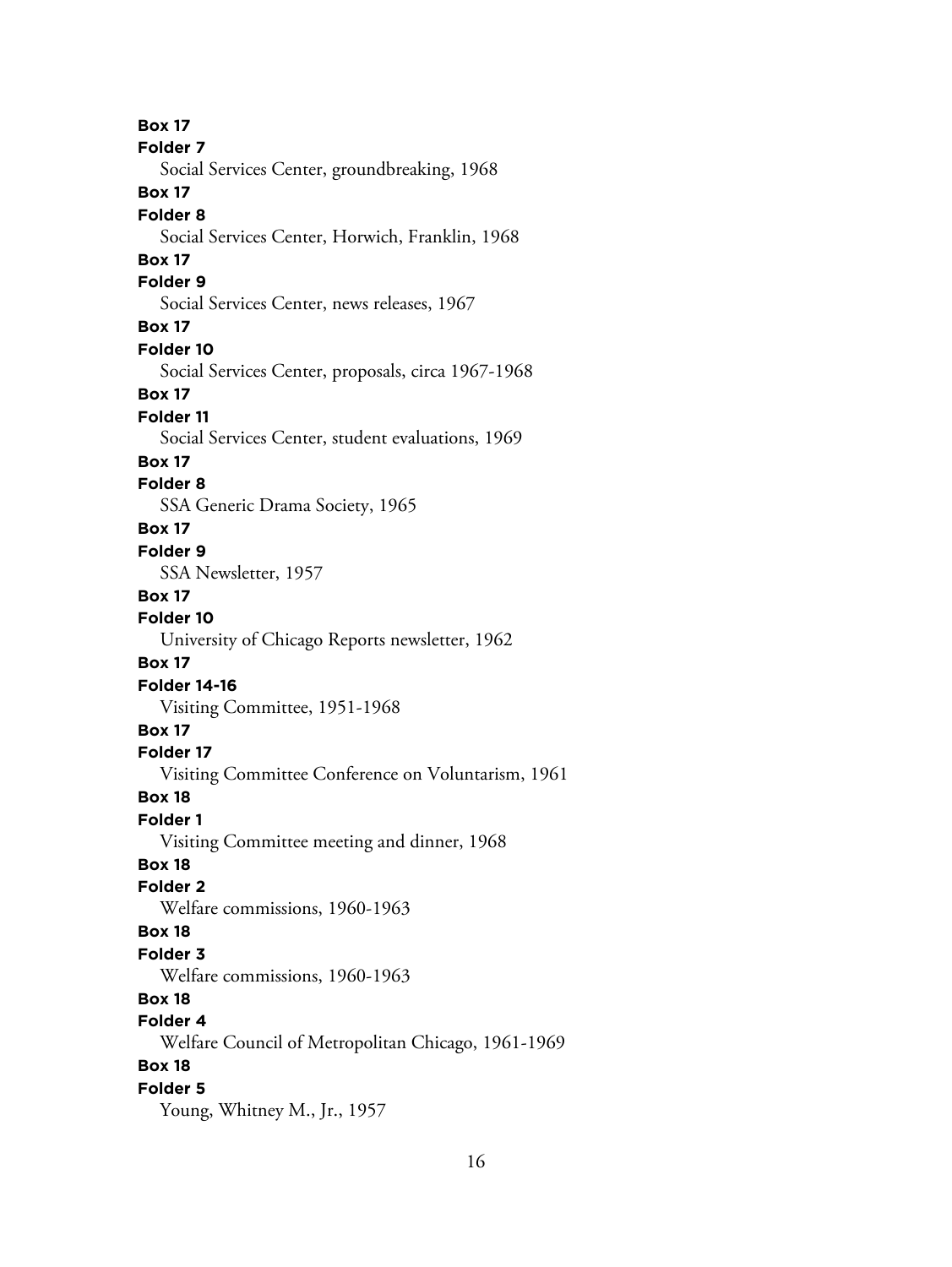**Box 17**
**Folder 7**
Social Services Center, groundbreaking, 1968
**Box 17**
**Folder 8**
Social Services Center, Horwich, Franklin, 1968
**Box 17**
**Folder 9**
Social Services Center, news releases, 1967
**Box 17**
**Folder 10**
Social Services Center, proposals, circa 1967-1968
**Box 17**
**Folder 11**
Social Services Center, student evaluations, 1969
**Box 17**
**Folder 8**
SSA Generic Drama Society, 1965
**Box 17**
**Folder 9**
SSA Newsletter, 1957
**Box 17**
**Folder 10**
University of Chicago Reports newsletter, 1962
**Box 17**
**Folder 14-16**
Visiting Committee, 1951-1968
**Box 17**
**Folder 17**
Visiting Committee Conference on Voluntarism, 1961
**Box 18**
**Folder 1**
Visiting Committee meeting and dinner, 1968
**Box 18**
**Folder 2**
Welfare commissions, 1960-1963
**Box 18**
**Folder 3**
Welfare commissions, 1960-1963
**Box 18**
**Folder 4**
Welfare Council of Metropolitan Chicago, 1961-1969
**Box 18**
**Folder 5**
Young, Whitney M., Jr., 1957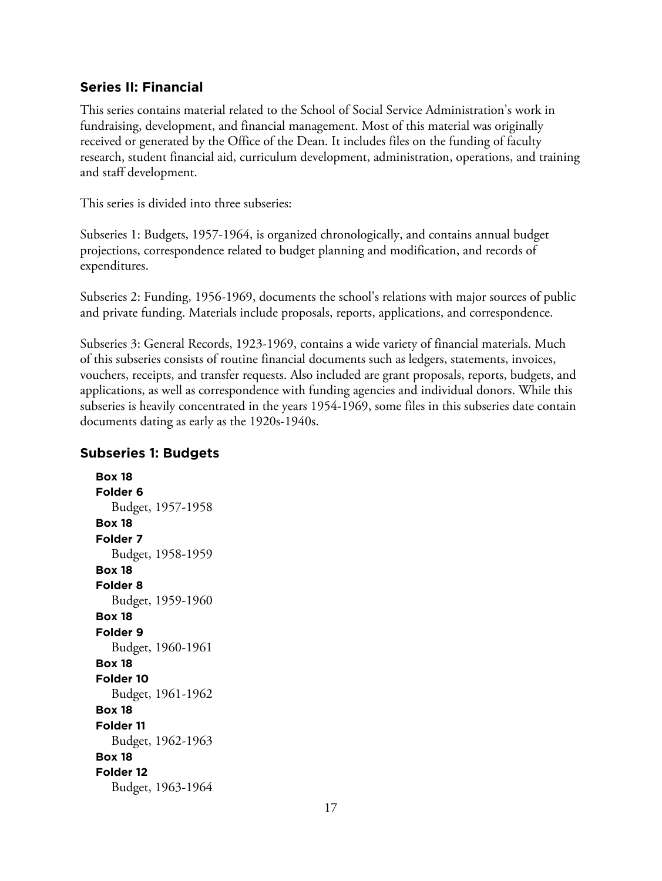## Series II: Financial

This series contains material related to the School of Social Service Administration's work in fundraising, development, and financial management. Most of this material was originally received or generated by the Office of the Dean. It includes files on the funding of faculty research, student financial aid, curriculum development, administration, operations, and training and staff development.

This series is divided into three subseries:

Subseries 1: Budgets, 1957-1964, is organized chronologically, and contains annual budget projections, correspondence related to budget planning and modification, and records of expenditures.

Subseries 2: Funding, 1956-1969, documents the school's relations with major sources of public and private funding. Materials include proposals, reports, applications, and correspondence.

Subseries 3: General Records, 1923-1969, contains a wide variety of financial materials. Much of this subseries consists of routine financial documents such as ledgers, statements, invoices, vouchers, receipts, and transfer requests. Also included are grant proposals, reports, budgets, and applications, as well as correspondence with funding agencies and individual donors. While this subseries is heavily concentrated in the years 1954-1969, some files in this subseries date contain documents dating as early as the 1920s-1940s.

### Subseries 1: Budgets

**Box 18**
**Folder 6**
Budget, 1957-1958

**Box 18**
**Folder 7**
Budget, 1958-1959

**Box 18**
**Folder 8**
Budget, 1959-1960

**Box 18**
**Folder 9**
Budget, 1960-1961

**Box 18**
**Folder 10**
Budget, 1961-1962

**Box 18**
**Folder 11**
Budget, 1962-1963

**Box 18**
**Folder 12**
Budget, 1963-1964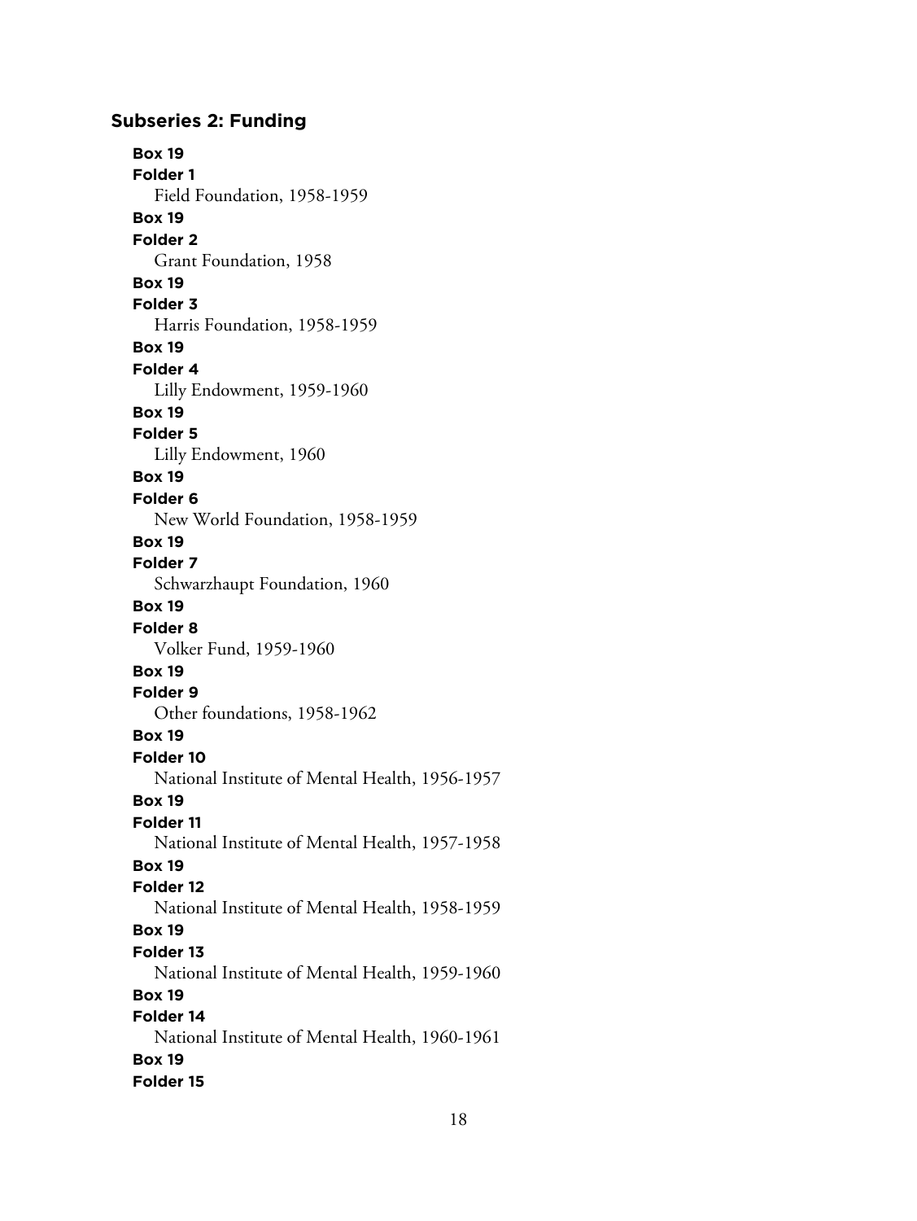### Subseries 2: Funding

**Box 19**
**Folder 1**
Field Foundation, 1958-1959

**Box 19**
**Folder 2**
Grant Foundation, 1958

**Box 19**
**Folder 3**
Harris Foundation, 1958-1959

**Box 19**
**Folder 4**
Lilly Endowment, 1959-1960

**Box 19**
**Folder 5**
Lilly Endowment, 1960

**Box 19**
**Folder 6**
New World Foundation, 1958-1959

**Box 19**
**Folder 7**
Schwarzhaupt Foundation, 1960

**Box 19**
**Folder 8**
Volker Fund, 1959-1960

**Box 19**
**Folder 9**
Other foundations, 1958-1962

**Box 19**
**Folder 10**
National Institute of Mental Health, 1956-1957

**Box 19**
**Folder 11**
National Institute of Mental Health, 1957-1958

**Box 19**
**Folder 12**
National Institute of Mental Health, 1958-1959

**Box 19**
**Folder 13**
National Institute of Mental Health, 1959-1960

**Box 19**
**Folder 14**
National Institute of Mental Health, 1960-1961

**Box 19**
**Folder 15**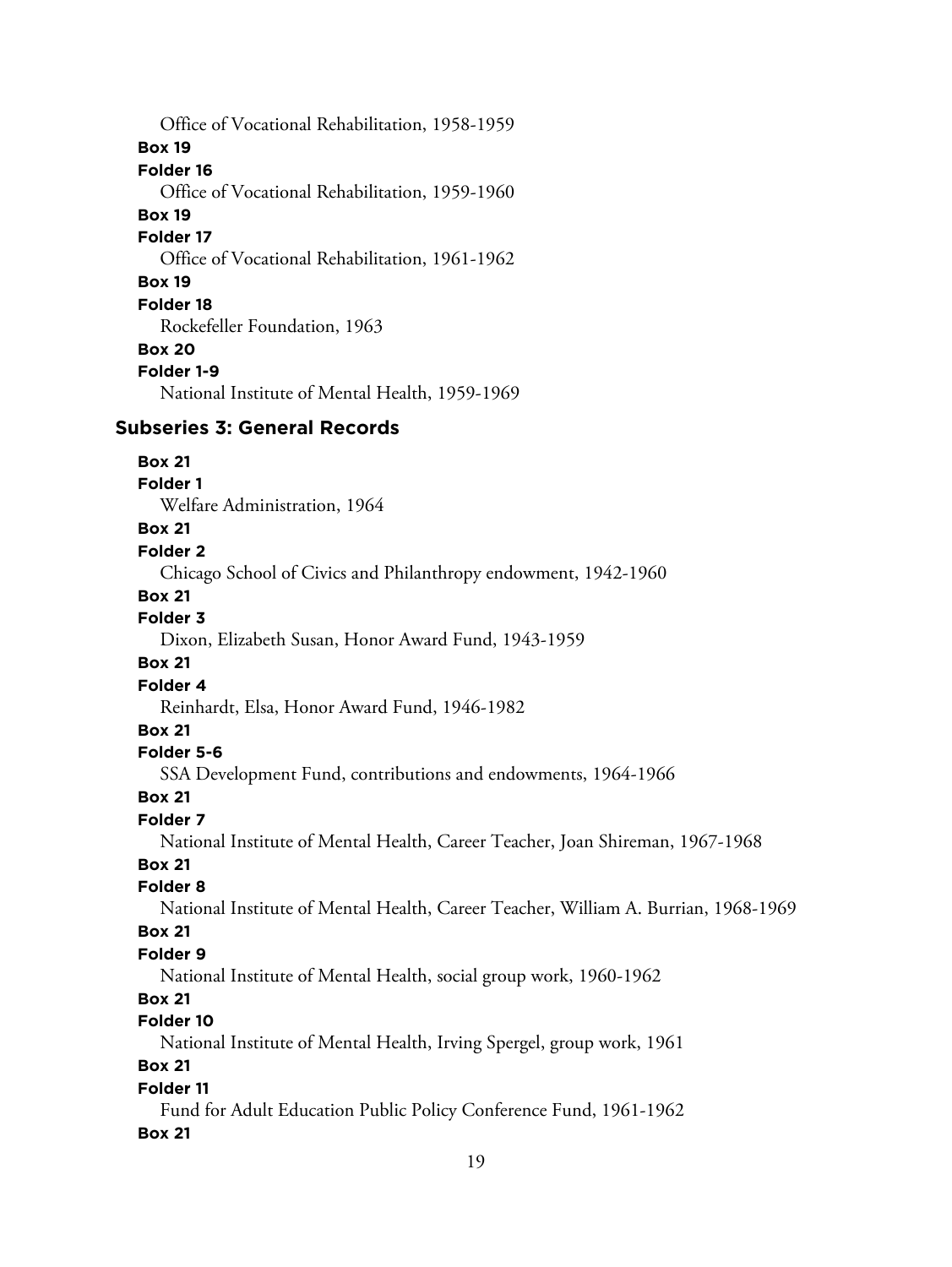Office of Vocational Rehabilitation, 1958-1959

**Box 19**

**Folder 16**

Office of Vocational Rehabilitation, 1959-1960

**Box 19**

**Folder 17**

Office of Vocational Rehabilitation, 1961-1962

**Box 19**

**Folder 18**

Rockefeller Foundation, 1963

**Box 20**

**Folder 1-9**

National Institute of Mental Health, 1959-1969

### Subseries 3: General Records

**Box 21**

**Folder 1**

Welfare Administration, 1964

**Box 21**

**Folder 2**

Chicago School of Civics and Philanthropy endowment, 1942-1960

**Box 21**

**Folder 3**

Dixon, Elizabeth Susan, Honor Award Fund, 1943-1959

**Box 21**

**Folder 4**

Reinhardt, Elsa, Honor Award Fund, 1946-1982

**Box 21**

**Folder 5-6**

SSA Development Fund, contributions and endowments, 1964-1966

**Box 21**

**Folder 7**

National Institute of Mental Health, Career Teacher, Joan Shireman, 1967-1968

**Box 21**

**Folder 8**

National Institute of Mental Health, Career Teacher, William A. Burrian, 1968-1969

**Box 21**

**Folder 9**

National Institute of Mental Health, social group work, 1960-1962

**Box 21**

**Folder 10**

National Institute of Mental Health, Irving Spergel, group work, 1961

**Box 21**

**Folder 11**

Fund for Adult Education Public Policy Conference Fund, 1961-1962

**Box 21**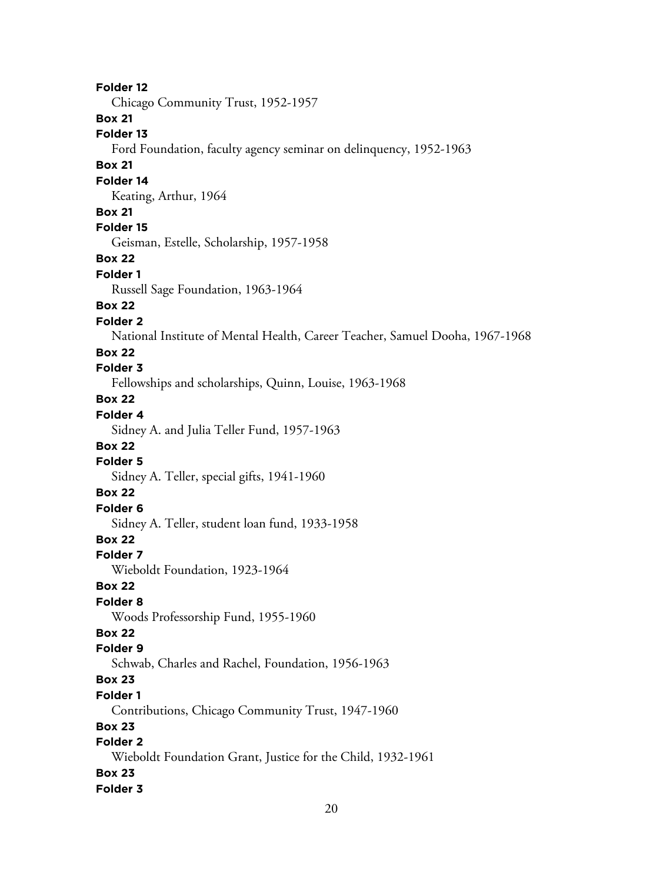**Folder 12**
Chicago Community Trust, 1952-1957

**Box 21**
**Folder 13**
Ford Foundation, faculty agency seminar on delinquency, 1952-1963

**Box 21**
**Folder 14**
Keating, Arthur, 1964

**Box 21**
**Folder 15**
Geisman, Estelle, Scholarship, 1957-1958

**Box 22**
**Folder 1**
Russell Sage Foundation, 1963-1964

**Box 22**
**Folder 2**
National Institute of Mental Health, Career Teacher, Samuel Dooha, 1967-1968

**Box 22**
**Folder 3**
Fellowships and scholarships, Quinn, Louise, 1963-1968

**Box 22**
**Folder 4**
Sidney A. and Julia Teller Fund, 1957-1963

**Box 22**
**Folder 5**
Sidney A. Teller, special gifts, 1941-1960

**Box 22**
**Folder 6**
Sidney A. Teller, student loan fund, 1933-1958

**Box 22**
**Folder 7**
Wieboldt Foundation, 1923-1964

**Box 22**
**Folder 8**
Woods Professorship Fund, 1955-1960

**Box 22**
**Folder 9**
Schwab, Charles and Rachel, Foundation, 1956-1963

**Box 23**
**Folder 1**
Contributions, Chicago Community Trust, 1947-1960

**Box 23**
**Folder 2**
Wieboldt Foundation Grant, Justice for the Child, 1932-1961

**Box 23**
**Folder 3**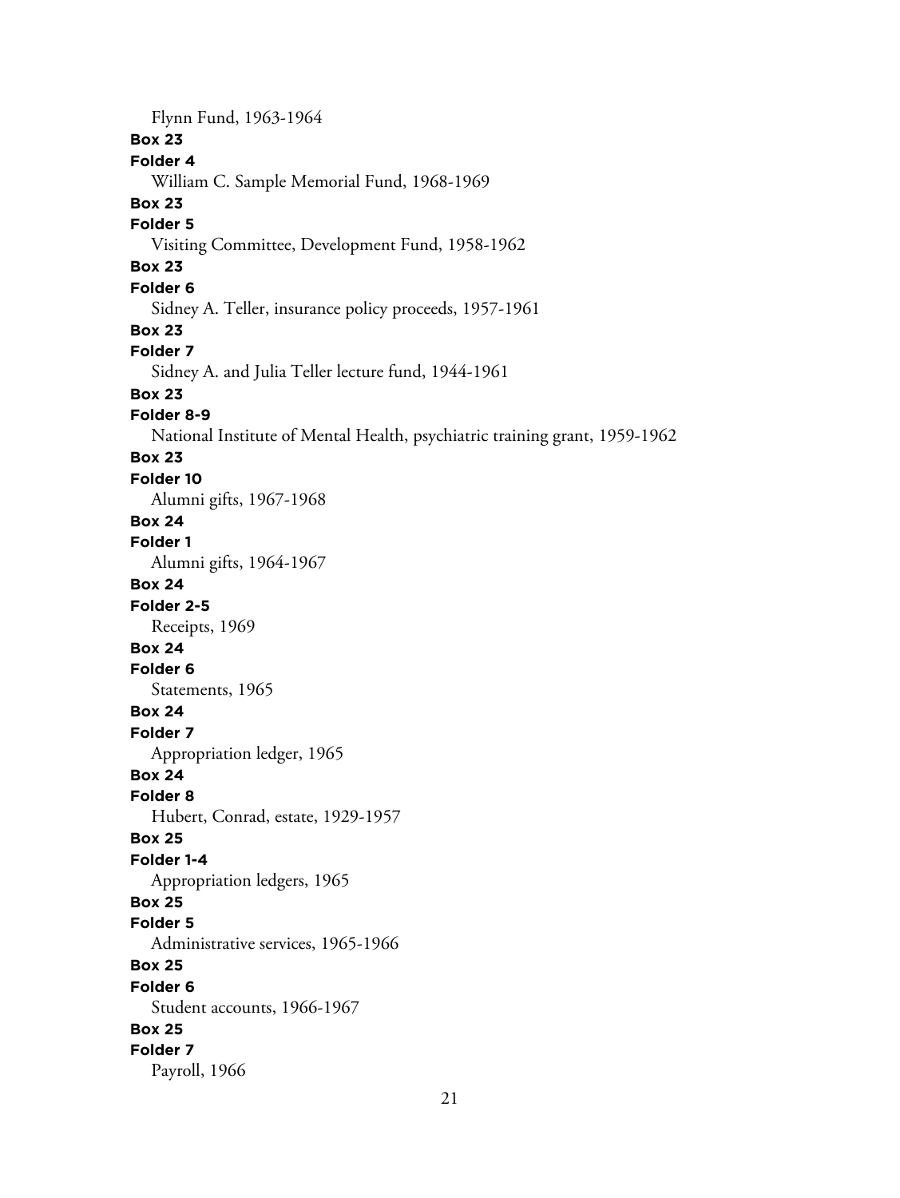Flynn Fund, 1963-1964

**Box 23**
**Folder 4**
William C. Sample Memorial Fund, 1968-1969

**Box 23**
**Folder 5**
Visiting Committee, Development Fund, 1958-1962

**Box 23**
**Folder 6**
Sidney A. Teller, insurance policy proceeds, 1957-1961

**Box 23**
**Folder 7**
Sidney A. and Julia Teller lecture fund, 1944-1961

**Box 23**
**Folder 8-9**
National Institute of Mental Health, psychiatric training grant, 1959-1962

**Box 23**
**Folder 10**
Alumni gifts, 1967-1968

**Box 24**
**Folder 1**
Alumni gifts, 1964-1967

**Box 24**
**Folder 2-5**
Receipts, 1969

**Box 24**
**Folder 6**
Statements, 1965

**Box 24**
**Folder 7**
Appropriation ledger, 1965

**Box 24**
**Folder 8**
Hubert, Conrad, estate, 1929-1957

**Box 25**
**Folder 1-4**
Appropriation ledgers, 1965

**Box 25**
**Folder 5**
Administrative services, 1965-1966

**Box 25**
**Folder 6**
Student accounts, 1966-1967

**Box 25**
**Folder 7**
Payroll, 1966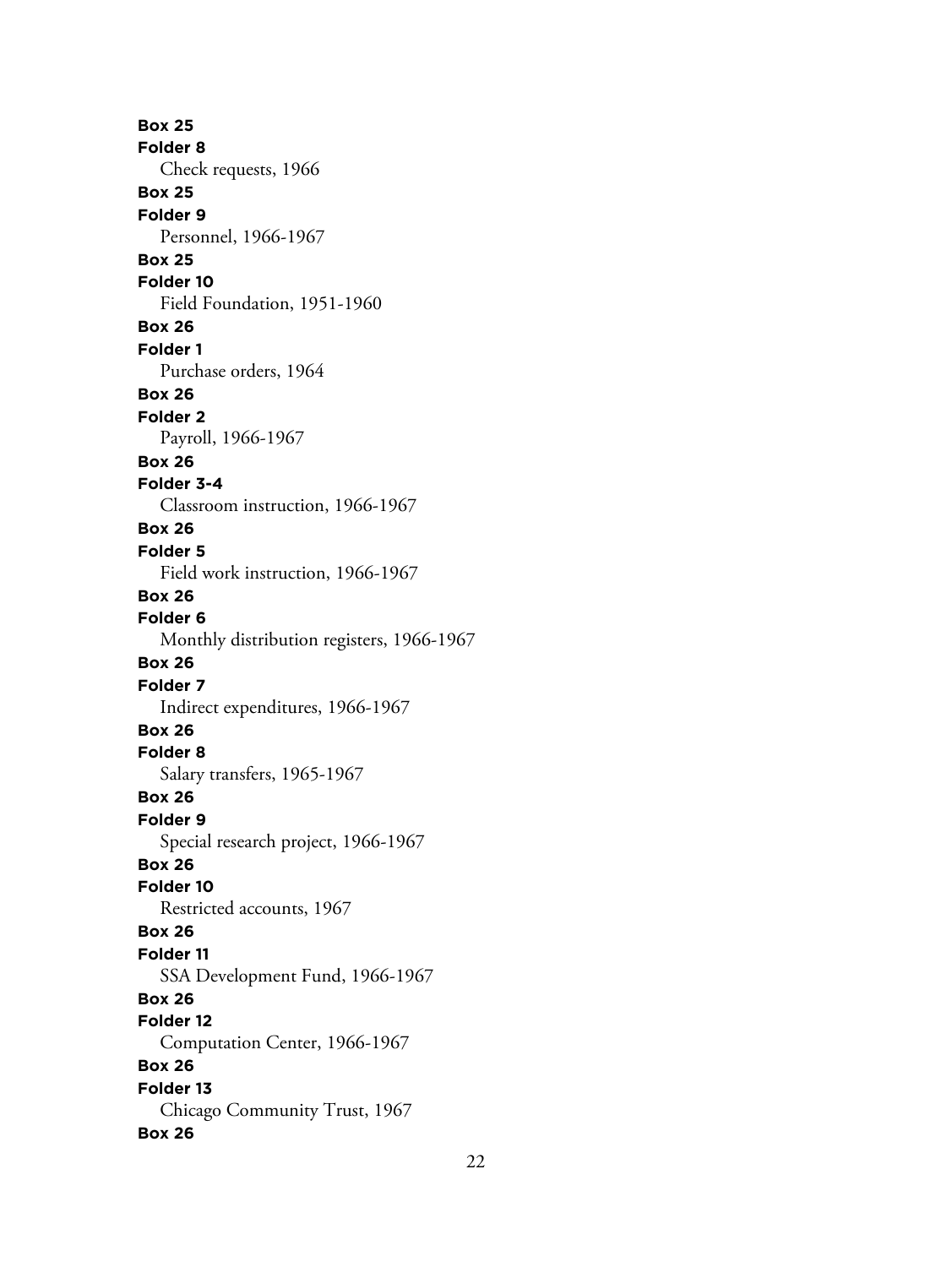**Box 25**
**Folder 8**
Check requests, 1966
**Box 25**
**Folder 9**
Personnel, 1966-1967
**Box 25**
**Folder 10**
Field Foundation, 1951-1960
**Box 26**
**Folder 1**
Purchase orders, 1964
**Box 26**
**Folder 2**
Payroll, 1966-1967
**Box 26**
**Folder 3-4**
Classroom instruction, 1966-1967
**Box 26**
**Folder 5**
Field work instruction, 1966-1967
**Box 26**
**Folder 6**
Monthly distribution registers, 1966-1967
**Box 26**
**Folder 7**
Indirect expenditures, 1966-1967
**Box 26**
**Folder 8**
Salary transfers, 1965-1967
**Box 26**
**Folder 9**
Special research project, 1966-1967
**Box 26**
**Folder 10**
Restricted accounts, 1967
**Box 26**
**Folder 11**
SSA Development Fund, 1966-1967
**Box 26**
**Folder 12**
Computation Center, 1966-1967
**Box 26**
**Folder 13**
Chicago Community Trust, 1967
**Box 26**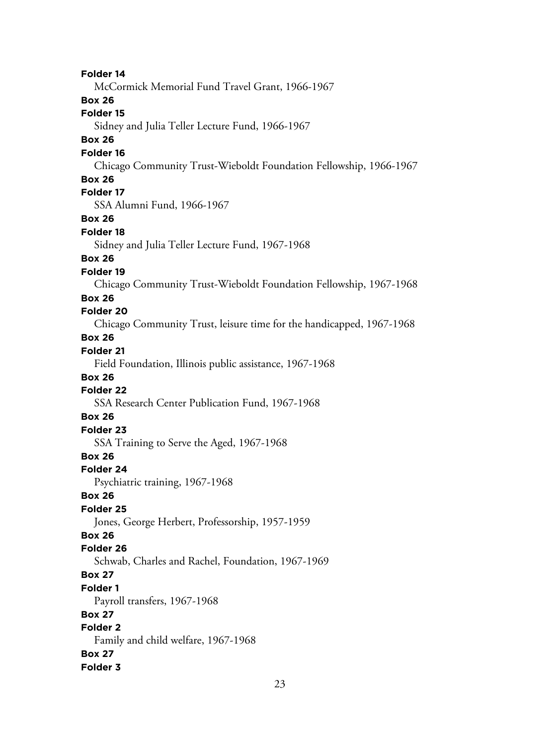**Folder 14**

McCormick Memorial Fund Travel Grant, 1966-1967

**Box 26**

**Folder 15**

Sidney and Julia Teller Lecture Fund, 1966-1967

**Box 26**

**Folder 16**

Chicago Community Trust-Wieboldt Foundation Fellowship, 1966-1967

**Box 26**

**Folder 17**

SSA Alumni Fund, 1966-1967

**Box 26**

**Folder 18**

Sidney and Julia Teller Lecture Fund, 1967-1968

**Box 26**

**Folder 19**

Chicago Community Trust-Wieboldt Foundation Fellowship, 1967-1968

**Box 26**

**Folder 20**

Chicago Community Trust, leisure time for the handicapped, 1967-1968

**Box 26**

**Folder 21**

Field Foundation, Illinois public assistance, 1967-1968

**Box 26**

**Folder 22**

SSA Research Center Publication Fund, 1967-1968

**Box 26**

**Folder 23**

SSA Training to Serve the Aged, 1967-1968

**Box 26**

**Folder 24**

Psychiatric training, 1967-1968

**Box 26**

**Folder 25**

Jones, George Herbert, Professorship, 1957-1959

**Box 26**

**Folder 26**

Schwab, Charles and Rachel, Foundation, 1967-1969

**Box 27**

**Folder 1**

Payroll transfers, 1967-1968

**Box 27**

**Folder 2**

Family and child welfare, 1967-1968

**Box 27**

**Folder 3**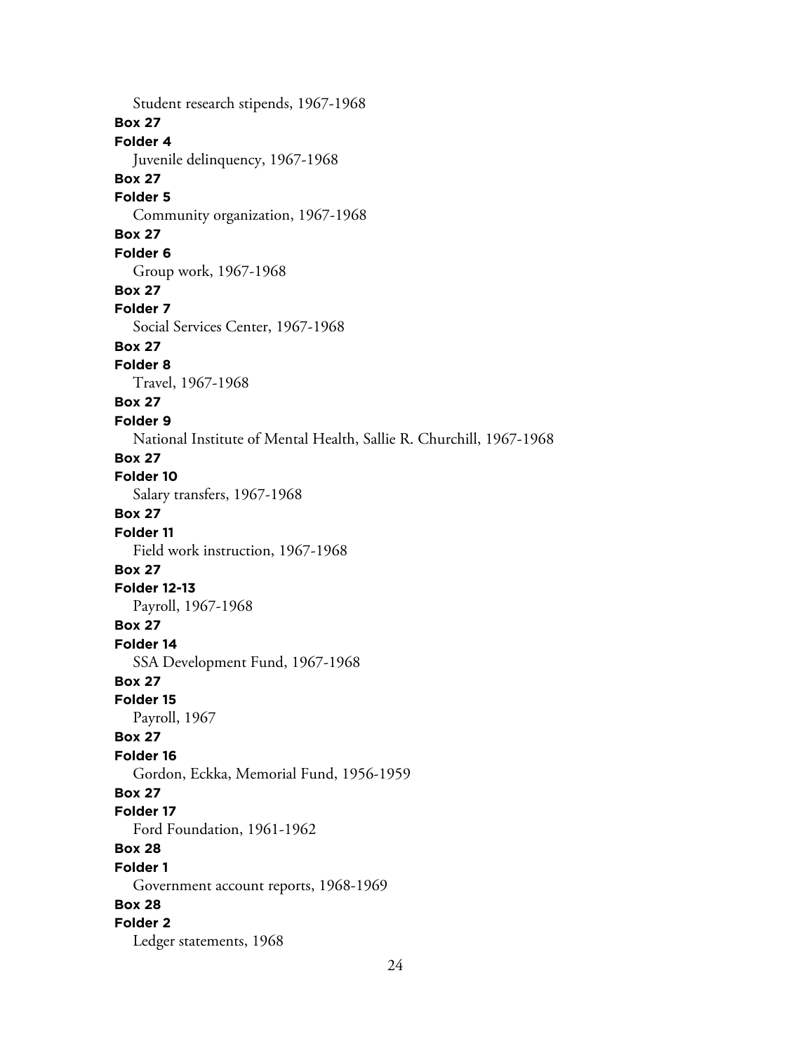Student research stipends, 1967-1968

**Box 27**

**Folder 4**

Juvenile delinquency, 1967-1968

**Box 27**

**Folder 5**

Community organization, 1967-1968

**Box 27**

**Folder 6**

Group work, 1967-1968

**Box 27**

**Folder 7**

Social Services Center, 1967-1968

**Box 27**

**Folder 8**

Travel, 1967-1968

**Box 27**

**Folder 9**

National Institute of Mental Health, Sallie R. Churchill, 1967-1968

**Box 27**

**Folder 10**

Salary transfers, 1967-1968

**Box 27**

**Folder 11**

Field work instruction, 1967-1968

**Box 27**

**Folder 12-13**

Payroll, 1967-1968

**Box 27**

**Folder 14**

SSA Development Fund, 1967-1968

**Box 27**

**Folder 15**

Payroll, 1967

**Box 27**

**Folder 16**

Gordon, Eckka, Memorial Fund, 1956-1959

**Box 27**

**Folder 17**

Ford Foundation, 1961-1962

**Box 28**

**Folder 1**

Government account reports, 1968-1969

**Box 28**

**Folder 2**

Ledger statements, 1968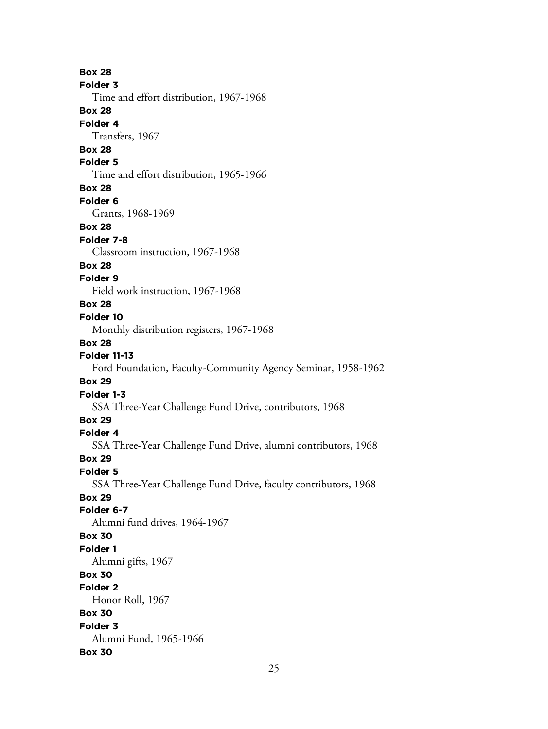**Box 28**
**Folder 3**
Time and effort distribution, 1967-1968
**Box 28**
**Folder 4**
Transfers, 1967
**Box 28**
**Folder 5**
Time and effort distribution, 1965-1966
**Box 28**
**Folder 6**
Grants, 1968-1969
**Box 28**
**Folder 7-8**
Classroom instruction, 1967-1968
**Box 28**
**Folder 9**
Field work instruction, 1967-1968
**Box 28**
**Folder 10**
Monthly distribution registers, 1967-1968
**Box 28**
**Folder 11-13**
Ford Foundation, Faculty-Community Agency Seminar, 1958-1962
**Box 29**
**Folder 1-3**
SSA Three-Year Challenge Fund Drive, contributors, 1968
**Box 29**
**Folder 4**
SSA Three-Year Challenge Fund Drive, alumni contributors, 1968
**Box 29**
**Folder 5**
SSA Three-Year Challenge Fund Drive, faculty contributors, 1968
**Box 29**
**Folder 6-7**
Alumni fund drives, 1964-1967
**Box 30**
**Folder 1**
Alumni gifts, 1967
**Box 30**
**Folder 2**
Honor Roll, 1967
**Box 30**
**Folder 3**
Alumni Fund, 1965-1966
**Box 30**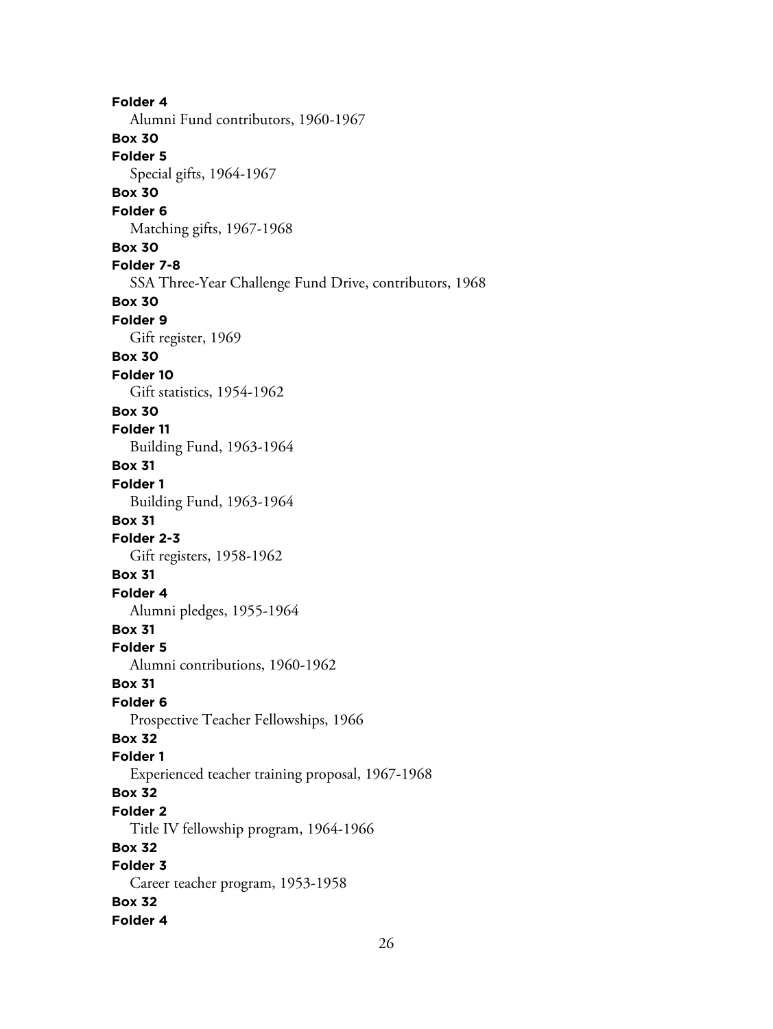**Folder 4**
Alumni Fund contributors, 1960-1967

**Box 30**
**Folder 5**
Special gifts, 1964-1967

**Box 30**
**Folder 6**
Matching gifts, 1967-1968

**Box 30**
**Folder 7-8**
SSA Three-Year Challenge Fund Drive, contributors, 1968

**Box 30**
**Folder 9**
Gift register, 1969

**Box 30**
**Folder 10**
Gift statistics, 1954-1962

**Box 30**
**Folder 11**
Building Fund, 1963-1964

**Box 31**
**Folder 1**
Building Fund, 1963-1964

**Box 31**
**Folder 2-3**
Gift registers, 1958-1962

**Box 31**
**Folder 4**
Alumni pledges, 1955-1964

**Box 31**
**Folder 5**
Alumni contributions, 1960-1962

**Box 31**
**Folder 6**
Prospective Teacher Fellowships, 1966

**Box 32**
**Folder 1**
Experienced teacher training proposal, 1967-1968

**Box 32**
**Folder 2**
Title IV fellowship program, 1964-1966

**Box 32**
**Folder 3**
Career teacher program, 1953-1958

**Box 32**
**Folder 4**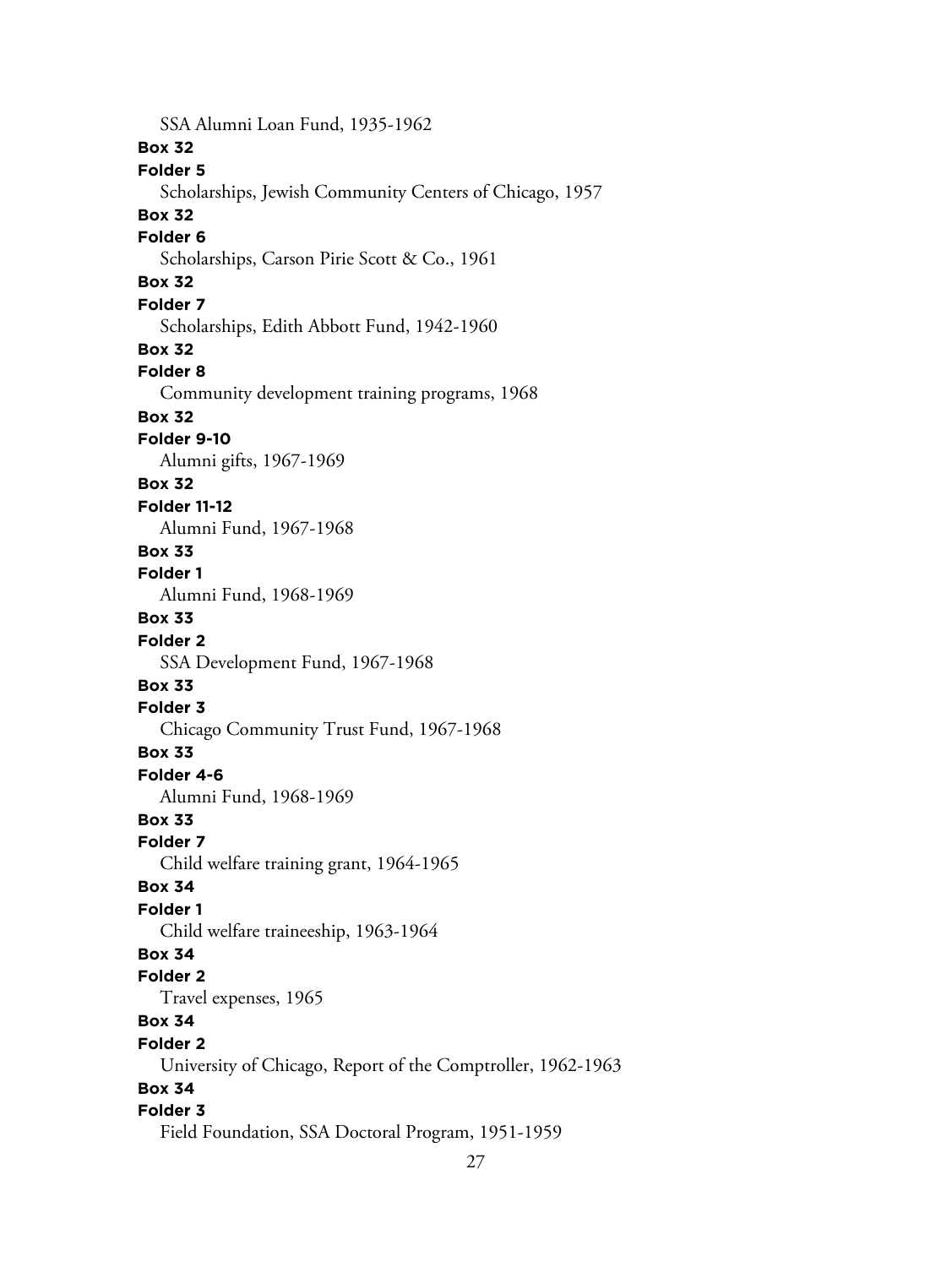SSA Alumni Loan Fund, 1935-1962

**Box 32**
**Folder 5**
Scholarships, Jewish Community Centers of Chicago, 1957

**Box 32**
**Folder 6**
Scholarships, Carson Pirie Scott & Co., 1961

**Box 32**
**Folder 7**
Scholarships, Edith Abbott Fund, 1942-1960

**Box 32**
**Folder 8**
Community development training programs, 1968

**Box 32**
**Folder 9-10**
Alumni gifts, 1967-1969

**Box 32**
**Folder 11-12**
Alumni Fund, 1967-1968

**Box 33**
**Folder 1**
Alumni Fund, 1968-1969

**Box 33**
**Folder 2**
SSA Development Fund, 1967-1968

**Box 33**
**Folder 3**
Chicago Community Trust Fund, 1967-1968

**Box 33**
**Folder 4-6**
Alumni Fund, 1968-1969

**Box 33**
**Folder 7**
Child welfare training grant, 1964-1965

**Box 34**
**Folder 1**
Child welfare traineeship, 1963-1964

**Box 34**
**Folder 2**
Travel expenses, 1965

**Box 34**
**Folder 2**
University of Chicago, Report of the Comptroller, 1962-1963

**Box 34**
**Folder 3**
Field Foundation, SSA Doctoral Program, 1951-1959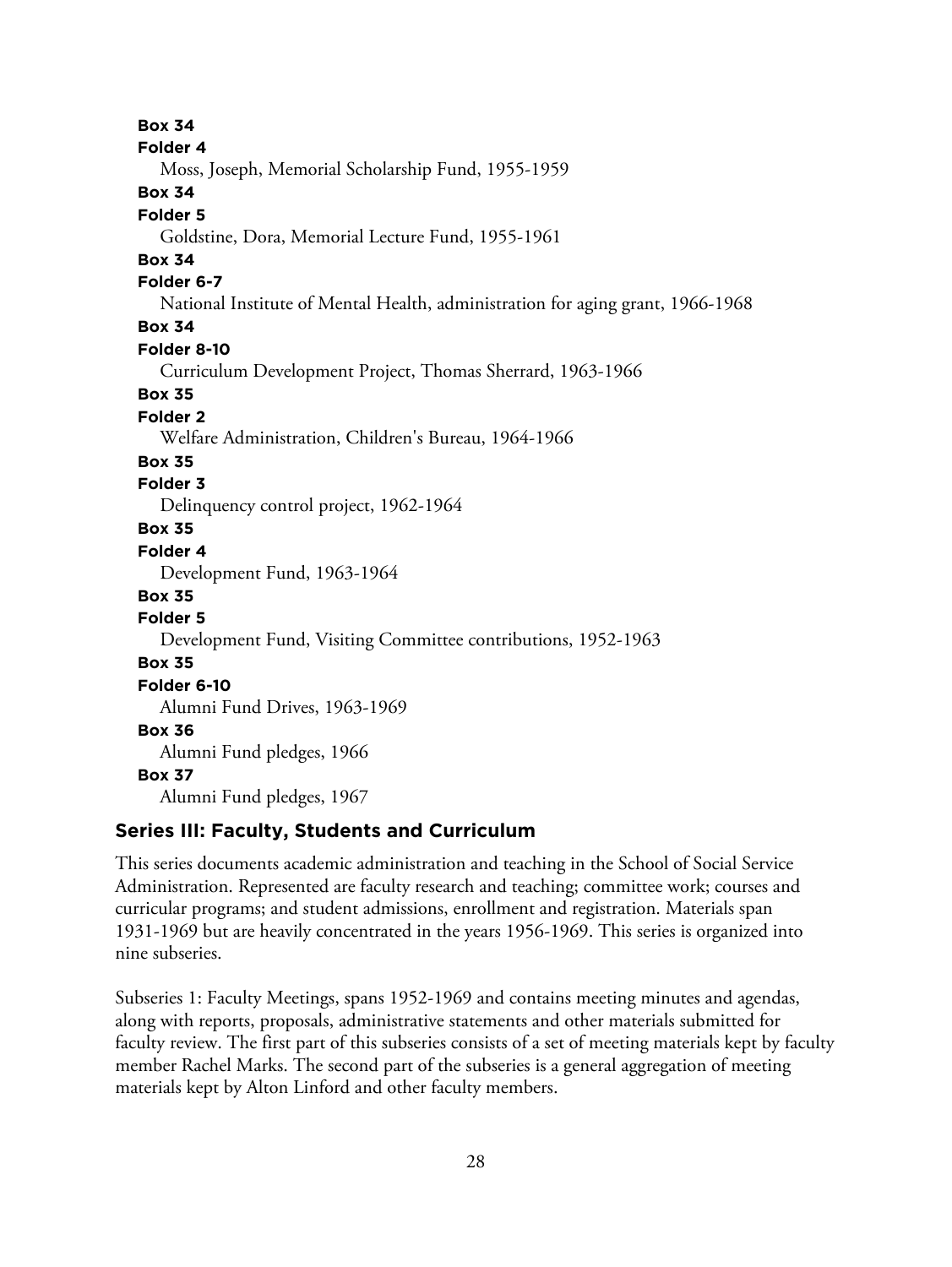**Box 34**
**Folder 4**
Moss, Joseph, Memorial Scholarship Fund, 1955-1959

**Box 34**
**Folder 5**
Goldstine, Dora, Memorial Lecture Fund, 1955-1961

**Box 34**
**Folder 6-7**
National Institute of Mental Health, administration for aging grant, 1966-1968

**Box 34**
**Folder 8-10**
Curriculum Development Project, Thomas Sherrard, 1963-1966

**Box 35**
**Folder 2**
Welfare Administration, Children's Bureau, 1964-1966

**Box 35**
**Folder 3**
Delinquency control project, 1962-1964

**Box 35**
**Folder 4**
Development Fund, 1963-1964

**Box 35**
**Folder 5**
Development Fund, Visiting Committee contributions, 1952-1963

**Box 35**
**Folder 6-10**
Alumni Fund Drives, 1963-1969

**Box 36**
Alumni Fund pledges, 1966

**Box 37**
Alumni Fund pledges, 1967

### Series III: Faculty, Students and Curriculum

This series documents academic administration and teaching in the School of Social Service Administration. Represented are faculty research and teaching; committee work; courses and curricular programs; and student admissions, enrollment and registration. Materials span 1931-1969 but are heavily concentrated in the years 1956-1969. This series is organized into nine subseries.

Subseries 1: Faculty Meetings, spans 1952-1969 and contains meeting minutes and agendas, along with reports, proposals, administrative statements and other materials submitted for faculty review. The first part of this subseries consists of a set of meeting materials kept by faculty member Rachel Marks. The second part of the subseries is a general aggregation of meeting materials kept by Alton Linford and other faculty members.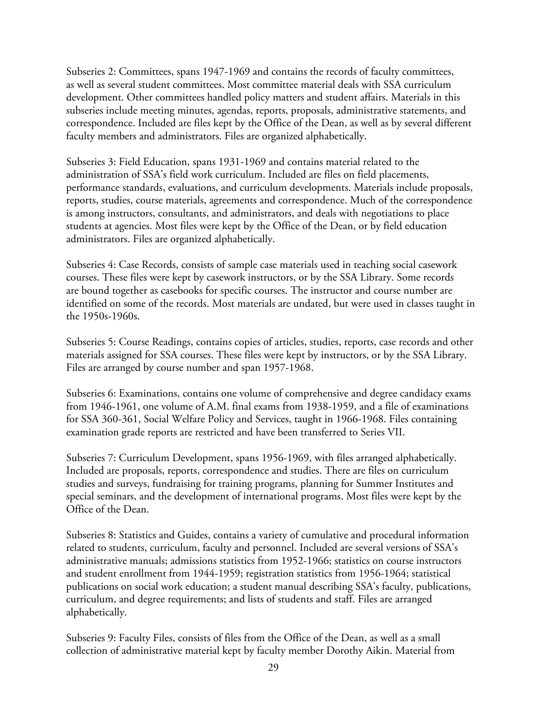Subseries 2: Committees, spans 1947-1969 and contains the records of faculty committees, as well as several student committees. Most committee material deals with SSA curriculum development. Other committees handled policy matters and student affairs. Materials in this subseries include meeting minutes, agendas, reports, proposals, administrative statements, and correspondence. Included are files kept by the Office of the Dean, as well as by several different faculty members and administrators. Files are organized alphabetically.

Subseries 3: Field Education, spans 1931-1969 and contains material related to the administration of SSA's field work curriculum. Included are files on field placements, performance standards, evaluations, and curriculum developments. Materials include proposals, reports, studies, course materials, agreements and correspondence. Much of the correspondence is among instructors, consultants, and administrators, and deals with negotiations to place students at agencies. Most files were kept by the Office of the Dean, or by field education administrators. Files are organized alphabetically.

Subseries 4: Case Records, consists of sample case materials used in teaching social casework courses. These files were kept by casework instructors, or by the SSA Library. Some records are bound together as casebooks for specific courses. The instructor and course number are identified on some of the records. Most materials are undated, but were used in classes taught in the 1950s-1960s.

Subseries 5: Course Readings, contains copies of articles, studies, reports, case records and other materials assigned for SSA courses. These files were kept by instructors, or by the SSA Library. Files are arranged by course number and span 1957-1968.

Subseries 6: Examinations, contains one volume of comprehensive and degree candidacy exams from 1946-1961, one volume of A.M. final exams from 1938-1959, and a file of examinations for SSA 360-361, Social Welfare Policy and Services, taught in 1966-1968. Files containing examination grade reports are restricted and have been transferred to Series VII.

Subseries 7: Curriculum Development, spans 1956-1969, with files arranged alphabetically. Included are proposals, reports, correspondence and studies. There are files on curriculum studies and surveys, fundraising for training programs, planning for Summer Institutes and special seminars, and the development of international programs. Most files were kept by the Office of the Dean.

Subseries 8: Statistics and Guides, contains a variety of cumulative and procedural information related to students, curriculum, faculty and personnel. Included are several versions of SSA's administrative manuals; admissions statistics from 1952-1966; statistics on course instructors and student enrollment from 1944-1959; registration statistics from 1956-1964; statistical publications on social work education; a student manual describing SSA's faculty, publications, curriculum, and degree requirements; and lists of students and staff. Files are arranged alphabetically.

Subseries 9: Faculty Files, consists of files from the Office of the Dean, as well as a small collection of administrative material kept by faculty member Dorothy Aikin. Material from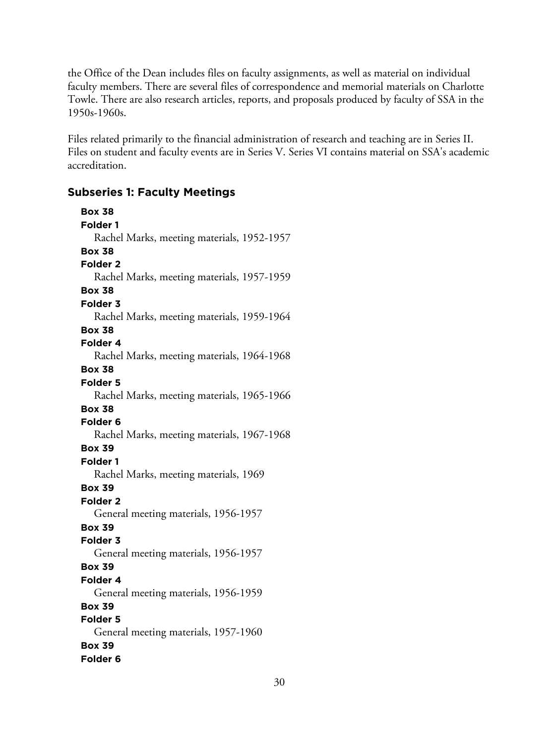the Office of the Dean includes files on faculty assignments, as well as material on individual faculty members. There are several files of correspondence and memorial materials on Charlotte Towle. There are also research articles, reports, and proposals produced by faculty of SSA in the 1950s-1960s.

Files related primarily to the financial administration of research and teaching are in Series II. Files on student and faculty events are in Series V. Series VI contains material on SSA's academic accreditation.

### Subseries 1: Faculty Meetings

**Box 38**
**Folder 1**
Rachel Marks, meeting materials, 1952-1957

**Box 38**
**Folder 2**
Rachel Marks, meeting materials, 1957-1959

**Box 38**
**Folder 3**
Rachel Marks, meeting materials, 1959-1964

**Box 38**
**Folder 4**
Rachel Marks, meeting materials, 1964-1968

**Box 38**
**Folder 5**
Rachel Marks, meeting materials, 1965-1966

**Box 38**
**Folder 6**
Rachel Marks, meeting materials, 1967-1968

**Box 39**
**Folder 1**
Rachel Marks, meeting materials, 1969

**Box 39**
**Folder 2**
General meeting materials, 1956-1957

**Box 39**
**Folder 3**
General meeting materials, 1956-1957

**Box 39**
**Folder 4**
General meeting materials, 1956-1959

**Box 39**
**Folder 5**
General meeting materials, 1957-1960

**Box 39**
**Folder 6**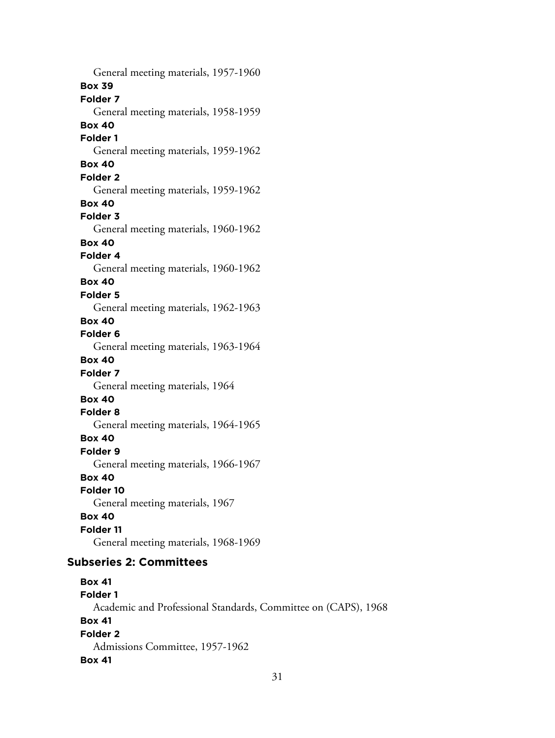General meeting materials, 1957-1960

**Box 39**

**Folder 7**

General meeting materials, 1958-1959

**Box 40**

**Folder 1**

General meeting materials, 1959-1962

**Box 40**

**Folder 2**

General meeting materials, 1959-1962

**Box 40**

**Folder 3**

General meeting materials, 1960-1962

**Box 40**

**Folder 4**

General meeting materials, 1960-1962

**Box 40**

**Folder 5**

General meeting materials, 1962-1963

**Box 40**

**Folder 6**

General meeting materials, 1963-1964

**Box 40**

**Folder 7**

General meeting materials, 1964

**Box 40**

**Folder 8**

General meeting materials, 1964-1965

**Box 40**

**Folder 9**

General meeting materials, 1966-1967

**Box 40**

**Folder 10**

General meeting materials, 1967

**Box 40**

**Folder 11**

General meeting materials, 1968-1969

### Subseries 2: Committees

**Box 41**

**Folder 1**

Academic and Professional Standards, Committee on (CAPS), 1968

**Box 41**

**Folder 2**

Admissions Committee, 1957-1962

**Box 41**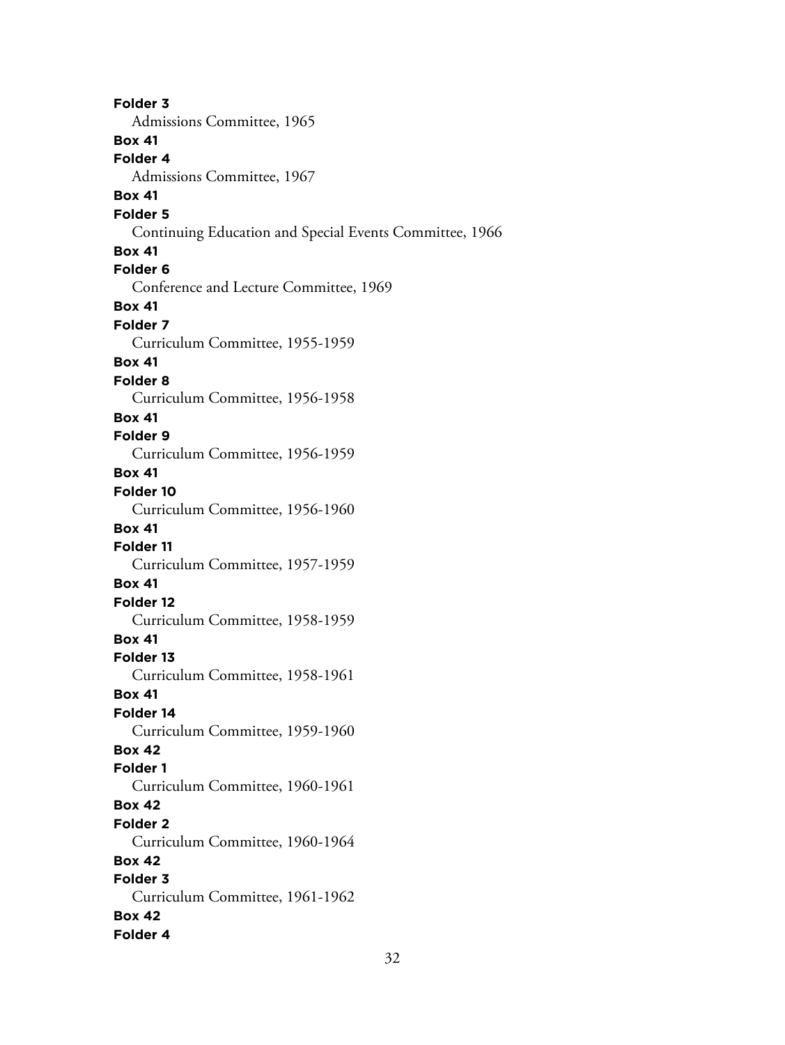**Folder 3**
Admissions Committee, 1965

**Box 41**
**Folder 4**
Admissions Committee, 1967

**Box 41**
**Folder 5**
Continuing Education and Special Events Committee, 1966

**Box 41**
**Folder 6**
Conference and Lecture Committee, 1969

**Box 41**
**Folder 7**
Curriculum Committee, 1955-1959

**Box 41**
**Folder 8**
Curriculum Committee, 1956-1958

**Box 41**
**Folder 9**
Curriculum Committee, 1956-1959

**Box 41**
**Folder 10**
Curriculum Committee, 1956-1960

**Box 41**
**Folder 11**
Curriculum Committee, 1957-1959

**Box 41**
**Folder 12**
Curriculum Committee, 1958-1959

**Box 41**
**Folder 13**
Curriculum Committee, 1958-1961

**Box 41**
**Folder 14**
Curriculum Committee, 1959-1960

**Box 42**
**Folder 1**
Curriculum Committee, 1960-1961

**Box 42**
**Folder 2**
Curriculum Committee, 1960-1964

**Box 42**
**Folder 3**
Curriculum Committee, 1961-1962

**Box 42**
**Folder 4**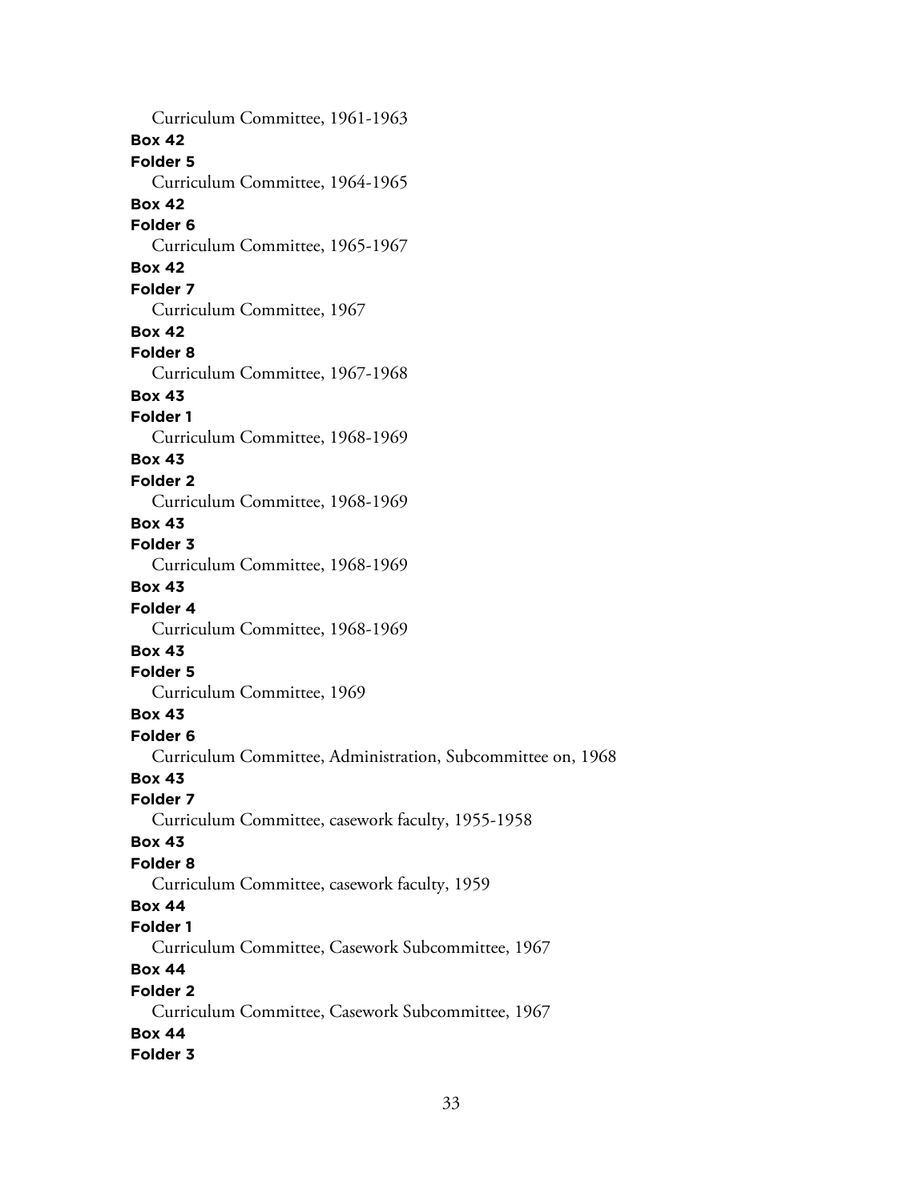Curriculum Committee, 1961-1963

**Box 42**
**Folder 5**
Curriculum Committee, 1964-1965

**Box 42**
**Folder 6**
Curriculum Committee, 1965-1967

**Box 42**
**Folder 7**
Curriculum Committee, 1967

**Box 42**
**Folder 8**
Curriculum Committee, 1967-1968

**Box 43**
**Folder 1**
Curriculum Committee, 1968-1969

**Box 43**
**Folder 2**
Curriculum Committee, 1968-1969

**Box 43**
**Folder 3**
Curriculum Committee, 1968-1969

**Box 43**
**Folder 4**
Curriculum Committee, 1968-1969

**Box 43**
**Folder 5**
Curriculum Committee, 1969

**Box 43**
**Folder 6**
Curriculum Committee, Administration, Subcommittee on, 1968

**Box 43**
**Folder 7**
Curriculum Committee, casework faculty, 1955-1958

**Box 43**
**Folder 8**
Curriculum Committee, casework faculty, 1959

**Box 44**
**Folder 1**
Curriculum Committee, Casework Subcommittee, 1967

**Box 44**
**Folder 2**
Curriculum Committee, Casework Subcommittee, 1967

**Box 44**
**Folder 3**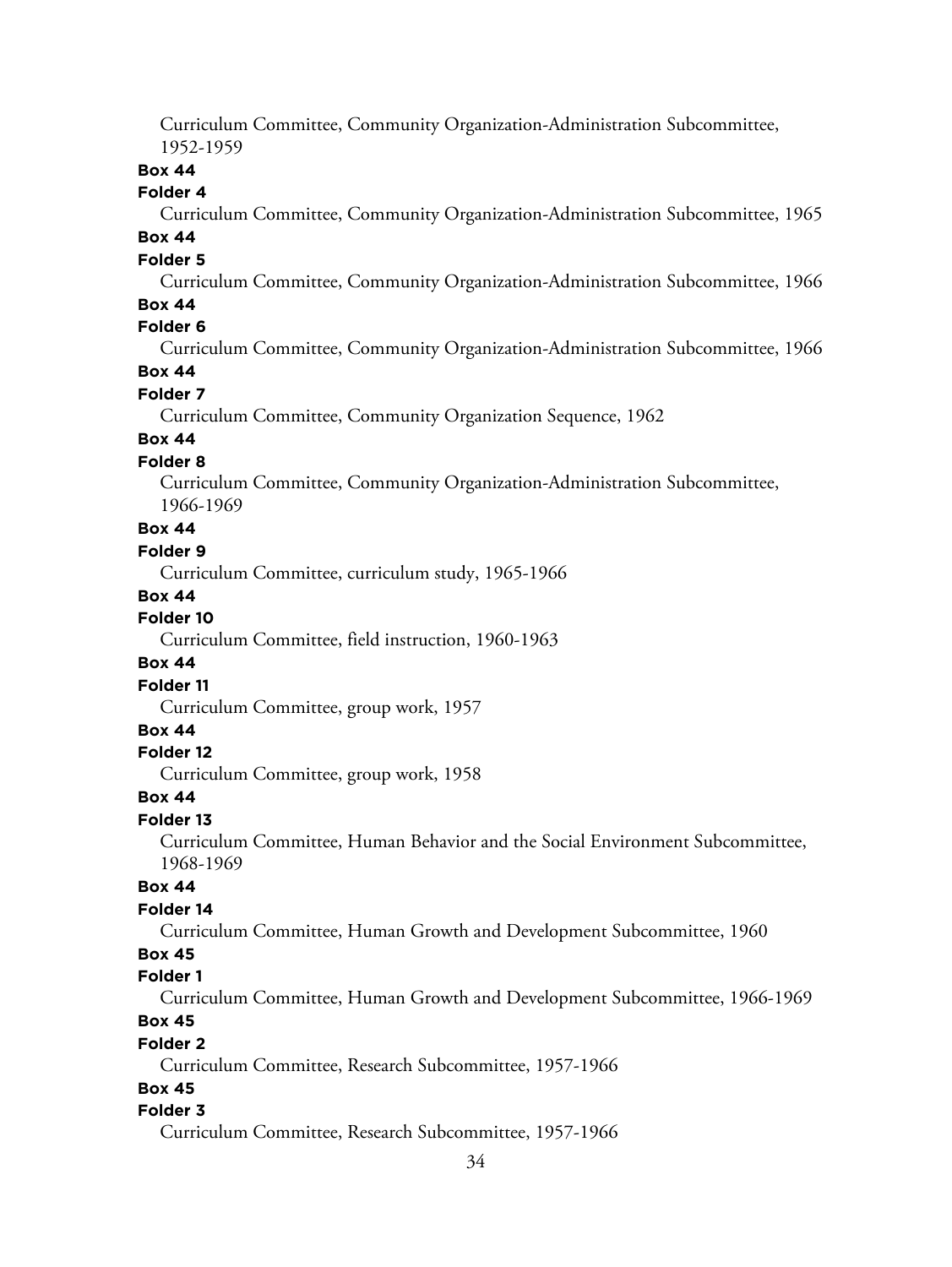Curriculum Committee, Community Organization-Administration Subcommittee, 1952-1959

**Box 44**

**Folder 4**

Curriculum Committee, Community Organization-Administration Subcommittee, 1965

**Box 44**

**Folder 5**

Curriculum Committee, Community Organization-Administration Subcommittee, 1966

**Box 44**

**Folder 6**

Curriculum Committee, Community Organization-Administration Subcommittee, 1966

**Box 44**

**Folder 7**

Curriculum Committee, Community Organization Sequence, 1962

**Box 44**

**Folder 8**

Curriculum Committee, Community Organization-Administration Subcommittee, 1966-1969

**Box 44**

**Folder 9**

Curriculum Committee, curriculum study, 1965-1966

**Box 44**

**Folder 10**

Curriculum Committee, field instruction, 1960-1963

**Box 44**

**Folder 11**

Curriculum Committee, group work, 1957

**Box 44**

**Folder 12**

Curriculum Committee, group work, 1958

**Box 44**

**Folder 13**

Curriculum Committee, Human Behavior and the Social Environment Subcommittee, 1968-1969

**Box 44**

**Folder 14**

Curriculum Committee, Human Growth and Development Subcommittee, 1960

**Box 45**

**Folder 1**

Curriculum Committee, Human Growth and Development Subcommittee, 1966-1969

**Box 45**

**Folder 2**

Curriculum Committee, Research Subcommittee, 1957-1966

**Box 45**

**Folder 3**

Curriculum Committee, Research Subcommittee, 1957-1966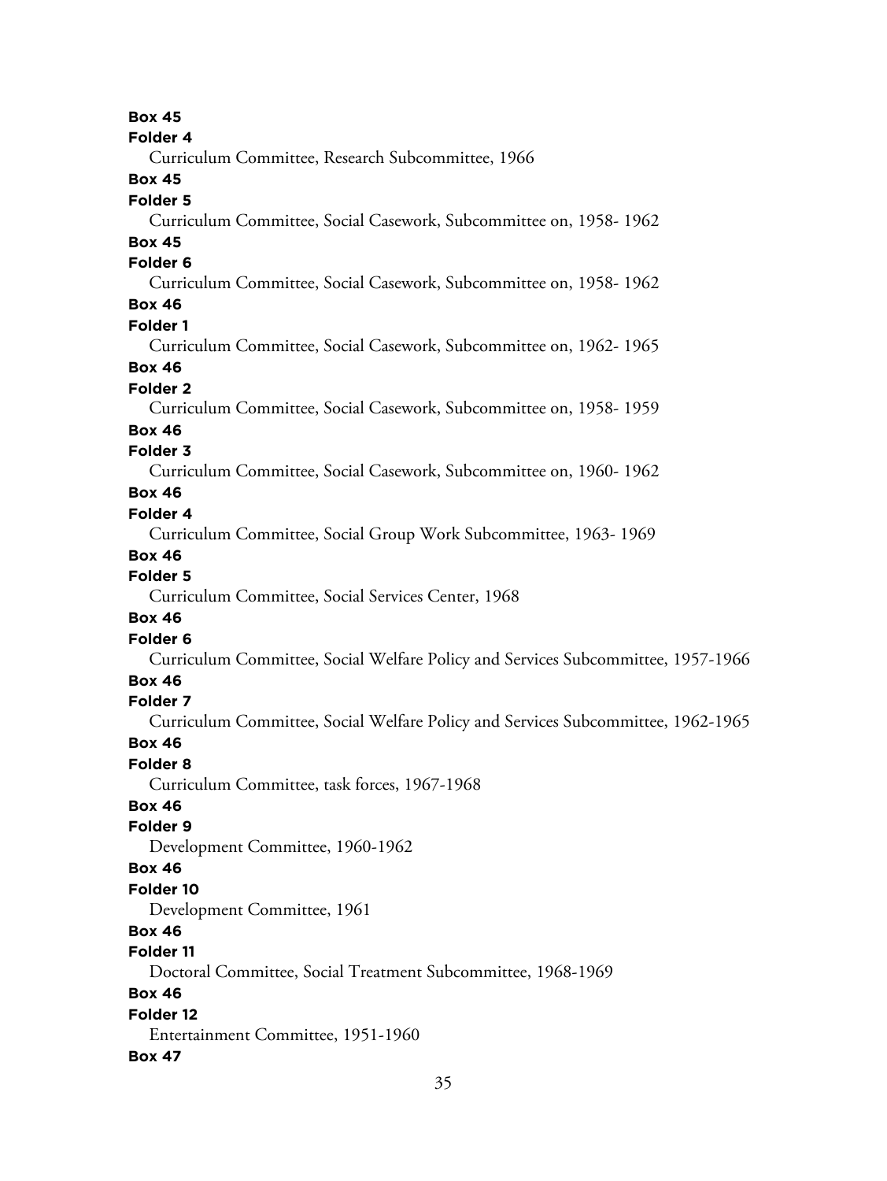**Box 45**

**Folder 4**

Curriculum Committee, Research Subcommittee, 1966

**Box 45**

**Folder 5**

Curriculum Committee, Social Casework, Subcommittee on, 1958- 1962

**Box 45**

**Folder 6**

Curriculum Committee, Social Casework, Subcommittee on, 1958- 1962

**Box 46**

**Folder 1**

Curriculum Committee, Social Casework, Subcommittee on, 1962- 1965

**Box 46**

**Folder 2**

Curriculum Committee, Social Casework, Subcommittee on, 1958- 1959

**Box 46**

**Folder 3**

Curriculum Committee, Social Casework, Subcommittee on, 1960- 1962

**Box 46**

**Folder 4**

Curriculum Committee, Social Group Work Subcommittee, 1963- 1969

**Box 46**

**Folder 5**

Curriculum Committee, Social Services Center, 1968

**Box 46**

**Folder 6**

Curriculum Committee, Social Welfare Policy and Services Subcommittee, 1957-1966

**Box 46**

**Folder 7**

Curriculum Committee, Social Welfare Policy and Services Subcommittee, 1962-1965

**Box 46**

**Folder 8**

Curriculum Committee, task forces, 1967-1968

**Box 46**

**Folder 9**

Development Committee, 1960-1962

**Box 46**

**Folder 10**

Development Committee, 1961

**Box 46**

**Folder 11**

Doctoral Committee, Social Treatment Subcommittee, 1968-1969

**Box 46**

**Folder 12**

Entertainment Committee, 1951-1960

**Box 47**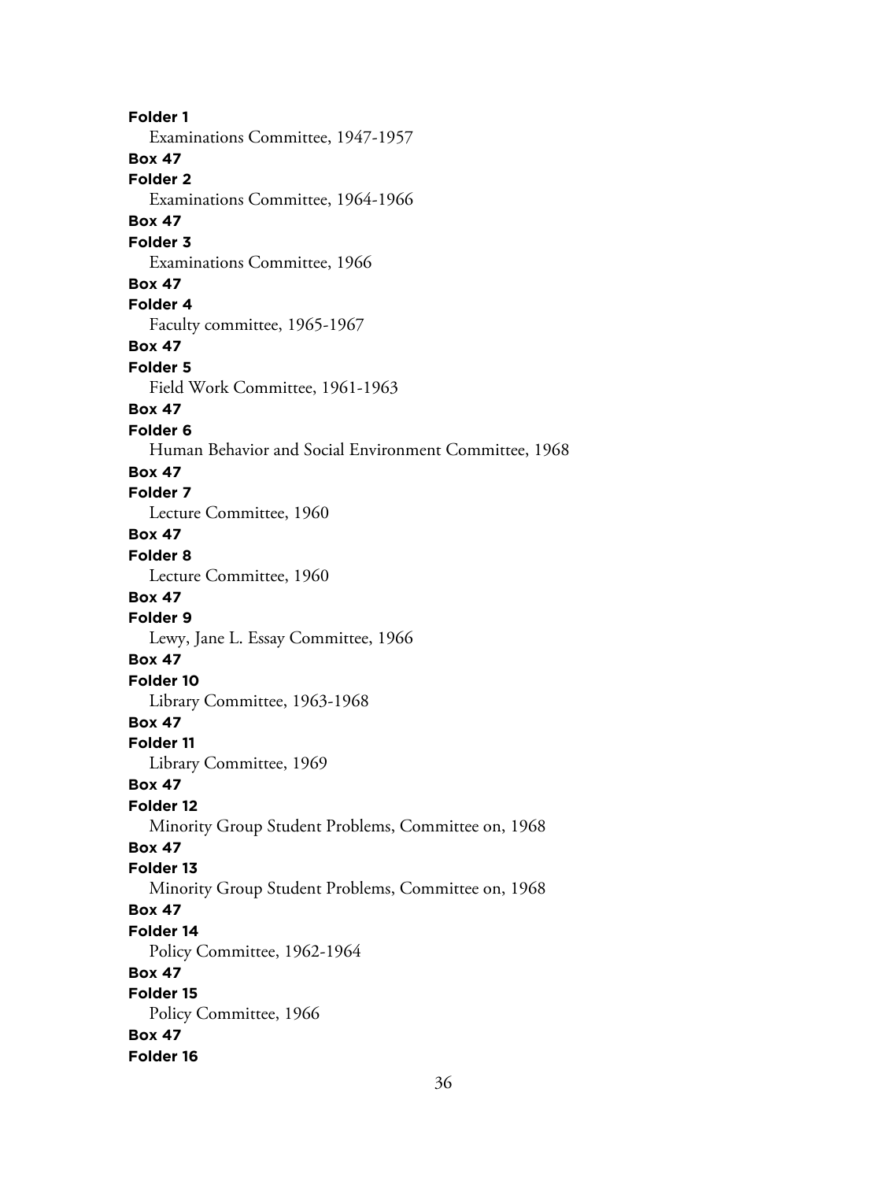**Folder 1**
Examinations Committee, 1947-1957
**Box 47**
**Folder 2**
Examinations Committee, 1964-1966
**Box 47**
**Folder 3**
Examinations Committee, 1966
**Box 47**
**Folder 4**
Faculty committee, 1965-1967
**Box 47**
**Folder 5**
Field Work Committee, 1961-1963
**Box 47**
**Folder 6**
Human Behavior and Social Environment Committee, 1968
**Box 47**
**Folder 7**
Lecture Committee, 1960
**Box 47**
**Folder 8**
Lecture Committee, 1960
**Box 47**
**Folder 9**
Lewy, Jane L. Essay Committee, 1966
**Box 47**
**Folder 10**
Library Committee, 1963-1968
**Box 47**
**Folder 11**
Library Committee, 1969
**Box 47**
**Folder 12**
Minority Group Student Problems, Committee on, 1968
**Box 47**
**Folder 13**
Minority Group Student Problems, Committee on, 1968
**Box 47**
**Folder 14**
Policy Committee, 1962-1964
**Box 47**
**Folder 15**
Policy Committee, 1966
**Box 47**
**Folder 16**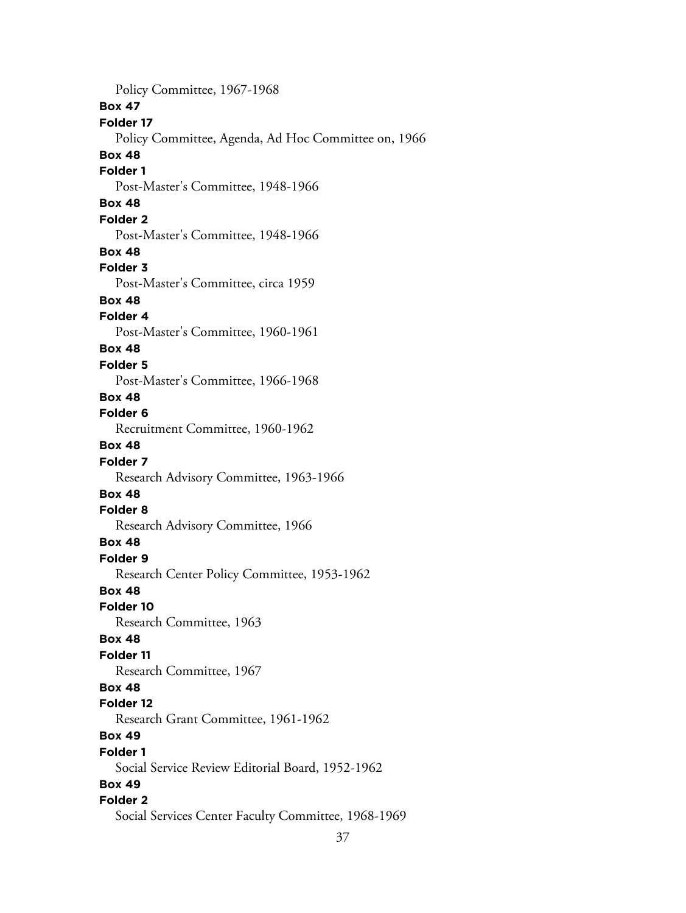Policy Committee, 1967-1968

**Box 47**

**Folder 17**

Policy Committee, Agenda, Ad Hoc Committee on, 1966

**Box 48**

**Folder 1**

Post-Master's Committee, 1948-1966

**Box 48**

**Folder 2**

Post-Master's Committee, 1948-1966

**Box 48**

**Folder 3**

Post-Master's Committee, circa 1959

**Box 48**

**Folder 4**

Post-Master's Committee, 1960-1961

**Box 48**

**Folder 5**

Post-Master's Committee, 1966-1968

**Box 48**

**Folder 6**

Recruitment Committee, 1960-1962

**Box 48**

**Folder 7**

Research Advisory Committee, 1963-1966

**Box 48**

**Folder 8**

Research Advisory Committee, 1966

**Box 48**

**Folder 9**

Research Center Policy Committee, 1953-1962

**Box 48**

**Folder 10**

Research Committee, 1963

**Box 48**

**Folder 11**

Research Committee, 1967

**Box 48**

**Folder 12**

Research Grant Committee, 1961-1962

**Box 49**

**Folder 1**

Social Service Review Editorial Board, 1952-1962

**Box 49**

**Folder 2**

Social Services Center Faculty Committee, 1968-1969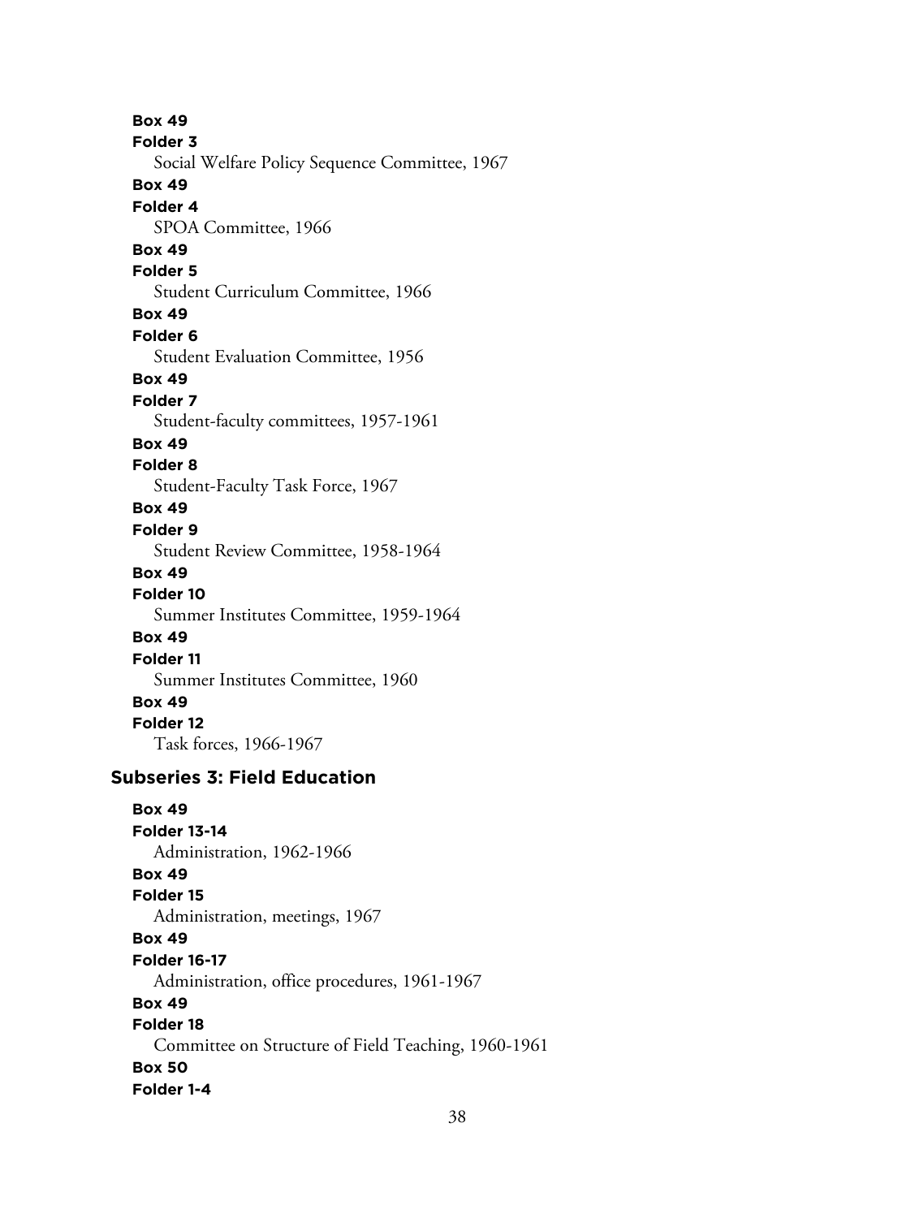**Box 49**
**Folder 3**
Social Welfare Policy Sequence Committee, 1967

**Box 49**
**Folder 4**
SPOA Committee, 1966

**Box 49**
**Folder 5**
Student Curriculum Committee, 1966

**Box 49**
**Folder 6**
Student Evaluation Committee, 1956

**Box 49**
**Folder 7**
Student-faculty committees, 1957-1961

**Box 49**
**Folder 8**
Student-Faculty Task Force, 1967

**Box 49**
**Folder 9**
Student Review Committee, 1958-1964

**Box 49**
**Folder 10**
Summer Institutes Committee, 1959-1964

**Box 49**
**Folder 11**
Summer Institutes Committee, 1960

**Box 49**
**Folder 12**
Task forces, 1966-1967

## Subseries 3: Field Education

**Box 49**
**Folder 13-14**
Administration, 1962-1966

**Box 49**
**Folder 15**
Administration, meetings, 1967

**Box 49**
**Folder 16-17**
Administration, office procedures, 1961-1967

**Box 49**
**Folder 18**
Committee on Structure of Field Teaching, 1960-1961

**Box 50**
**Folder 1-4**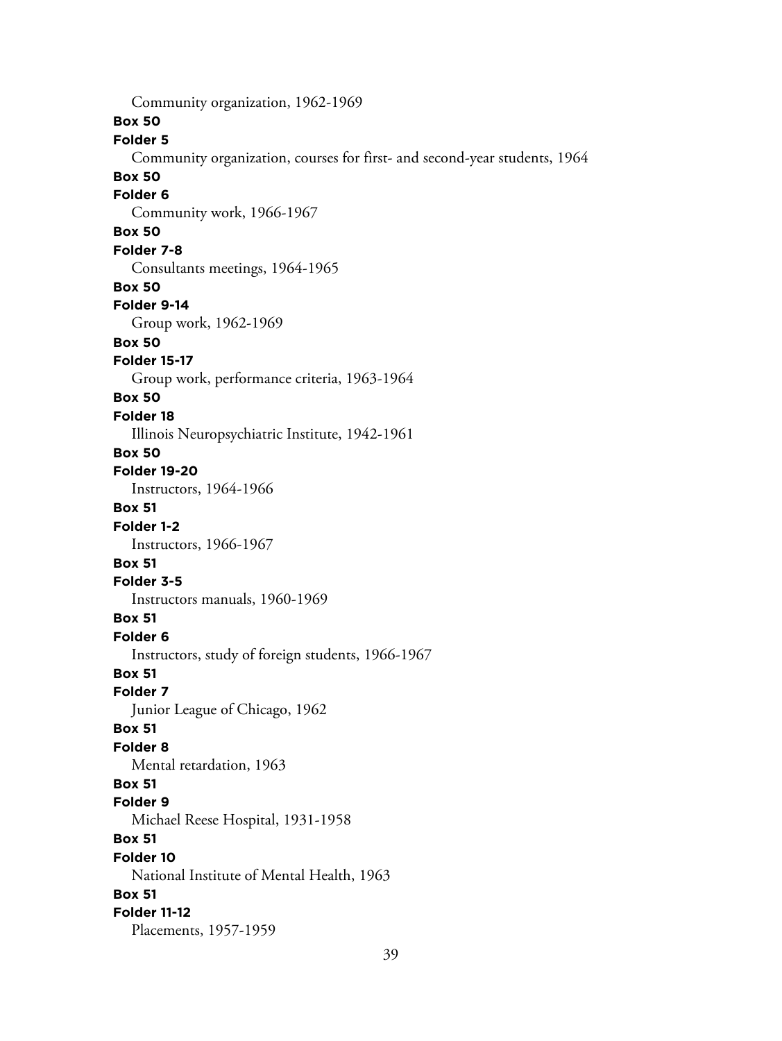Community organization, 1962-1969

**Box 50**
**Folder 5**
Community organization, courses for first- and second-year students, 1964

**Box 50**
**Folder 6**
Community work, 1966-1967

**Box 50**
**Folder 7-8**
Consultants meetings, 1964-1965

**Box 50**
**Folder 9-14**
Group work, 1962-1969

**Box 50**
**Folder 15-17**
Group work, performance criteria, 1963-1964

**Box 50**
**Folder 18**
Illinois Neuropsychiatric Institute, 1942-1961

**Box 50**
**Folder 19-20**
Instructors, 1964-1966

**Box 51**
**Folder 1-2**
Instructors, 1966-1967

**Box 51**
**Folder 3-5**
Instructors manuals, 1960-1969

**Box 51**
**Folder 6**
Instructors, study of foreign students, 1966-1967

**Box 51**
**Folder 7**
Junior League of Chicago, 1962

**Box 51**
**Folder 8**
Mental retardation, 1963

**Box 51**
**Folder 9**
Michael Reese Hospital, 1931-1958

**Box 51**
**Folder 10**
National Institute of Mental Health, 1963

**Box 51**
**Folder 11-12**
Placements, 1957-1959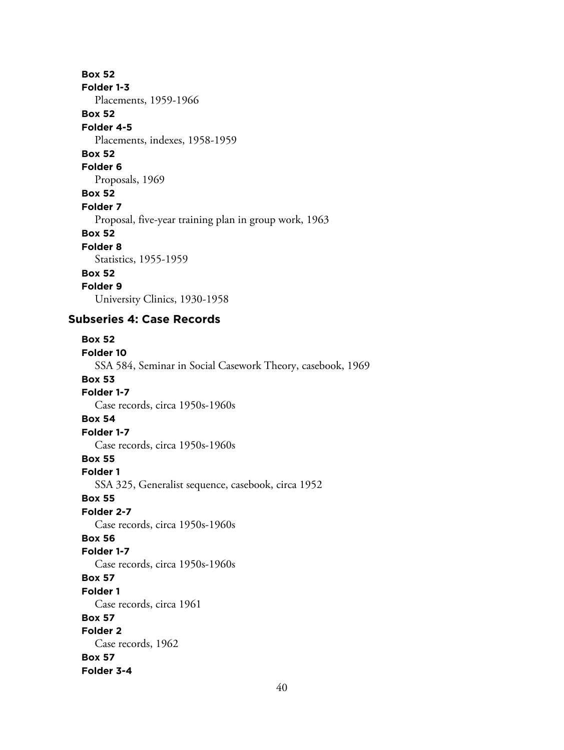**Box 52**
**Folder 1-3**
Placements, 1959-1966

**Box 52**
**Folder 4-5**
Placements, indexes, 1958-1959

**Box 52**
**Folder 6**
Proposals, 1969

**Box 52**
**Folder 7**
Proposal, five-year training plan in group work, 1963

**Box 52**
**Folder 8**
Statistics, 1955-1959

**Box 52**
**Folder 9**
University Clinics, 1930-1958

### Subseries 4: Case Records

**Box 52**
**Folder 10**
SSA 584, Seminar in Social Casework Theory, casebook, 1969

**Box 53**
**Folder 1-7**
Case records, circa 1950s-1960s

**Box 54**
**Folder 1-7**
Case records, circa 1950s-1960s

**Box 55**
**Folder 1**
SSA 325, Generalist sequence, casebook, circa 1952

**Box 55**
**Folder 2-7**
Case records, circa 1950s-1960s

**Box 56**
**Folder 1-7**
Case records, circa 1950s-1960s

**Box 57**
**Folder 1**
Case records, circa 1961

**Box 57**
**Folder 2**
Case records, 1962

**Box 57**
**Folder 3-4**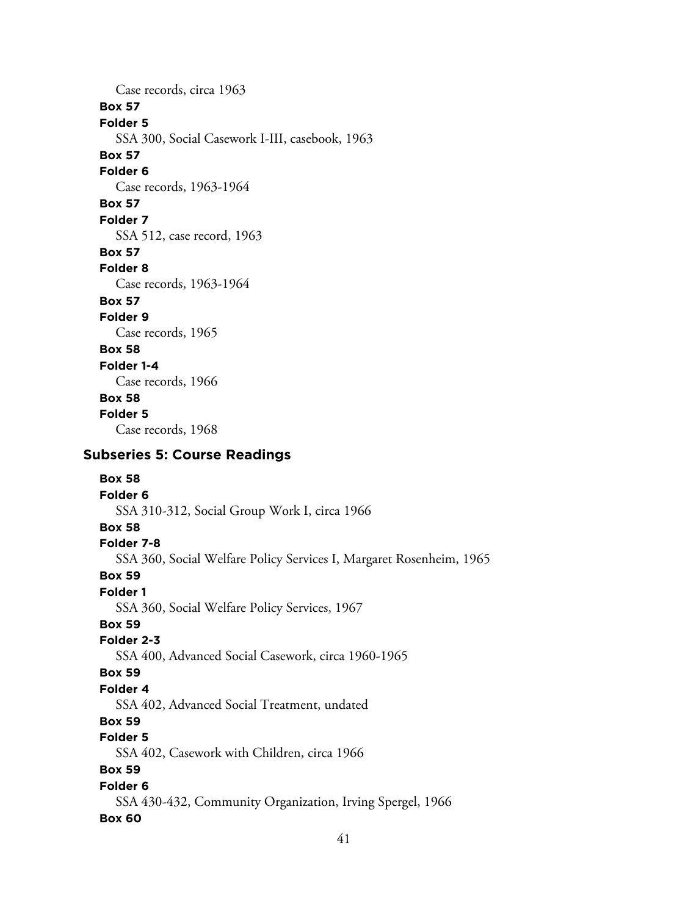Case records, circa 1963

**Box 57**
**Folder 5**
SSA 300, Social Casework I-III, casebook, 1963

**Box 57**
**Folder 6**
Case records, 1963-1964

**Box 57**
**Folder 7**
SSA 512, case record, 1963

**Box 57**
**Folder 8**
Case records, 1963-1964

**Box 57**
**Folder 9**
Case records, 1965

**Box 58**
**Folder 1-4**
Case records, 1966

**Box 58**
**Folder 5**
Case records, 1968

### Subseries 5: Course Readings

**Box 58**
**Folder 6**
SSA 310-312, Social Group Work I, circa 1966

**Box 58**
**Folder 7-8**
SSA 360, Social Welfare Policy Services I, Margaret Rosenheim, 1965

**Box 59**
**Folder 1**
SSA 360, Social Welfare Policy Services, 1967

**Box 59**
**Folder 2-3**
SSA 400, Advanced Social Casework, circa 1960-1965

**Box 59**
**Folder 4**
SSA 402, Advanced Social Treatment, undated

**Box 59**
**Folder 5**
SSA 402, Casework with Children, circa 1966

**Box 59**
**Folder 6**
SSA 430-432, Community Organization, Irving Spergel, 1966

**Box 60**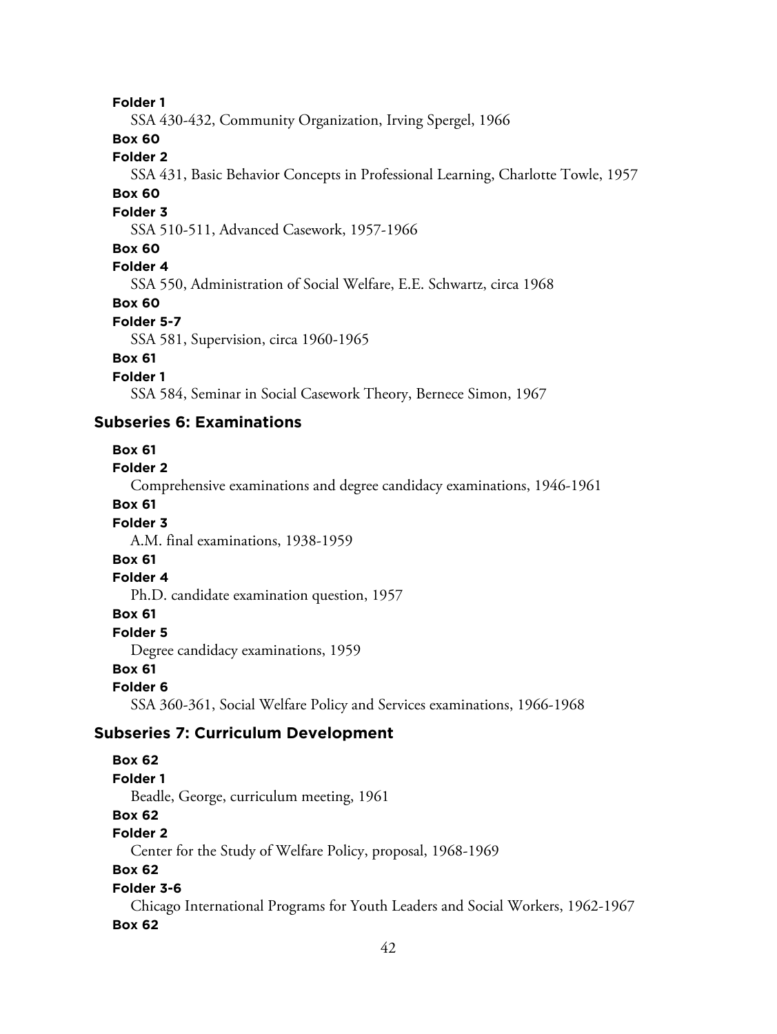**Folder 1**

SSA 430-432, Community Organization, Irving Spergel, 1966

**Box 60**

**Folder 2**

SSA 431, Basic Behavior Concepts in Professional Learning, Charlotte Towle, 1957

**Box 60**

**Folder 3**

SSA 510-511, Advanced Casework, 1957-1966

**Box 60**

**Folder 4**

SSA 550, Administration of Social Welfare, E.E. Schwartz, circa 1968

**Box 60**

**Folder 5-7**

SSA 581, Supervision, circa 1960-1965

**Box 61**

**Folder 1**

SSA 584, Seminar in Social Casework Theory, Bernece Simon, 1967

### Subseries 6: Examinations

**Box 61**

**Folder 2**

Comprehensive examinations and degree candidacy examinations, 1946-1961

**Box 61**

**Folder 3**

A.M. final examinations, 1938-1959

**Box 61**

**Folder 4**

Ph.D. candidate examination question, 1957

**Box 61**

**Folder 5**

Degree candidacy examinations, 1959

**Box 61**

**Folder 6**

SSA 360-361, Social Welfare Policy and Services examinations, 1966-1968

### Subseries 7: Curriculum Development

**Box 62**

**Folder 1**

Beadle, George, curriculum meeting, 1961

**Box 62**

**Folder 2**

Center for the Study of Welfare Policy, proposal, 1968-1969

**Box 62**

**Folder 3-6**

Chicago International Programs for Youth Leaders and Social Workers, 1962-1967

**Box 62**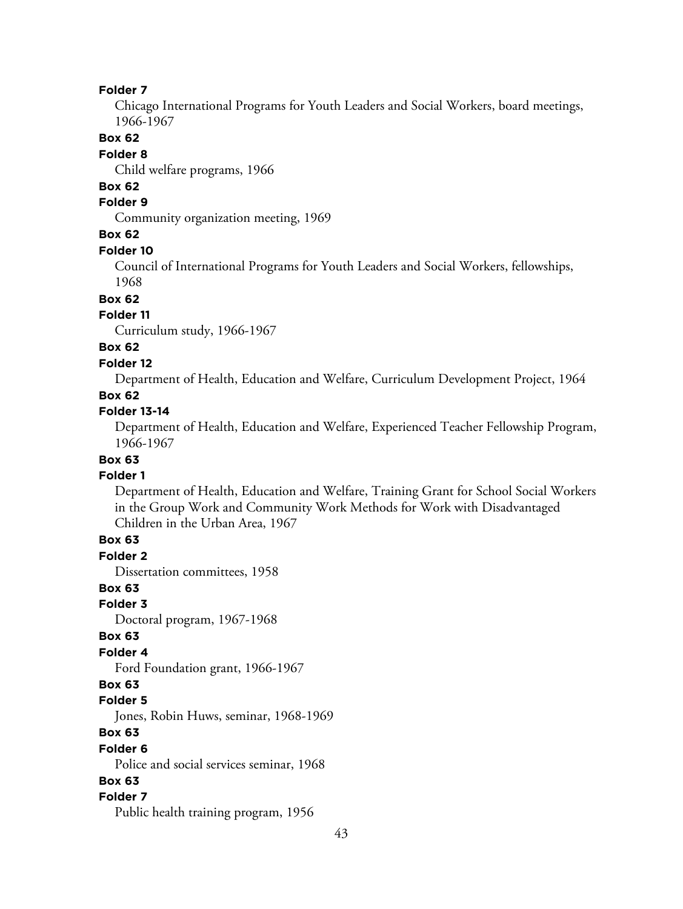**Folder 7**

Chicago International Programs for Youth Leaders and Social Workers, board meetings, 1966-1967

**Box 62**

**Folder 8**

Child welfare programs, 1966

**Box 62**

**Folder 9**

Community organization meeting, 1969

**Box 62**

**Folder 10**

Council of International Programs for Youth Leaders and Social Workers, fellowships, 1968

**Box 62**

**Folder 11**

Curriculum study, 1966-1967

**Box 62**

**Folder 12**

Department of Health, Education and Welfare, Curriculum Development Project, 1964

**Box 62**

**Folder 13-14**

Department of Health, Education and Welfare, Experienced Teacher Fellowship Program, 1966-1967

**Box 63**

**Folder 1**

Department of Health, Education and Welfare, Training Grant for School Social Workers in the Group Work and Community Work Methods for Work with Disadvantaged Children in the Urban Area, 1967

**Box 63**

**Folder 2**

Dissertation committees, 1958

**Box 63**

**Folder 3**

Doctoral program, 1967-1968

**Box 63**

**Folder 4**

Ford Foundation grant, 1966-1967

**Box 63**

**Folder 5**

Jones, Robin Huws, seminar, 1968-1969

**Box 63**

**Folder 6**

Police and social services seminar, 1968

**Box 63**

**Folder 7**

Public health training program, 1956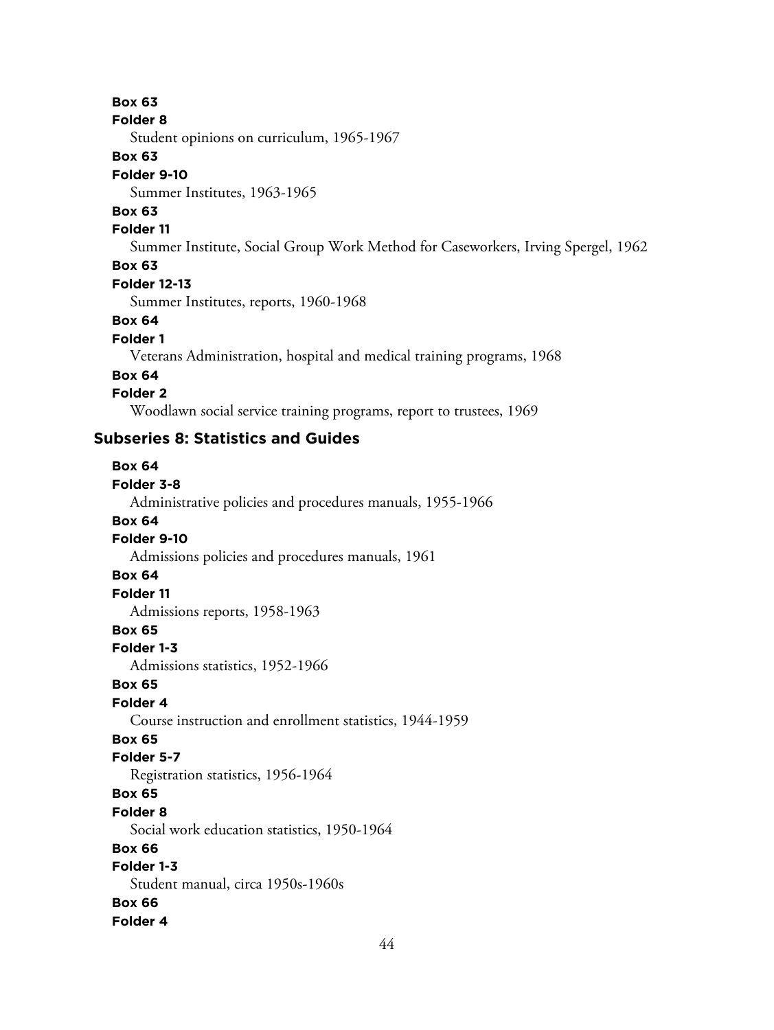**Box 63**
**Folder 8**
Student opinions on curriculum, 1965-1967
**Box 63**
**Folder 9-10**
Summer Institutes, 1963-1965
**Box 63**
**Folder 11**
Summer Institute, Social Group Work Method for Caseworkers, Irving Spergel, 1962
**Box 63**
**Folder 12-13**
Summer Institutes, reports, 1960-1968
**Box 64**
**Folder 1**
Veterans Administration, hospital and medical training programs, 1968
**Box 64**
**Folder 2**
Woodlawn social service training programs, report to trustees, 1969

### Subseries 8: Statistics and Guides

**Box 64**
**Folder 3-8**
Administrative policies and procedures manuals, 1955-1966
**Box 64**
**Folder 9-10**
Admissions policies and procedures manuals, 1961
**Box 64**
**Folder 11**
Admissions reports, 1958-1963
**Box 65**
**Folder 1-3**
Admissions statistics, 1952-1966
**Box 65**
**Folder 4**
Course instruction and enrollment statistics, 1944-1959
**Box 65**
**Folder 5-7**
Registration statistics, 1956-1964
**Box 65**
**Folder 8**
Social work education statistics, 1950-1964
**Box 66**
**Folder 1-3**
Student manual, circa 1950s-1960s
**Box 66**
**Folder 4**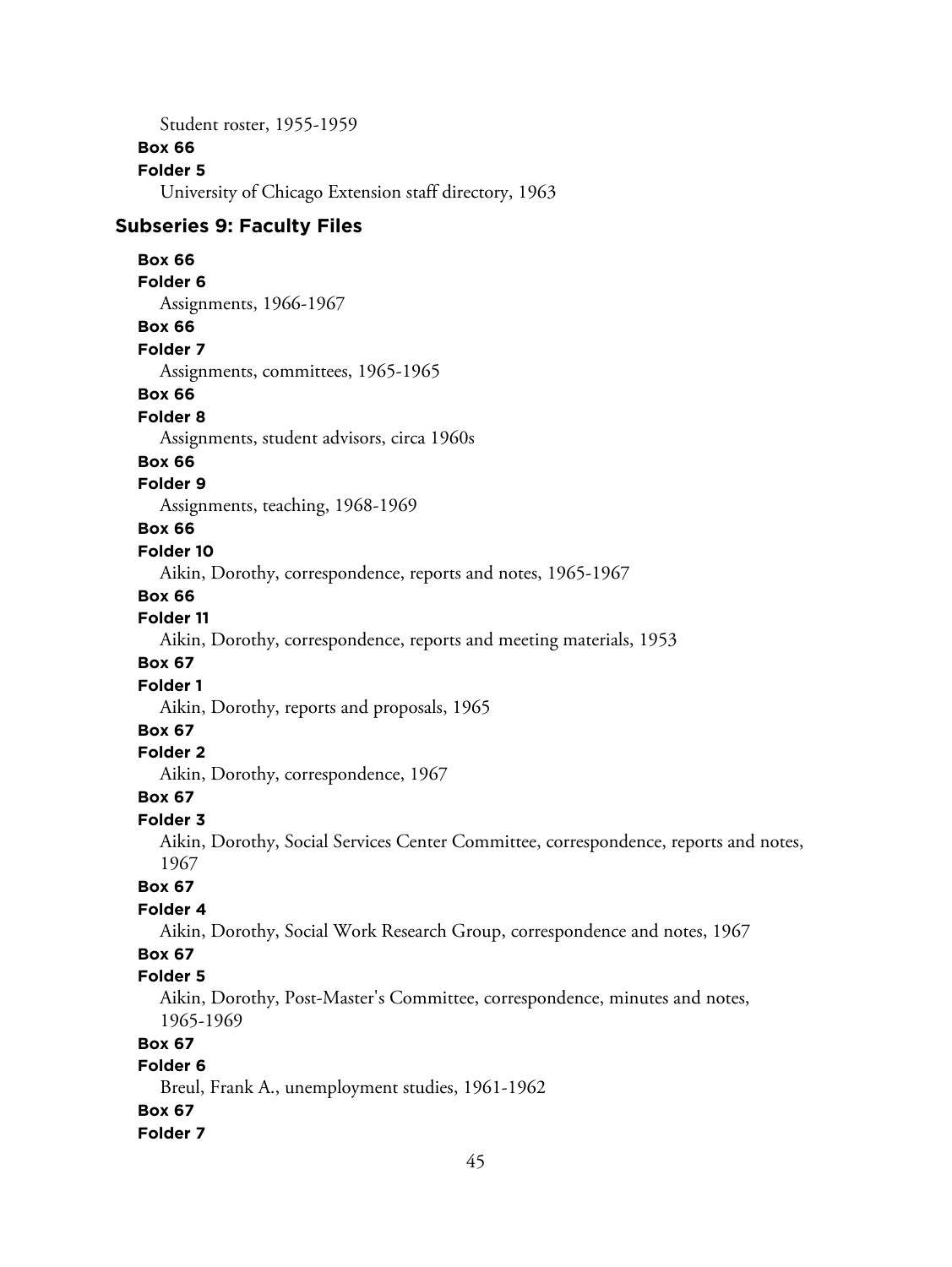Student roster, 1955-1959

**Box 66**

**Folder 5**

University of Chicago Extension staff directory, 1963

### Subseries 9: Faculty Files

**Box 66**

**Folder 6**

Assignments, 1966-1967

**Box 66**

**Folder 7**

Assignments, committees, 1965-1965

**Box 66**

**Folder 8**

Assignments, student advisors, circa 1960s

**Box 66**

**Folder 9**

Assignments, teaching, 1968-1969

**Box 66**

**Folder 10**

Aikin, Dorothy, correspondence, reports and notes, 1965-1967

**Box 66**

**Folder 11**

Aikin, Dorothy, correspondence, reports and meeting materials, 1953

**Box 67**

**Folder 1**

Aikin, Dorothy, reports and proposals, 1965

**Box 67**

**Folder 2**

Aikin, Dorothy, correspondence, 1967

**Box 67**

**Folder 3**

Aikin, Dorothy, Social Services Center Committee, correspondence, reports and notes, 1967

**Box 67**

**Folder 4**

Aikin, Dorothy, Social Work Research Group, correspondence and notes, 1967

**Box 67**

**Folder 5**

Aikin, Dorothy, Post-Master's Committee, correspondence, minutes and notes, 1965-1969

**Box 67**

**Folder 6**

Breul, Frank A., unemployment studies, 1961-1962

**Box 67**

**Folder 7**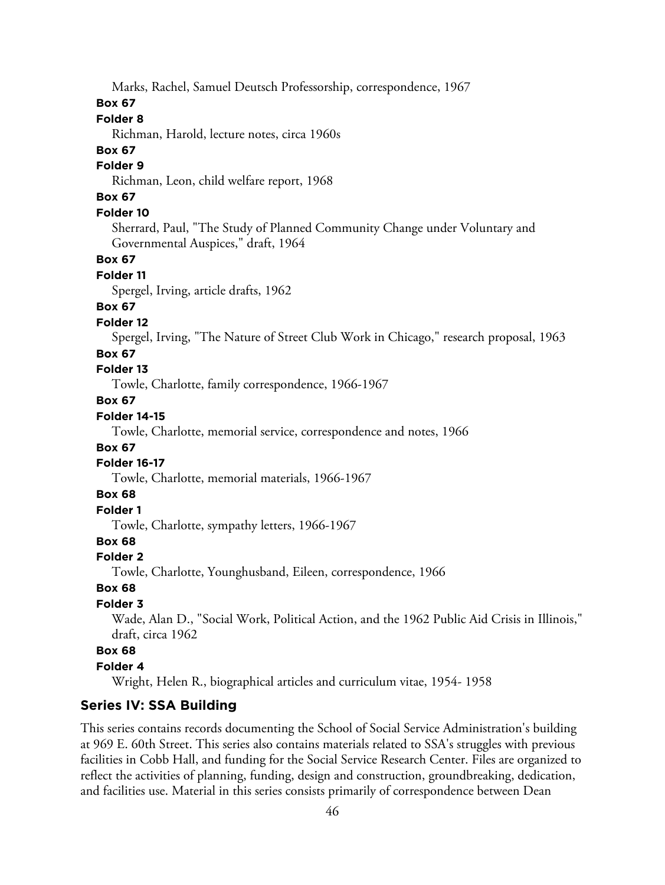Marks, Rachel, Samuel Deutsch Professorship, correspondence, 1967

**Box 67**

**Folder 8**

Richman, Harold, lecture notes, circa 1960s

**Box 67**

**Folder 9**

Richman, Leon, child welfare report, 1968

**Box 67**

**Folder 10**

Sherrard, Paul, "The Study of Planned Community Change under Voluntary and Governmental Auspices," draft, 1964

**Box 67**

**Folder 11**

Spergel, Irving, article drafts, 1962

**Box 67**

**Folder 12**

Spergel, Irving, "The Nature of Street Club Work in Chicago," research proposal, 1963

**Box 67**

**Folder 13**

Towle, Charlotte, family correspondence, 1966-1967

**Box 67**

**Folder 14-15**

Towle, Charlotte, memorial service, correspondence and notes, 1966

**Box 67**

**Folder 16-17**

Towle, Charlotte, memorial materials, 1966-1967

**Box 68**

**Folder 1**

Towle, Charlotte, sympathy letters, 1966-1967

**Box 68**

**Folder 2**

Towle, Charlotte, Younghusband, Eileen, correspondence, 1966

**Box 68**

**Folder 3**

Wade, Alan D., "Social Work, Political Action, and the 1962 Public Aid Crisis in Illinois," draft, circa 1962

**Box 68**

**Folder 4**

Wright, Helen R., biographical articles and curriculum vitae, 1954- 1958

## Series IV: SSA Building

This series contains records documenting the School of Social Service Administration's building at 969 E. 60th Street. This series also contains materials related to SSA's struggles with previous facilities in Cobb Hall, and funding for the Social Service Research Center. Files are organized to reflect the activities of planning, funding, design and construction, groundbreaking, dedication, and facilities use. Material in this series consists primarily of correspondence between Dean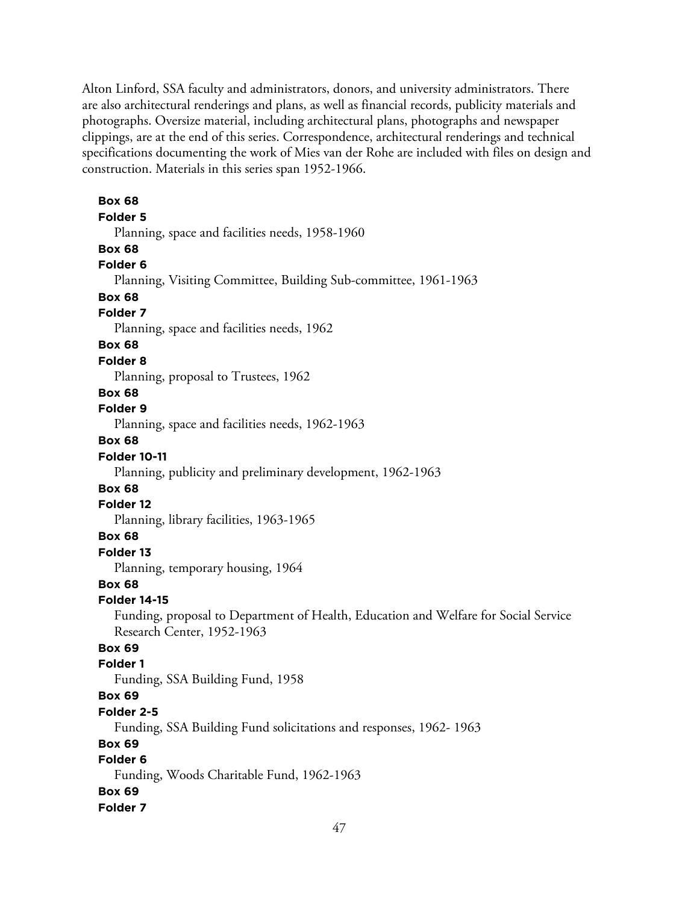Alton Linford, SSA faculty and administrators, donors, and university administrators. There are also architectural renderings and plans, as well as financial records, publicity materials and photographs. Oversize material, including architectural plans, photographs and newspaper clippings, are at the end of this series. Correspondence, architectural renderings and technical specifications documenting the work of Mies van der Rohe are included with files on design and construction. Materials in this series span 1952-1966.

**Box 68**
**Folder 5**
Planning, space and facilities needs, 1958-1960

**Box 68**
**Folder 6**
Planning, Visiting Committee, Building Sub-committee, 1961-1963

**Box 68**
**Folder 7**
Planning, space and facilities needs, 1962

**Box 68**
**Folder 8**
Planning, proposal to Trustees, 1962

**Box 68**
**Folder 9**
Planning, space and facilities needs, 1962-1963

**Box 68**
**Folder 10-11**
Planning, publicity and preliminary development, 1962-1963

**Box 68**
**Folder 12**
Planning, library facilities, 1963-1965

**Box 68**
**Folder 13**
Planning, temporary housing, 1964

**Box 68**
**Folder 14-15**
Funding, proposal to Department of Health, Education and Welfare for Social Service Research Center, 1952-1963

**Box 69**
**Folder 1**
Funding, SSA Building Fund, 1958

**Box 69**
**Folder 2-5**
Funding, SSA Building Fund solicitations and responses, 1962- 1963

**Box 69**
**Folder 6**
Funding, Woods Charitable Fund, 1962-1963

**Box 69**
**Folder 7**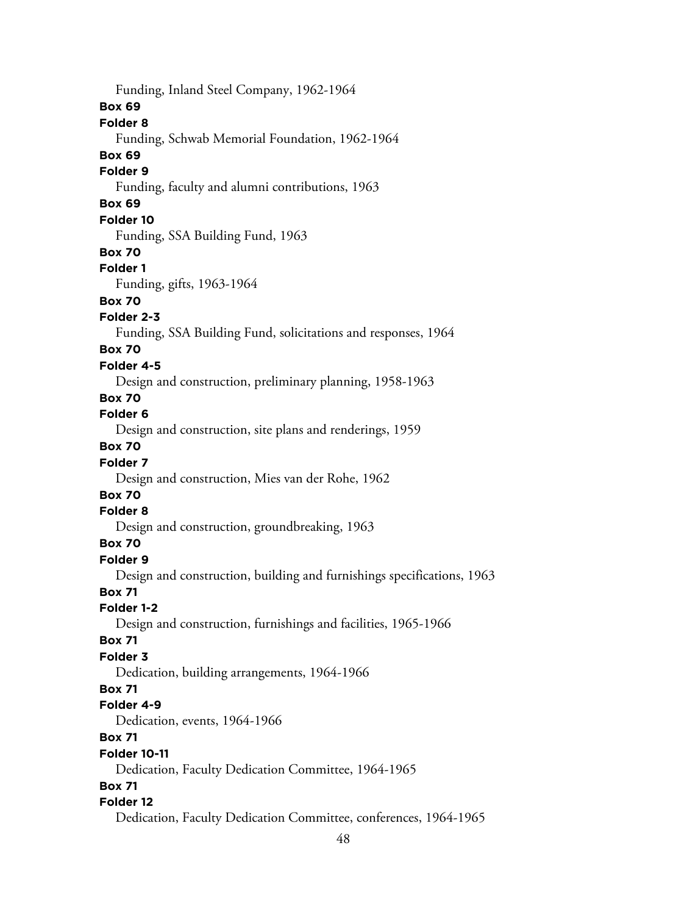Funding, Inland Steel Company, 1962-1964

**Box 69**

**Folder 8**

Funding, Schwab Memorial Foundation, 1962-1964

**Box 69**

**Folder 9**

Funding, faculty and alumni contributions, 1963

**Box 69**

**Folder 10**

Funding, SSA Building Fund, 1963

**Box 70**

**Folder 1**

Funding, gifts, 1963-1964

**Box 70**

**Folder 2-3**

Funding, SSA Building Fund, solicitations and responses, 1964

**Box 70**

**Folder 4-5**

Design and construction, preliminary planning, 1958-1963

**Box 70**

**Folder 6**

Design and construction, site plans and renderings, 1959

**Box 70**

**Folder 7**

Design and construction, Mies van der Rohe, 1962

**Box 70**

**Folder 8**

Design and construction, groundbreaking, 1963

**Box 70**

**Folder 9**

Design and construction, building and furnishings specifications, 1963

**Box 71**

**Folder 1-2**

Design and construction, furnishings and facilities, 1965-1966

**Box 71**

**Folder 3**

Dedication, building arrangements, 1964-1966

**Box 71**

**Folder 4-9**

Dedication, events, 1964-1966

**Box 71**

**Folder 10-11**

Dedication, Faculty Dedication Committee, 1964-1965

**Box 71**

**Folder 12**

Dedication, Faculty Dedication Committee, conferences, 1964-1965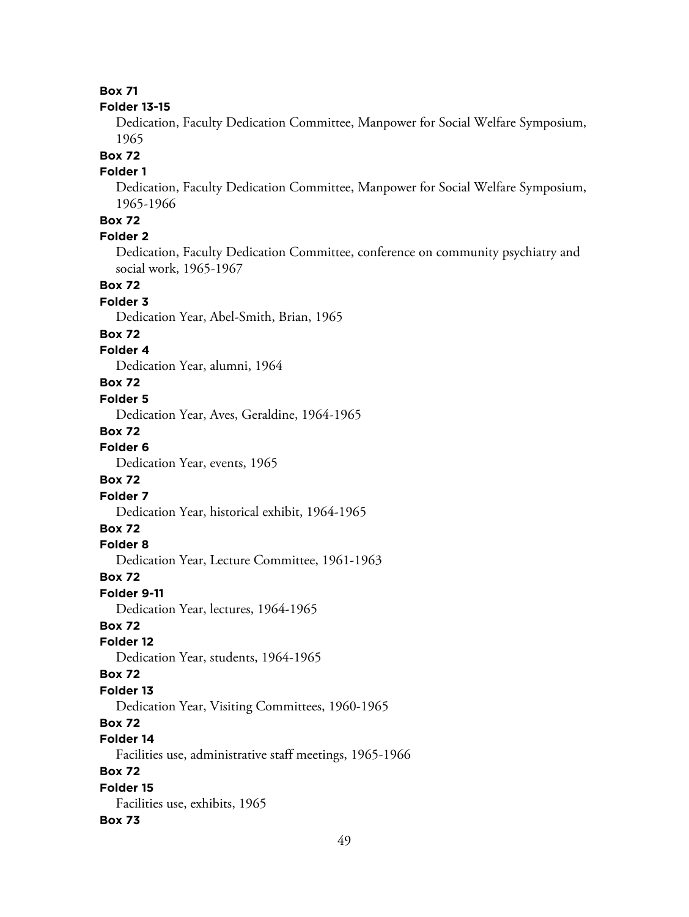**Box 71**

**Folder 13-15**

Dedication, Faculty Dedication Committee, Manpower for Social Welfare Symposium, 1965

**Box 72**

**Folder 1**

Dedication, Faculty Dedication Committee, Manpower for Social Welfare Symposium, 1965-1966

**Box 72**

**Folder 2**

Dedication, Faculty Dedication Committee, conference on community psychiatry and social work, 1965-1967

**Box 72**

**Folder 3**

Dedication Year, Abel-Smith, Brian, 1965

**Box 72**

**Folder 4**

Dedication Year, alumni, 1964

**Box 72**

**Folder 5**

Dedication Year, Aves, Geraldine, 1964-1965

**Box 72**

**Folder 6**

Dedication Year, events, 1965

**Box 72**

**Folder 7**

Dedication Year, historical exhibit, 1964-1965

**Box 72**

**Folder 8**

Dedication Year, Lecture Committee, 1961-1963

**Box 72**

**Folder 9-11**

Dedication Year, lectures, 1964-1965

**Box 72**

**Folder 12**

Dedication Year, students, 1964-1965

**Box 72**

**Folder 13**

Dedication Year, Visiting Committees, 1960-1965

**Box 72**

**Folder 14**

Facilities use, administrative staff meetings, 1965-1966

**Box 72**

**Folder 15**

Facilities use, exhibits, 1965

**Box 73**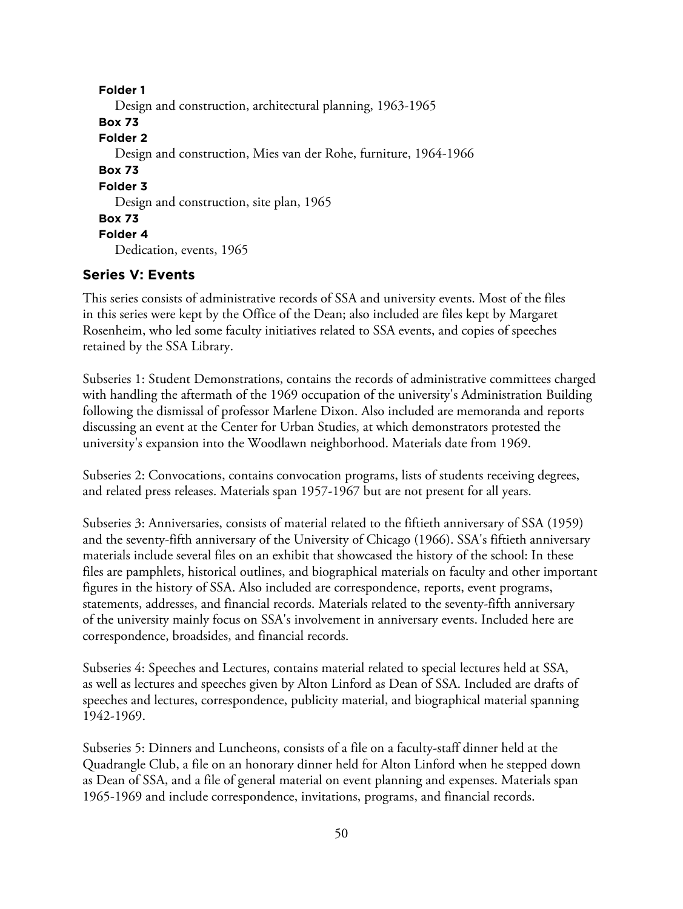**Folder 1**

Design and construction, architectural planning, 1963-1965

**Box 73**

**Folder 2**

Design and construction, Mies van der Rohe, furniture, 1964-1966

**Box 73**

**Folder 3**

Design and construction, site plan, 1965

**Box 73**

**Folder 4**

Dedication, events, 1965

## Series V: Events

This series consists of administrative records of SSA and university events. Most of the files in this series were kept by the Office of the Dean; also included are files kept by Margaret Rosenheim, who led some faculty initiatives related to SSA events, and copies of speeches retained by the SSA Library.

Subseries 1: Student Demonstrations, contains the records of administrative committees charged with handling the aftermath of the 1969 occupation of the university's Administration Building following the dismissal of professor Marlene Dixon. Also included are memoranda and reports discussing an event at the Center for Urban Studies, at which demonstrators protested the university's expansion into the Woodlawn neighborhood. Materials date from 1969.

Subseries 2: Convocations, contains convocation programs, lists of students receiving degrees, and related press releases. Materials span 1957-1967 but are not present for all years.

Subseries 3: Anniversaries, consists of material related to the fiftieth anniversary of SSA (1959) and the seventy-fifth anniversary of the University of Chicago (1966). SSA's fiftieth anniversary materials include several files on an exhibit that showcased the history of the school: In these files are pamphlets, historical outlines, and biographical materials on faculty and other important figures in the history of SSA. Also included are correspondence, reports, event programs, statements, addresses, and financial records. Materials related to the seventy-fifth anniversary of the university mainly focus on SSA's involvement in anniversary events. Included here are correspondence, broadsides, and financial records.

Subseries 4: Speeches and Lectures, contains material related to special lectures held at SSA, as well as lectures and speeches given by Alton Linford as Dean of SSA. Included are drafts of speeches and lectures, correspondence, publicity material, and biographical material spanning 1942-1969.

Subseries 5: Dinners and Luncheons, consists of a file on a faculty-staff dinner held at the Quadrangle Club, a file on an honorary dinner held for Alton Linford when he stepped down as Dean of SSA, and a file of general material on event planning and expenses. Materials span 1965-1969 and include correspondence, invitations, programs, and financial records.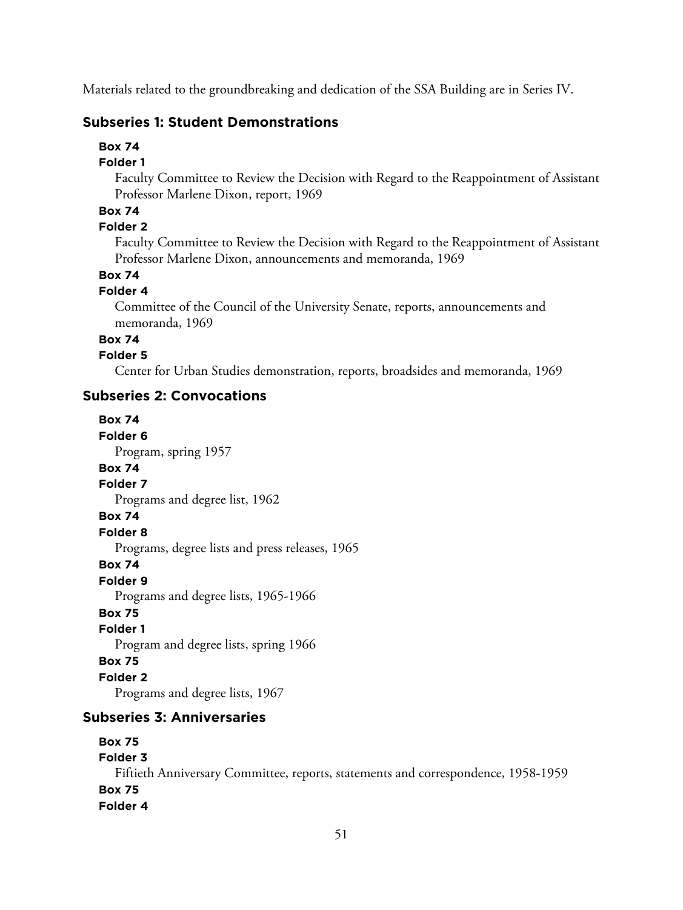Materials related to the groundbreaking and dedication of the SSA Building are in Series IV.

### Subseries 1: Student Demonstrations

**Box 74**
**Folder 1**
Faculty Committee to Review the Decision with Regard to the Reappointment of Assistant Professor Marlene Dixon, report, 1969

**Box 74**
**Folder 2**
Faculty Committee to Review the Decision with Regard to the Reappointment of Assistant Professor Marlene Dixon, announcements and memoranda, 1969

**Box 74**
**Folder 4**
Committee of the Council of the University Senate, reports, announcements and memoranda, 1969

**Box 74**
**Folder 5**
Center for Urban Studies demonstration, reports, broadsides and memoranda, 1969

### Subseries 2: Convocations

**Box 74**
**Folder 6**
Program, spring 1957

**Box 74**
**Folder 7**
Programs and degree list, 1962

**Box 74**
**Folder 8**
Programs, degree lists and press releases, 1965

**Box 74**
**Folder 9**
Programs and degree lists, 1965-1966

**Box 75**
**Folder 1**
Program and degree lists, spring 1966

**Box 75**
**Folder 2**
Programs and degree lists, 1967

### Subseries 3: Anniversaries

**Box 75**
**Folder 3**
Fiftieth Anniversary Committee, reports, statements and correspondence, 1958-1959

**Box 75**
**Folder 4**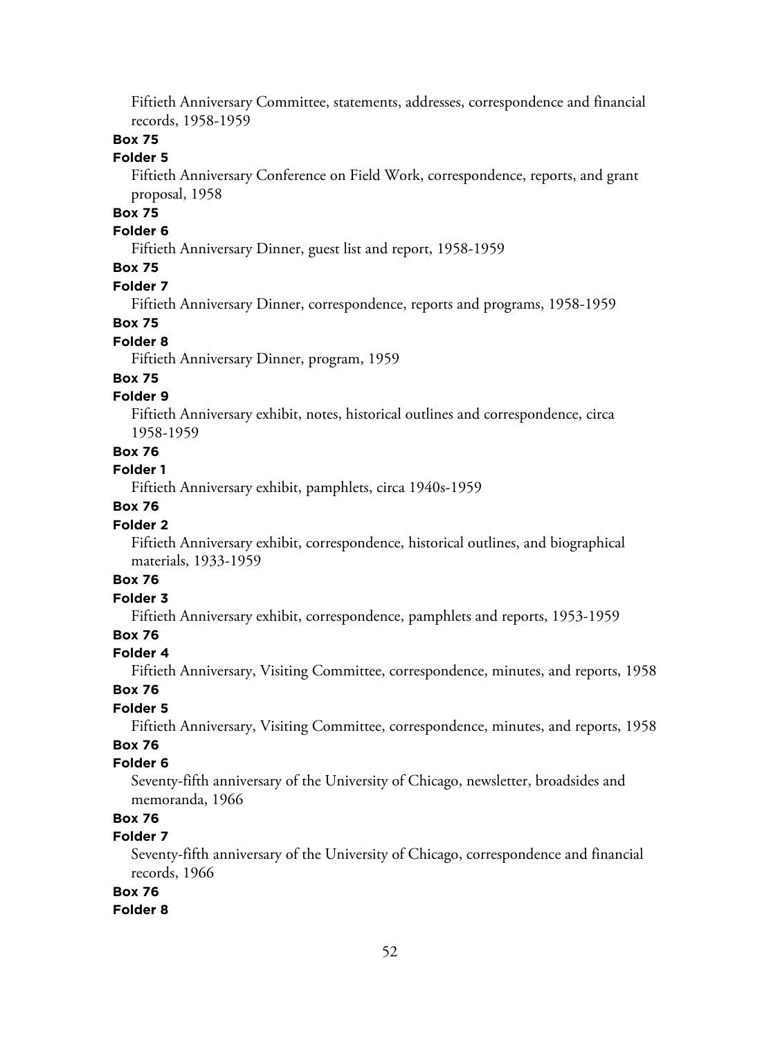Fiftieth Anniversary Committee, statements, addresses, correspondence and financial records, 1958-1959

**Box 75**

**Folder 5**

Fiftieth Anniversary Conference on Field Work, correspondence, reports, and grant proposal, 1958

**Box 75**

**Folder 6**

Fiftieth Anniversary Dinner, guest list and report, 1958-1959

**Box 75**

**Folder 7**

Fiftieth Anniversary Dinner, correspondence, reports and programs, 1958-1959

**Box 75**

**Folder 8**

Fiftieth Anniversary Dinner, program, 1959

**Box 75**

**Folder 9**

Fiftieth Anniversary exhibit, notes, historical outlines and correspondence, circa 1958-1959

**Box 76**

**Folder 1**

Fiftieth Anniversary exhibit, pamphlets, circa 1940s-1959

**Box 76**

**Folder 2**

Fiftieth Anniversary exhibit, correspondence, historical outlines, and biographical materials, 1933-1959

**Box 76**

**Folder 3**

Fiftieth Anniversary exhibit, correspondence, pamphlets and reports, 1953-1959

**Box 76**

**Folder 4**

Fiftieth Anniversary, Visiting Committee, correspondence, minutes, and reports, 1958

**Box 76**

**Folder 5**

Fiftieth Anniversary, Visiting Committee, correspondence, minutes, and reports, 1958

**Box 76**

**Folder 6**

Seventy-fifth anniversary of the University of Chicago, newsletter, broadsides and memoranda, 1966

**Box 76**

**Folder 7**

Seventy-fifth anniversary of the University of Chicago, correspondence and financial records, 1966

**Box 76**

**Folder 8**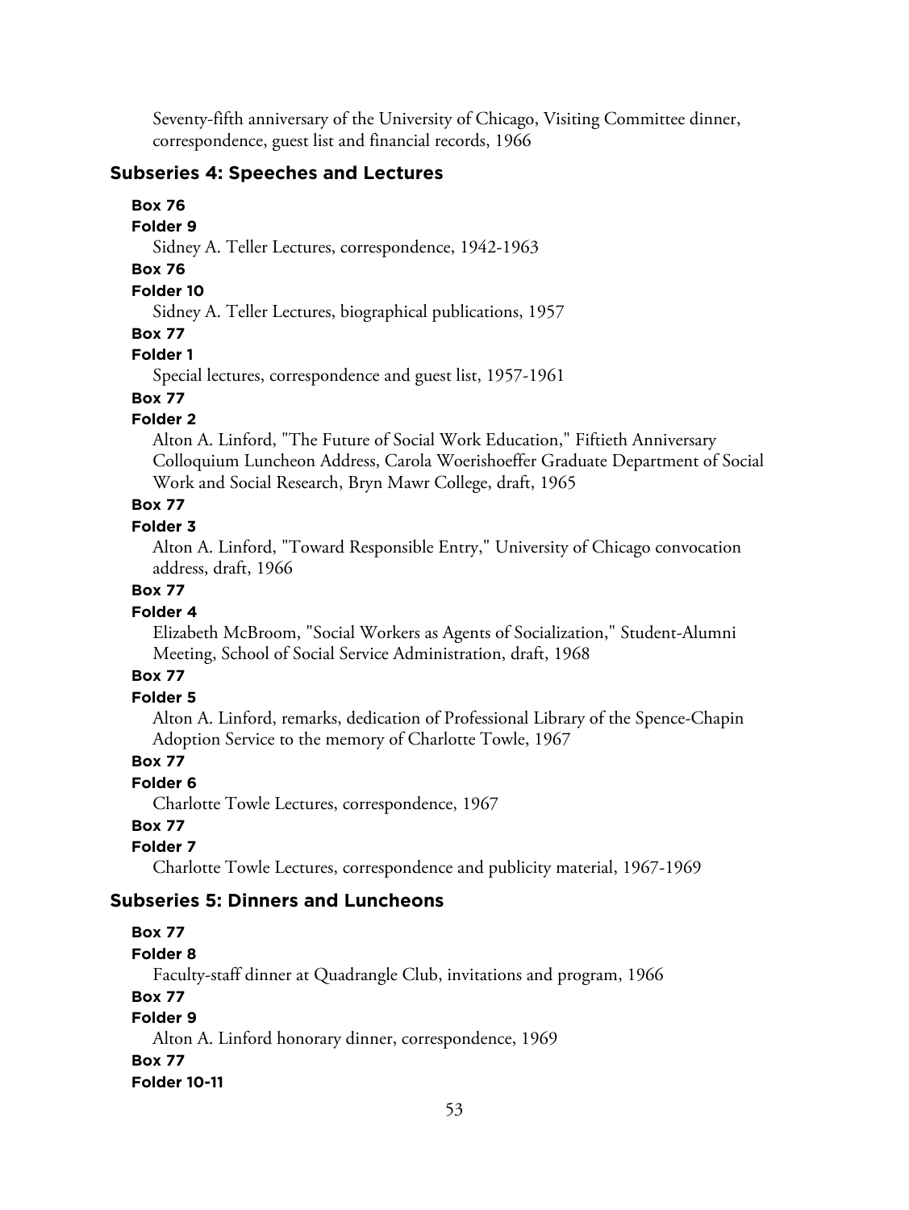Seventy-fifth anniversary of the University of Chicago, Visiting Committee dinner, correspondence, guest list and financial records, 1966

## Subseries 4: Speeches and Lectures

**Box 76**

**Folder 9**

Sidney A. Teller Lectures, correspondence, 1942-1963

**Box 76**

**Folder 10**

Sidney A. Teller Lectures, biographical publications, 1957

**Box 77**

**Folder 1**

Special lectures, correspondence and guest list, 1957-1961

**Box 77**

**Folder 2**

Alton A. Linford, "The Future of Social Work Education," Fiftieth Anniversary Colloquium Luncheon Address, Carola Woerishoeffer Graduate Department of Social Work and Social Research, Bryn Mawr College, draft, 1965

**Box 77**

**Folder 3**

Alton A. Linford, "Toward Responsible Entry," University of Chicago convocation address, draft, 1966

**Box 77**

**Folder 4**

Elizabeth McBroom, "Social Workers as Agents of Socialization," Student-Alumni Meeting, School of Social Service Administration, draft, 1968

**Box 77**

**Folder 5**

Alton A. Linford, remarks, dedication of Professional Library of the Spence-Chapin Adoption Service to the memory of Charlotte Towle, 1967

**Box 77**

**Folder 6**

Charlotte Towle Lectures, correspondence, 1967

**Box 77**

**Folder 7**

Charlotte Towle Lectures, correspondence and publicity material, 1967-1969

## Subseries 5: Dinners and Luncheons

**Box 77**

**Folder 8**

Faculty-staff dinner at Quadrangle Club, invitations and program, 1966

**Box 77**

**Folder 9**

Alton A. Linford honorary dinner, correspondence, 1969

**Box 77**

**Folder 10-11**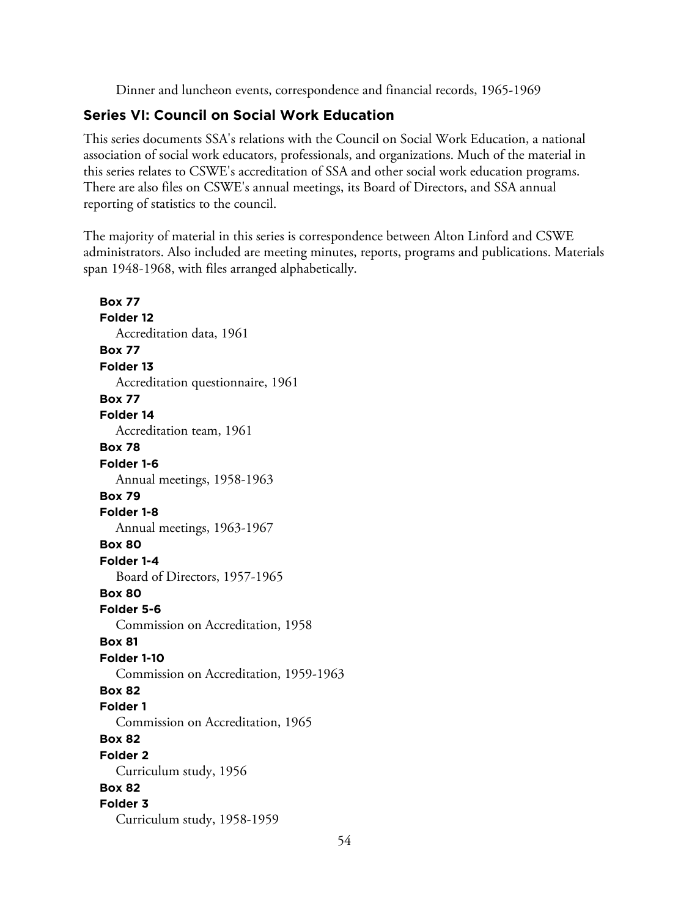Dinner and luncheon events, correspondence and financial records, 1965-1969

## Series VI: Council on Social Work Education

This series documents SSA's relations with the Council on Social Work Education, a national association of social work educators, professionals, and organizations. Much of the material in this series relates to CSWE's accreditation of SSA and other social work education programs. There are also files on CSWE's annual meetings, its Board of Directors, and SSA annual reporting of statistics to the council.

The majority of material in this series is correspondence between Alton Linford and CSWE administrators. Also included are meeting minutes, reports, programs and publications. Materials span 1948-1968, with files arranged alphabetically.

**Box 77**
**Folder 12**
Accreditation data, 1961

**Box 77**
**Folder 13**
Accreditation questionnaire, 1961

**Box 77**
**Folder 14**
Accreditation team, 1961

**Box 78**
**Folder 1-6**
Annual meetings, 1958-1963

**Box 79**
**Folder 1-8**
Annual meetings, 1963-1967

**Box 80**
**Folder 1-4**
Board of Directors, 1957-1965

**Box 80**
**Folder 5-6**
Commission on Accreditation, 1958

**Box 81**
**Folder 1-10**
Commission on Accreditation, 1959-1963

**Box 82**
**Folder 1**
Commission on Accreditation, 1965

**Box 82**
**Folder 2**
Curriculum study, 1956

**Box 82**
**Folder 3**
Curriculum study, 1958-1959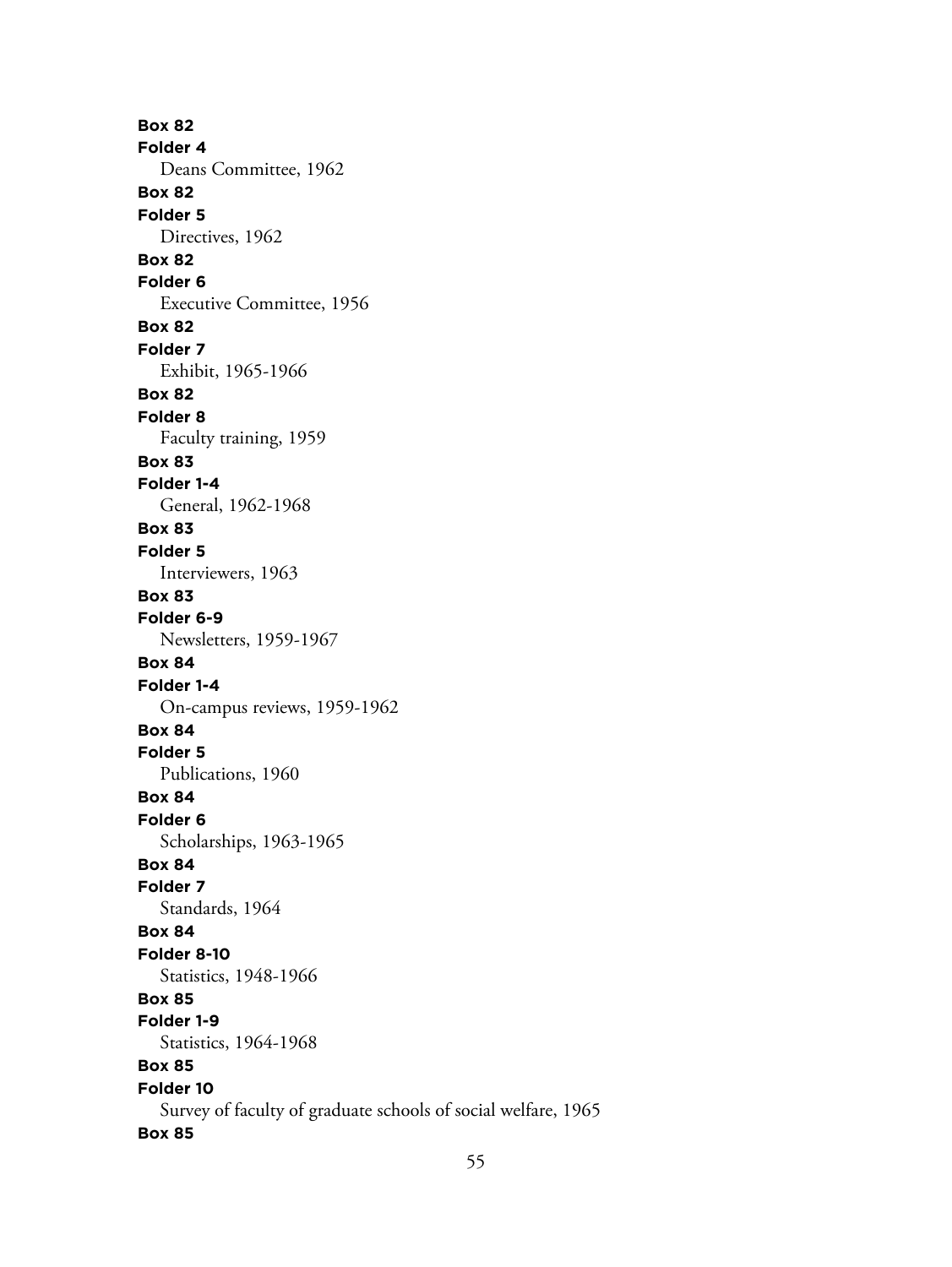**Box 82**
**Folder 4**
Deans Committee, 1962
**Box 82**
**Folder 5**
Directives, 1962
**Box 82**
**Folder 6**
Executive Committee, 1956
**Box 82**
**Folder 7**
Exhibit, 1965-1966
**Box 82**
**Folder 8**
Faculty training, 1959
**Box 83**
**Folder 1-4**
General, 1962-1968
**Box 83**
**Folder 5**
Interviewers, 1963
**Box 83**
**Folder 6-9**
Newsletters, 1959-1967
**Box 84**
**Folder 1-4**
On-campus reviews, 1959-1962
**Box 84**
**Folder 5**
Publications, 1960
**Box 84**
**Folder 6**
Scholarships, 1963-1965
**Box 84**
**Folder 7**
Standards, 1964
**Box 84**
**Folder 8-10**
Statistics, 1948-1966
**Box 85**
**Folder 1-9**
Statistics, 1964-1968
**Box 85**
**Folder 10**
Survey of faculty of graduate schools of social welfare, 1965
**Box 85**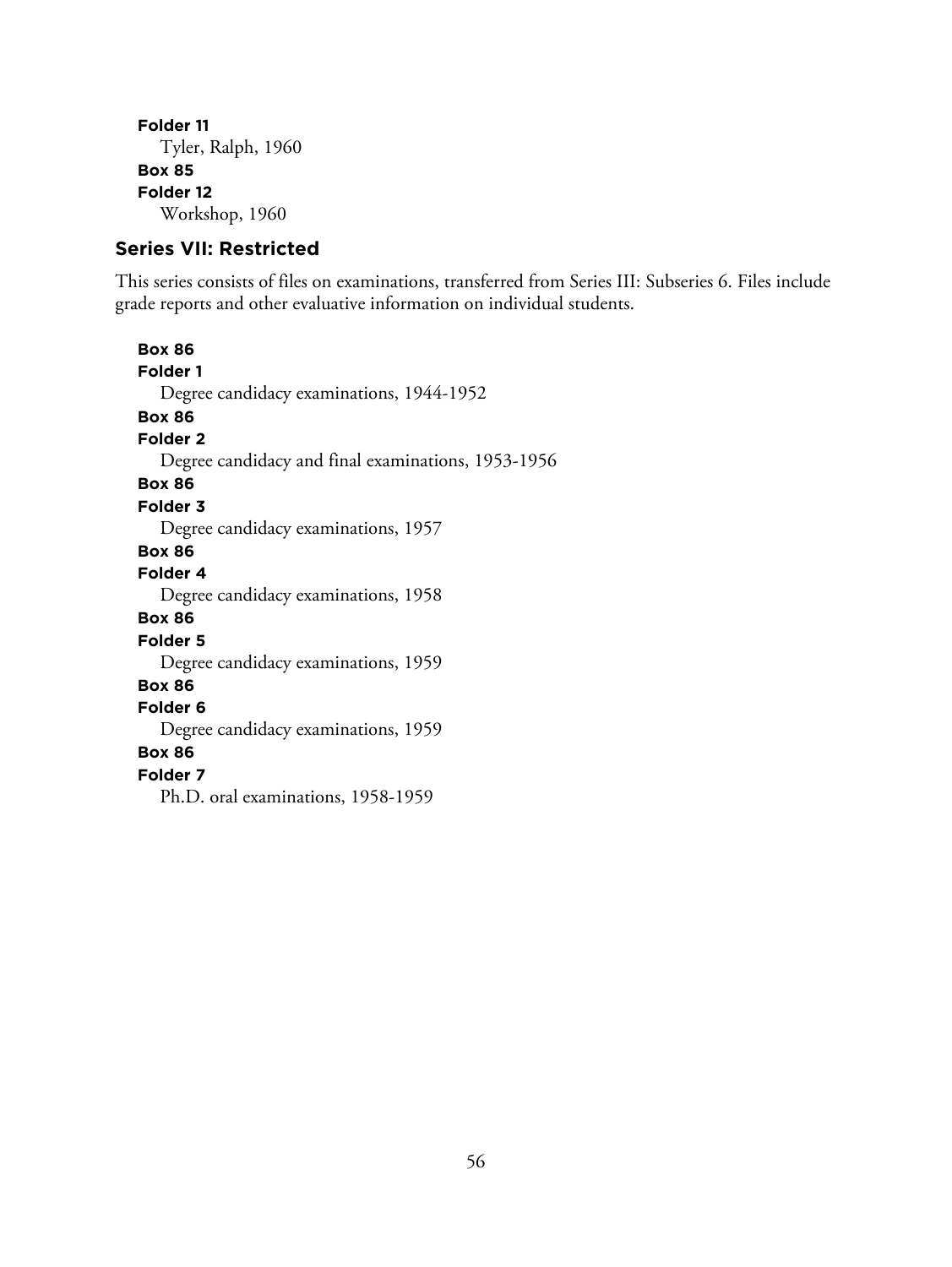**Folder 11**
Tyler, Ralph, 1960

**Box 85**
**Folder 12**
Workshop, 1960

### Series VII: Restricted

This series consists of files on examinations, transferred from Series III: Subseries 6. Files include grade reports and other evaluative information on individual students.

**Box 86**
**Folder 1**
Degree candidacy examinations, 1944-1952

**Box 86**
**Folder 2**
Degree candidacy and final examinations, 1953-1956

**Box 86**
**Folder 3**
Degree candidacy examinations, 1957

**Box 86**
**Folder 4**
Degree candidacy examinations, 1958

**Box 86**
**Folder 5**
Degree candidacy examinations, 1959

**Box 86**
**Folder 6**
Degree candidacy examinations, 1959

**Box 86**
**Folder 7**
Ph.D. oral examinations, 1958-1959